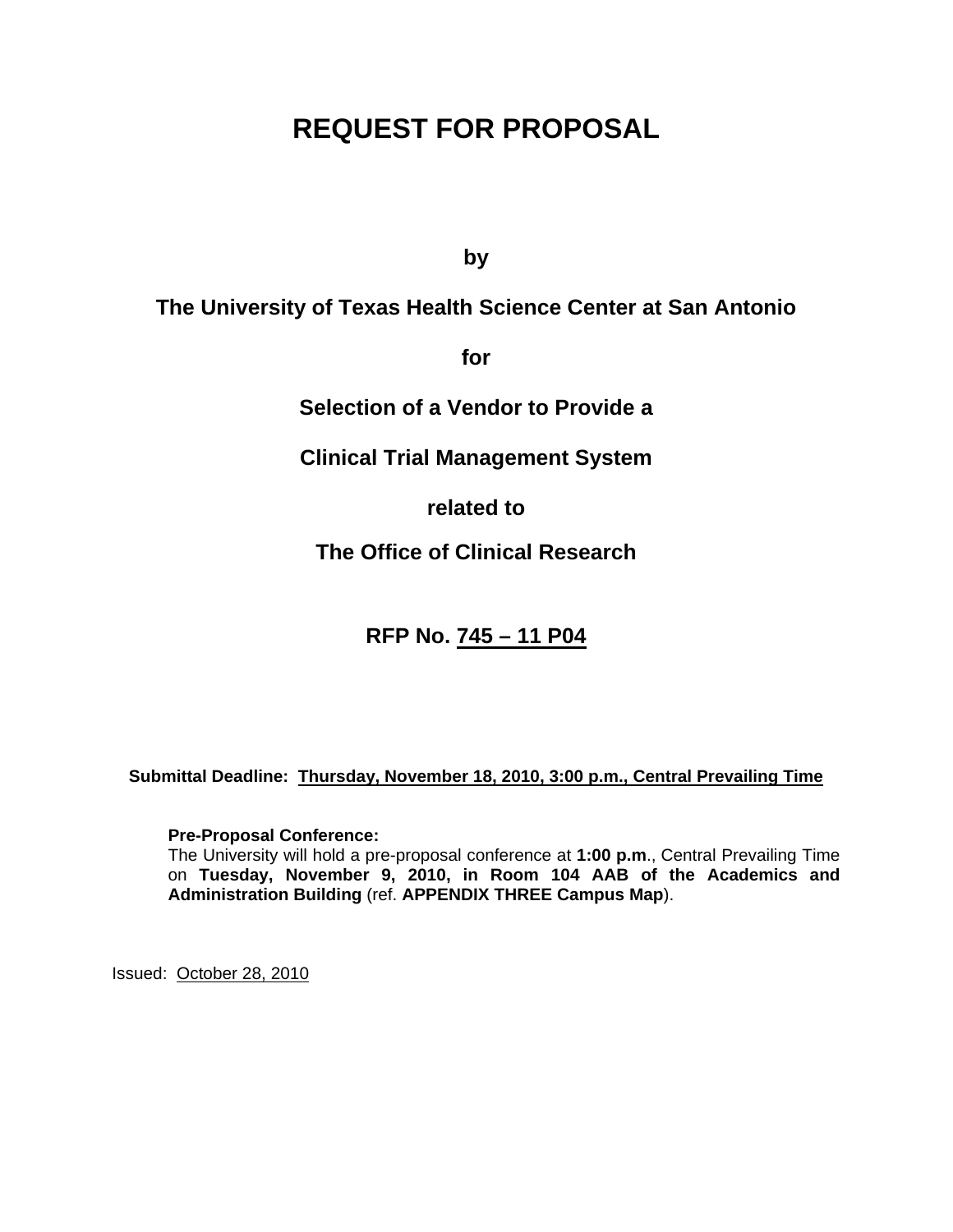# REQUEST FOR PROPOSAL

**by**

**The University of Texas Health Science Center at San Antonio**

**for**

**Selection of a Vendor to Provide a**

**Clinical Trial Management System**

**related to**

**The Office of Clinical Research**

**RFP No. 745 – 11 P04**

**Submittal Deadline: Thursday, November 18, 2010, 3:00 p.m., Central Prevailing Time**

**Pre-Proposal Conference:**
The University will hold a pre-proposal conference at **1:00 p.m.**, Central Prevailing Time on **Tuesday, November 9, 2010, in Room 104 AAB of the Academics and Administration Building** (ref. **APPENDIX THREE Campus Map**).

Issued: October 28, 2010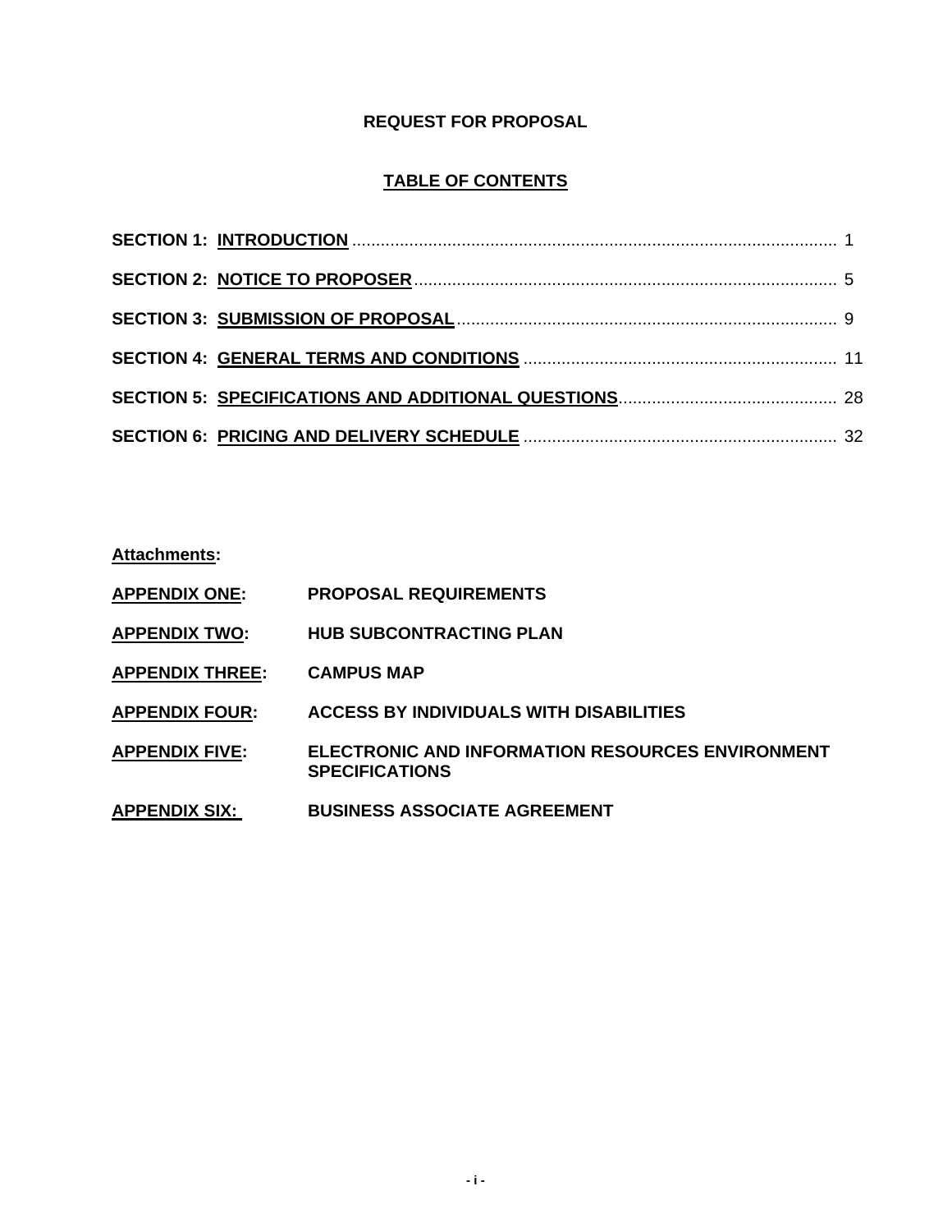# REQUEST FOR PROPOSAL

## TABLE OF CONTENTS

**SECTION 1: INTRODUCTION** ..................................................... 1

**SECTION 2: NOTICE TO PROPOSER** ..................................................... 5

**SECTION 3: SUBMISSION OF PROPOSAL** ..................................................... 9

**SECTION 4: GENERAL TERMS AND CONDITIONS** ..................................................... 11

**SECTION 5: SPECIFICATIONS AND ADDITIONAL QUESTIONS** ..................................................... 28

**SECTION 6: PRICING AND DELIVERY SCHEDULE** ..................................................... 32

**Attachments:**

**APPENDIX ONE:** **PROPOSAL REQUIREMENTS**

**APPENDIX TWO:** **HUB SUBCONTRACTING PLAN**

**APPENDIX THREE:** **CAMPUS MAP**

**APPENDIX FOUR:** **ACCESS BY INDIVIDUALS WITH DISABILITIES**

**APPENDIX FIVE:** **ELECTRONIC AND INFORMATION RESOURCES ENVIRONMENT SPECIFICATIONS**

**APPENDIX SIX:** **BUSINESS ASSOCIATE AGREEMENT**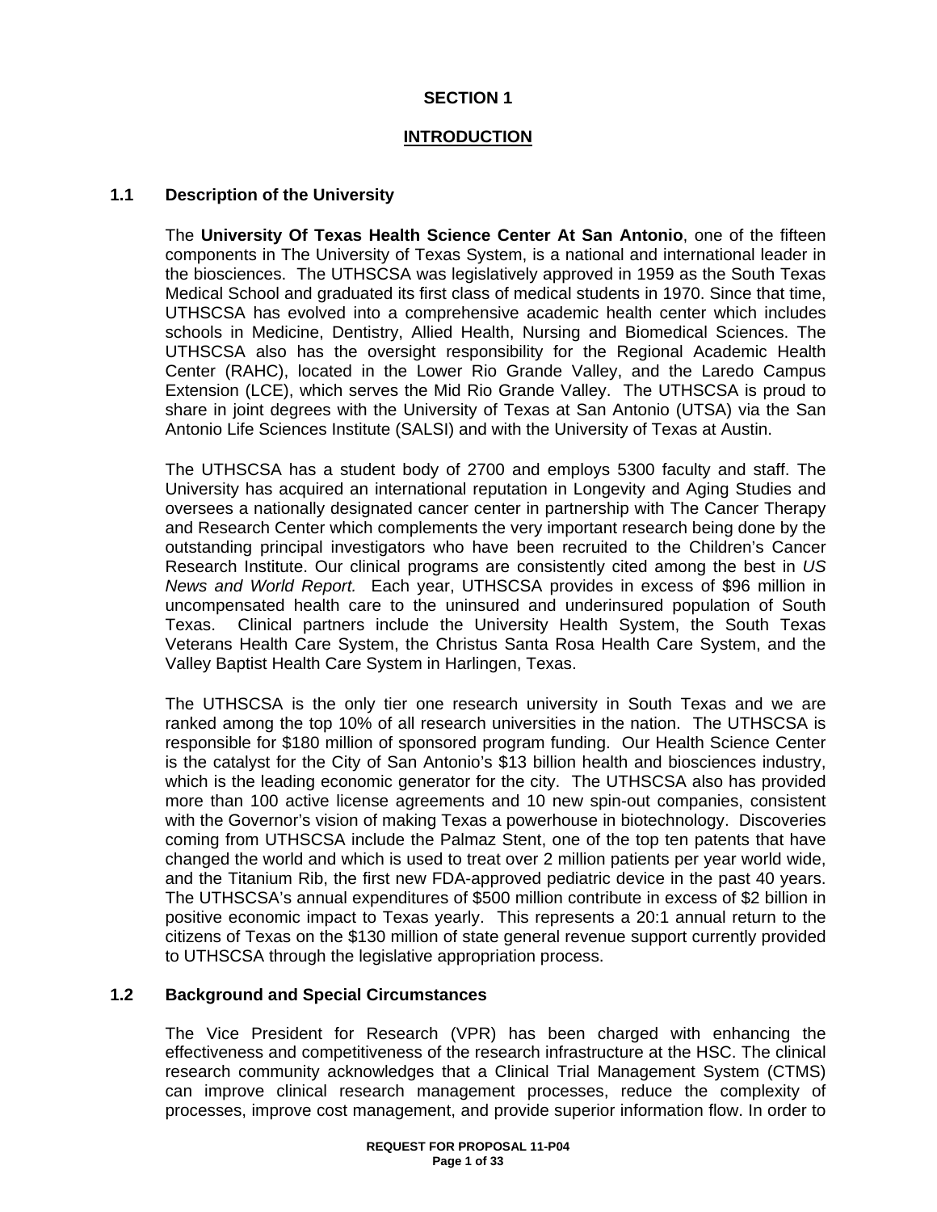# SECTION 1

## INTRODUCTION

### 1.1 Description of the University

The **University Of Texas Health Science Center At San Antonio**, one of the fifteen components in The University of Texas System, is a national and international leader in the biosciences. The UTHSCSA was legislatively approved in 1959 as the South Texas Medical School and graduated its first class of medical students in 1970. Since that time, UTHSCSA has evolved into a comprehensive academic health center which includes schools in Medicine, Dentistry, Allied Health, Nursing and Biomedical Sciences. The UTHSCSA also has the oversight responsibility for the Regional Academic Health Center (RAHC), located in the Lower Rio Grande Valley, and the Laredo Campus Extension (LCE), which serves the Mid Rio Grande Valley. The UTHSCSA is proud to share in joint degrees with the University of Texas at San Antonio (UTSA) via the San Antonio Life Sciences Institute (SALSI) and with the University of Texas at Austin.

The UTHSCSA has a student body of 2700 and employs 5300 faculty and staff. The University has acquired an international reputation in Longevity and Aging Studies and oversees a nationally designated cancer center in partnership with The Cancer Therapy and Research Center which complements the very important research being done by the outstanding principal investigators who have been recruited to the Children's Cancer Research Institute. Our clinical programs are consistently cited among the best in *US News and World Report.* Each year, UTHSCSA provides in excess of $96 million in uncompensated health care to the uninsured and underinsured population of South Texas. Clinical partners include the University Health System, the South Texas Veterans Health Care System, the Christus Santa Rosa Health Care System, and the Valley Baptist Health Care System in Harlingen, Texas.

The UTHSCSA is the only tier one research university in South Texas and we are ranked among the top 10% of all research universities in the nation. The UTHSCSA is responsible for $180 million of sponsored program funding. Our Health Science Center is the catalyst for the City of San Antonio's $13 billion health and biosciences industry, which is the leading economic generator for the city. The UTHSCSA also has provided more than 100 active license agreements and 10 new spin-out companies, consistent with the Governor's vision of making Texas a powerhouse in biotechnology. Discoveries coming from UTHSCSA include the Palmaz Stent, one of the top ten patents that have changed the world and which is used to treat over 2 million patients per year world wide, and the Titanium Rib, the first new FDA-approved pediatric device in the past 40 years. The UTHSCSA's annual expenditures of $500 million contribute in excess of $2 billion in positive economic impact to Texas yearly. This represents a 20:1 annual return to the citizens of Texas on the $130 million of state general revenue support currently provided to UTHSCSA through the legislative appropriation process.

### 1.2 Background and Special Circumstances

The Vice President for Research (VPR) has been charged with enhancing the effectiveness and competitiveness of the research infrastructure at the HSC. The clinical research community acknowledges that a Clinical Trial Management System (CTMS) can improve clinical research management processes, reduce the complexity of processes, improve cost management, and provide superior information flow. In order to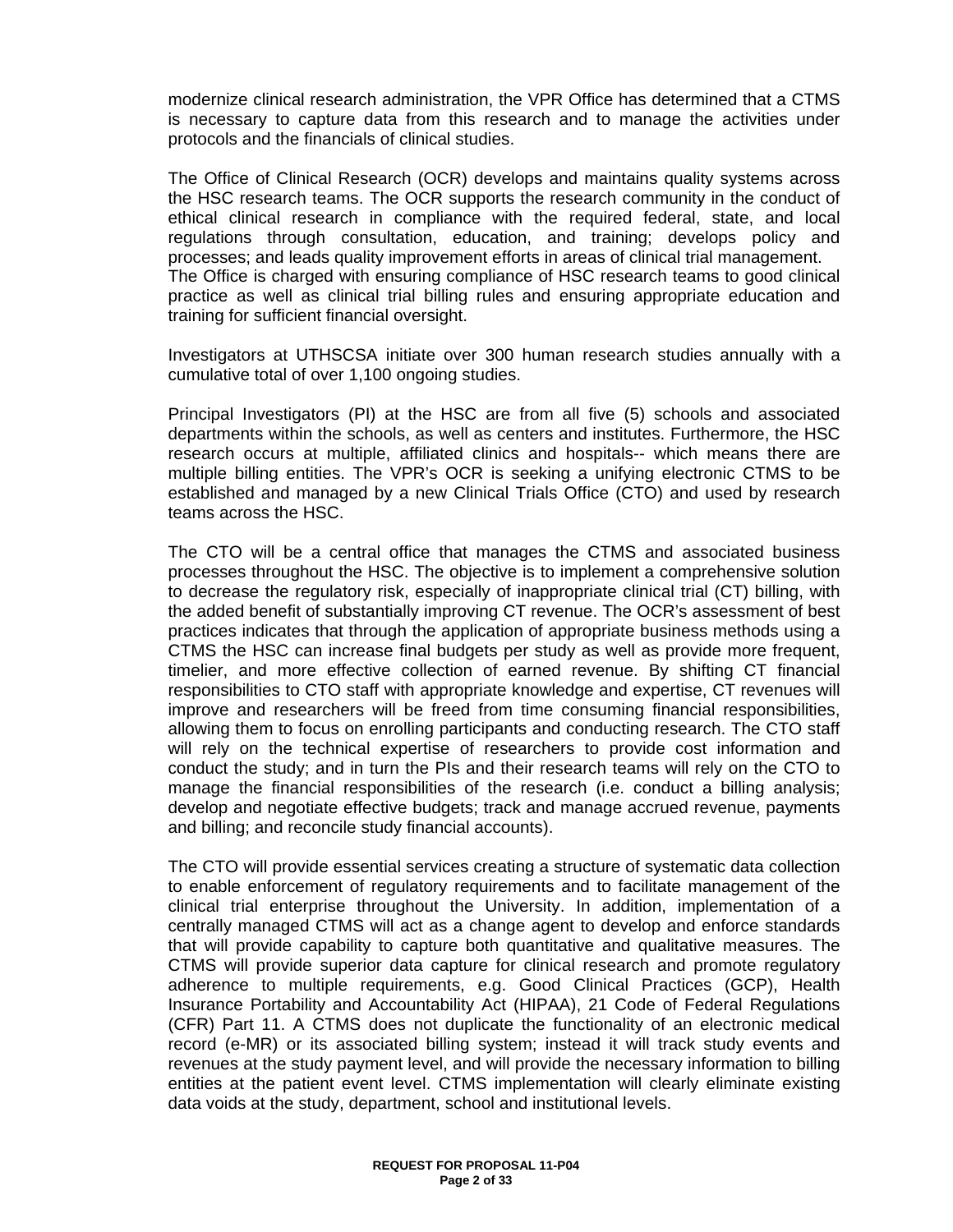modernize clinical research administration, the VPR Office has determined that a CTMS is necessary to capture data from this research and to manage the activities under protocols and the financials of clinical studies.

The Office of Clinical Research (OCR) develops and maintains quality systems across the HSC research teams. The OCR supports the research community in the conduct of ethical clinical research in compliance with the required federal, state, and local regulations through consultation, education, and training; develops policy and processes; and leads quality improvement efforts in areas of clinical trial management. The Office is charged with ensuring compliance of HSC research teams to good clinical practice as well as clinical trial billing rules and ensuring appropriate education and training for sufficient financial oversight.

Investigators at UTHSCSA initiate over 300 human research studies annually with a cumulative total of over 1,100 ongoing studies.

Principal Investigators (PI) at the HSC are from all five (5) schools and associated departments within the schools, as well as centers and institutes. Furthermore, the HSC research occurs at multiple, affiliated clinics and hospitals-- which means there are multiple billing entities. The VPR's OCR is seeking a unifying electronic CTMS to be established and managed by a new Clinical Trials Office (CTO) and used by research teams across the HSC.

The CTO will be a central office that manages the CTMS and associated business processes throughout the HSC. The objective is to implement a comprehensive solution to decrease the regulatory risk, especially of inappropriate clinical trial (CT) billing, with the added benefit of substantially improving CT revenue. The OCR's assessment of best practices indicates that through the application of appropriate business methods using a CTMS the HSC can increase final budgets per study as well as provide more frequent, timelier, and more effective collection of earned revenue. By shifting CT financial responsibilities to CTO staff with appropriate knowledge and expertise, CT revenues will improve and researchers will be freed from time consuming financial responsibilities, allowing them to focus on enrolling participants and conducting research. The CTO staff will rely on the technical expertise of researchers to provide cost information and conduct the study; and in turn the PIs and their research teams will rely on the CTO to manage the financial responsibilities of the research (i.e. conduct a billing analysis; develop and negotiate effective budgets; track and manage accrued revenue, payments and billing; and reconcile study financial accounts).

The CTO will provide essential services creating a structure of systematic data collection to enable enforcement of regulatory requirements and to facilitate management of the clinical trial enterprise throughout the University. In addition, implementation of a centrally managed CTMS will act as a change agent to develop and enforce standards that will provide capability to capture both quantitative and qualitative measures. The CTMS will provide superior data capture for clinical research and promote regulatory adherence to multiple requirements, e.g. Good Clinical Practices (GCP), Health Insurance Portability and Accountability Act (HIPAA), 21 Code of Federal Regulations (CFR) Part 11. A CTMS does not duplicate the functionality of an electronic medical record (e-MR) or its associated billing system; instead it will track study events and revenues at the study payment level, and will provide the necessary information to billing entities at the patient event level. CTMS implementation will clearly eliminate existing data voids at the study, department, school and institutional levels.

**REQUEST FOR PROPOSAL 11-P04**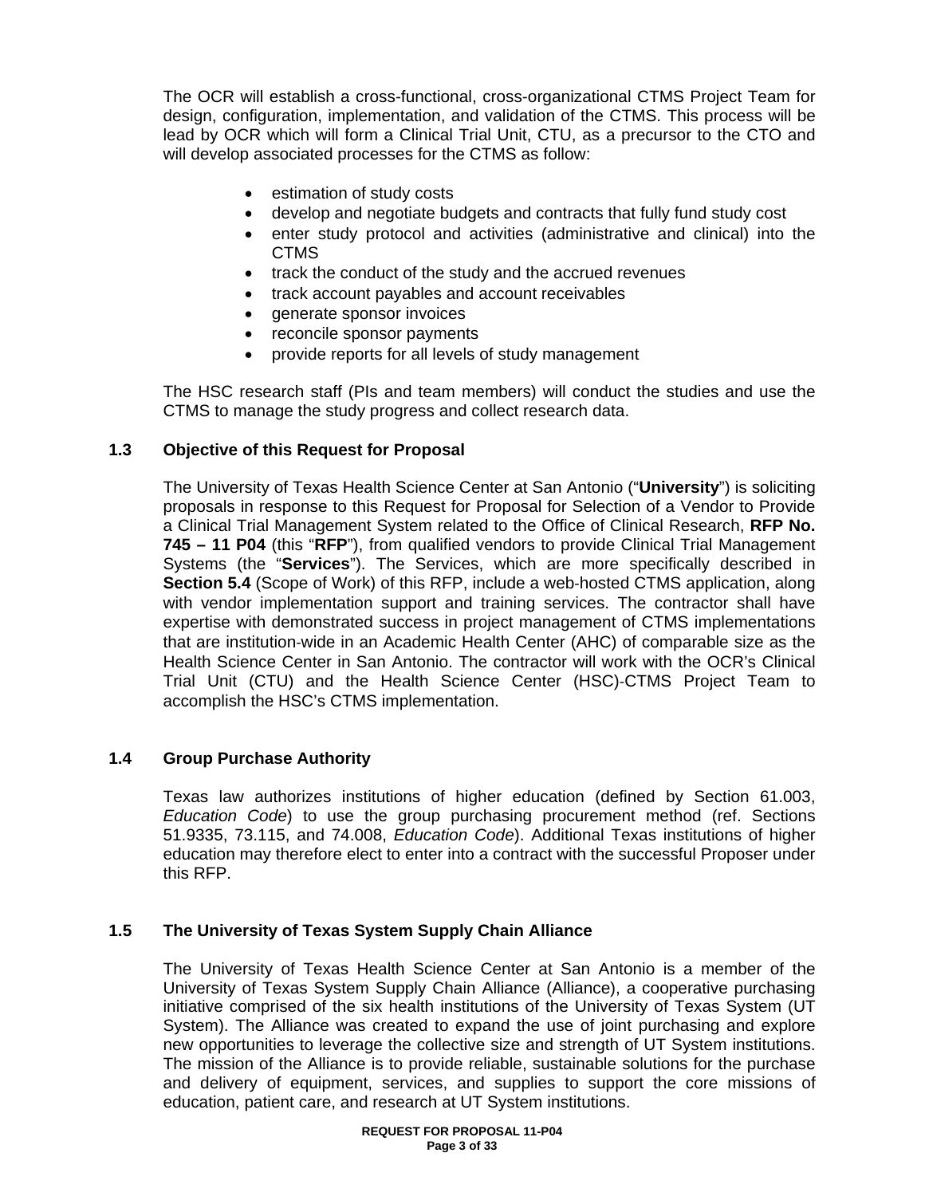The OCR will establish a cross-functional, cross-organizational CTMS Project Team for design, configuration, implementation, and validation of the CTMS. This process will be lead by OCR which will form a Clinical Trial Unit, CTU, as a precursor to the CTO and will develop associated processes for the CTMS as follow:

- estimation of study costs
- develop and negotiate budgets and contracts that fully fund study cost
- enter study protocol and activities (administrative and clinical) into the CTMS
- track the conduct of the study and the accrued revenues
- track account payables and account receivables
- generate sponsor invoices
- reconcile sponsor payments
- provide reports for all levels of study management

The HSC research staff (PIs and team members) will conduct the studies and use the CTMS to manage the study progress and collect research data.

### 1.3 Objective of this Request for Proposal

The University of Texas Health Science Center at San Antonio ("**University**") is soliciting proposals in response to this Request for Proposal for Selection of a Vendor to Provide a Clinical Trial Management System related to the Office of Clinical Research, **RFP No. 745 – 11 P04** (this "**RFP**"), from qualified vendors to provide Clinical Trial Management Systems (the "**Services**"). The Services, which are more specifically described in **Section 5.4** (Scope of Work) of this RFP, include a web-hosted CTMS application, along with vendor implementation support and training services. The contractor shall have expertise with demonstrated success in project management of CTMS implementations that are institution-wide in an Academic Health Center (AHC) of comparable size as the Health Science Center in San Antonio. The contractor will work with the OCR's Clinical Trial Unit (CTU) and the Health Science Center (HSC)-CTMS Project Team to accomplish the HSC's CTMS implementation.

### 1.4 Group Purchase Authority

Texas law authorizes institutions of higher education (defined by Section 61.003, *Education Code*) to use the group purchasing procurement method (ref. Sections 51.9335, 73.115, and 74.008, *Education Code*). Additional Texas institutions of higher education may therefore elect to enter into a contract with the successful Proposer under this RFP.

### 1.5 The University of Texas System Supply Chain Alliance

The University of Texas Health Science Center at San Antonio is a member of the University of Texas System Supply Chain Alliance (Alliance), a cooperative purchasing initiative comprised of the six health institutions of the University of Texas System (UT System). The Alliance was created to expand the use of joint purchasing and explore new opportunities to leverage the collective size and strength of UT System institutions. The mission of the Alliance is to provide reliable, sustainable solutions for the purchase and delivery of equipment, services, and supplies to support the core missions of education, patient care, and research at UT System institutions.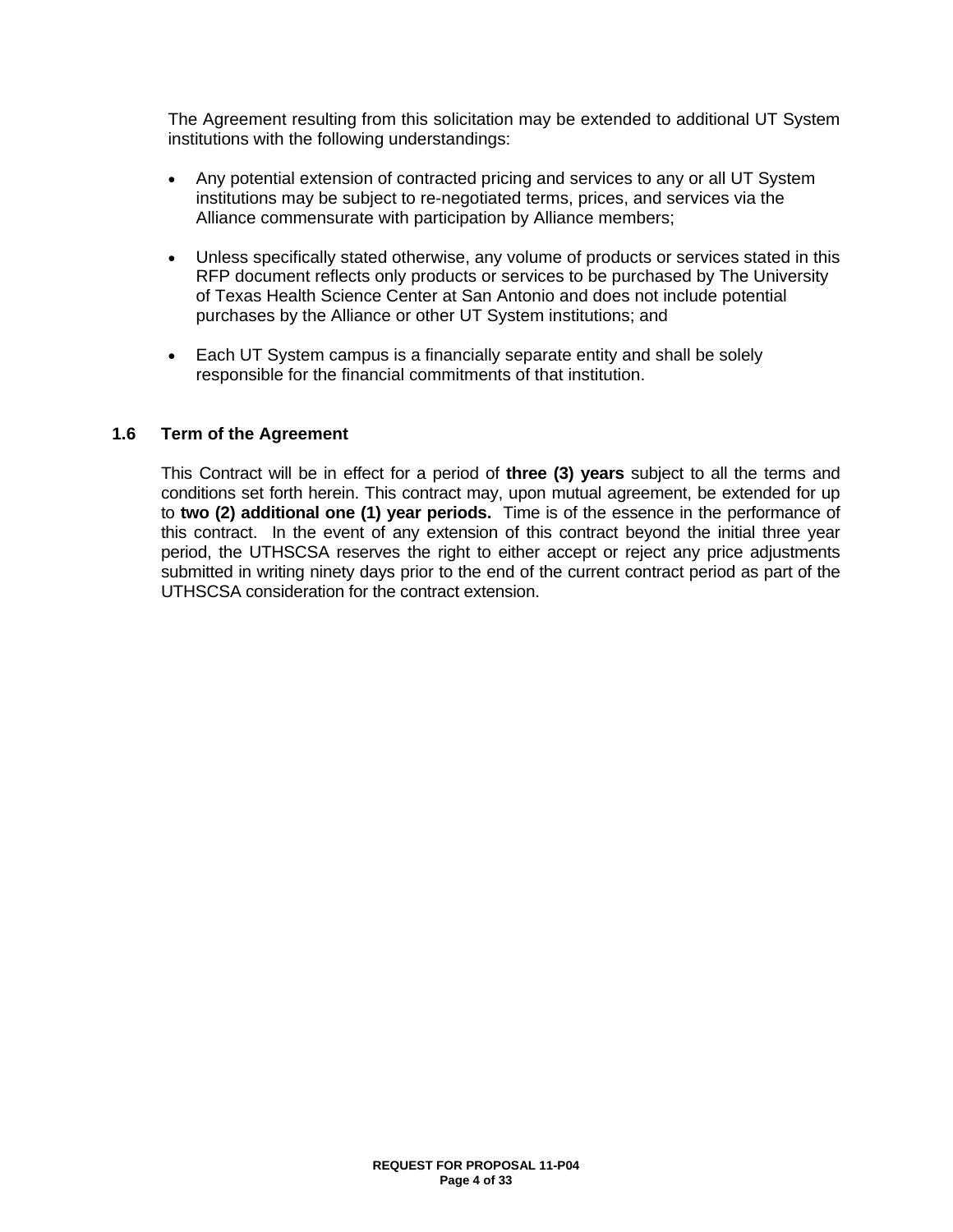The Agreement resulting from this solicitation may be extended to additional UT System institutions with the following understandings:

- Any potential extension of contracted pricing and services to any or all UT System institutions may be subject to re-negotiated terms, prices, and services via the Alliance commensurate with participation by Alliance members;

- Unless specifically stated otherwise, any volume of products or services stated in this RFP document reflects only products or services to be purchased by The University of Texas Health Science Center at San Antonio and does not include potential purchases by the Alliance or other UT System institutions; and

- Each UT System campus is a financially separate entity and shall be solely responsible for the financial commitments of that institution.

### 1.6 Term of the Agreement

This Contract will be in effect for a period of **three (3) years** subject to all the terms and conditions set forth herein. This contract may, upon mutual agreement, be extended for up to **two (2) additional one (1) year periods.** Time is of the essence in the performance of this contract. In the event of any extension of this contract beyond the initial three year period, the UTHSCSA reserves the right to either accept or reject any price adjustments submitted in writing ninety days prior to the end of the current contract period as part of the UTHSCSA consideration for the contract extension.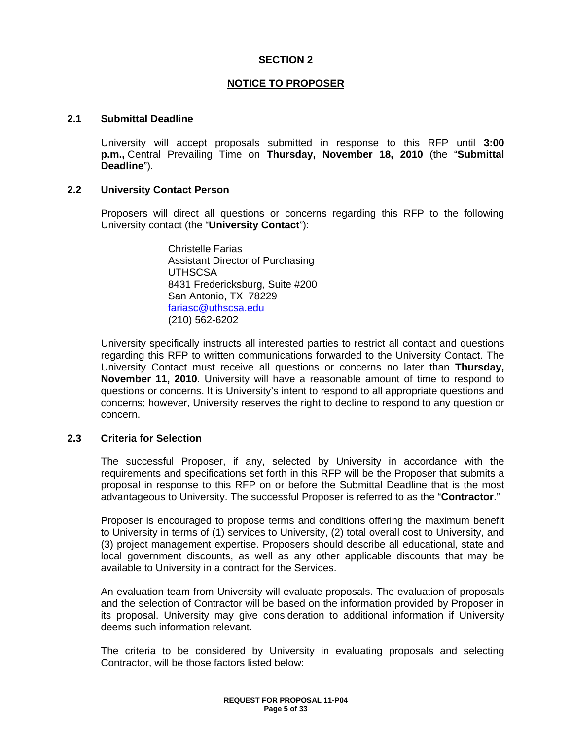## SECTION 2

## NOTICE TO PROPOSER

### 2.1 Submittal Deadline

University will accept proposals submitted in response to this RFP until **3:00 p.m.,** Central Prevailing Time on **Thursday, November 18, 2010** (the "**Submittal Deadline**").

### 2.2 University Contact Person

Proposers will direct all questions or concerns regarding this RFP to the following University contact (the "**University Contact**"):

Christelle Farias
Assistant Director of Purchasing
UTHSCSA
8431 Fredericksburg, Suite #200
San Antonio, TX 78229
fariasc@uthscsa.edu
(210) 562-6202

University specifically instructs all interested parties to restrict all contact and questions regarding this RFP to written communications forwarded to the University Contact. The University Contact must receive all questions or concerns no later than **Thursday, November 11, 2010**. University will have a reasonable amount of time to respond to questions or concerns. It is University's intent to respond to all appropriate questions and concerns; however, University reserves the right to decline to respond to any question or concern.

### 2.3 Criteria for Selection

The successful Proposer, if any, selected by University in accordance with the requirements and specifications set forth in this RFP will be the Proposer that submits a proposal in response to this RFP on or before the Submittal Deadline that is the most advantageous to University. The successful Proposer is referred to as the "**Contractor**."

Proposer is encouraged to propose terms and conditions offering the maximum benefit to University in terms of (1) services to University, (2) total overall cost to University, and (3) project management expertise. Proposers should describe all educational, state and local government discounts, as well as any other applicable discounts that may be available to University in a contract for the Services.

An evaluation team from University will evaluate proposals. The evaluation of proposals and the selection of Contractor will be based on the information provided by Proposer in its proposal. University may give consideration to additional information if University deems such information relevant.

The criteria to be considered by University in evaluating proposals and selecting Contractor, will be those factors listed below: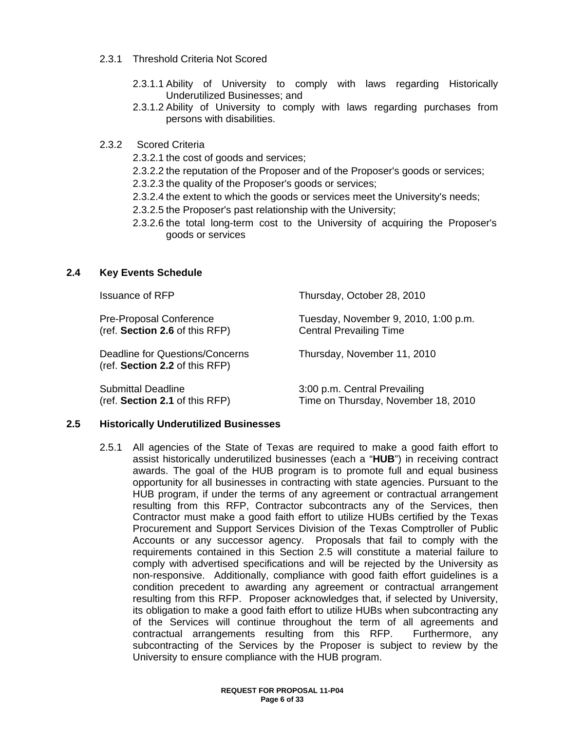2.3.1 Threshold Criteria Not Scored

- 2.3.1.1 Ability of University to comply with laws regarding Historically Underutilized Businesses; and
- 2.3.1.2 Ability of University to comply with laws regarding purchases from persons with disabilities.

2.3.2 Scored Criteria

- 2.3.2.1 the cost of goods and services;
- 2.3.2.2 the reputation of the Proposer and of the Proposer's goods or services;
- 2.3.2.3 the quality of the Proposer's goods or services;
- 2.3.2.4 the extent to which the goods or services meet the University's needs;
- 2.3.2.5 the Proposer's past relationship with the University;
- 2.3.2.6 the total long-term cost to the University of acquiring the Proposer's goods or services

### 2.4 Key Events Schedule

| | |
|---|---|
| Issuance of RFP | Thursday, October 28, 2010 |
| Pre-Proposal Conference (ref. **Section 2.6** of this RFP) | Tuesday, November 9, 2010, 1:00 p.m. Central Prevailing Time |
| Deadline for Questions/Concerns (ref. **Section 2.2** of this RFP) | Thursday, November 11, 2010 |
| Submittal Deadline (ref. **Section 2.1** of this RFP) | 3:00 p.m. Central Prevailing Time on Thursday, November 18, 2010 |

### 2.5 Historically Underutilized Businesses

2.5.1 All agencies of the State of Texas are required to make a good faith effort to assist historically underutilized businesses (each a "**HUB**") in receiving contract awards. The goal of the HUB program is to promote full and equal business opportunity for all businesses in contracting with state agencies. Pursuant to the HUB program, if under the terms of any agreement or contractual arrangement resulting from this RFP, Contractor subcontracts any of the Services, then Contractor must make a good faith effort to utilize HUBs certified by the Texas Procurement and Support Services Division of the Texas Comptroller of Public Accounts or any successor agency. Proposals that fail to comply with the requirements contained in this Section 2.5 will constitute a material failure to comply with advertised specifications and will be rejected by the University as non-responsive. Additionally, compliance with good faith effort guidelines is a condition precedent to awarding any agreement or contractual arrangement resulting from this RFP. Proposer acknowledges that, if selected by University, its obligation to make a good faith effort to utilize HUBs when subcontracting any of the Services will continue throughout the term of all agreements and contractual arrangements resulting from this RFP. Furthermore, any subcontracting of the Services by the Proposer is subject to review by the University to ensure compliance with the HUB program.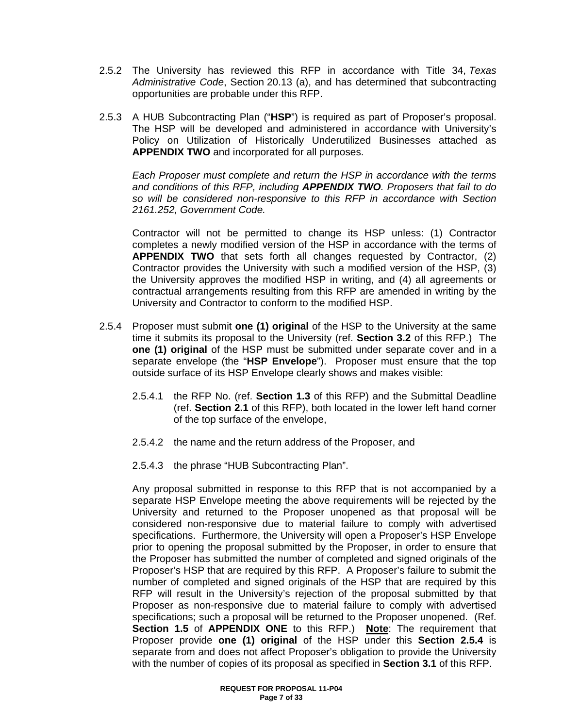2.5.2 The University has reviewed this RFP in accordance with Title 34, *Texas Administrative Code*, Section 20.13 (a), and has determined that subcontracting opportunities are probable under this RFP.

2.5.3 A HUB Subcontracting Plan ("**HSP**") is required as part of Proposer's proposal. The HSP will be developed and administered in accordance with University's Policy on Utilization of Historically Underutilized Businesses attached as **APPENDIX TWO** and incorporated for all purposes.

*Each Proposer must complete and return the HSP in accordance with the terms and conditions of this RFP, including* ***APPENDIX TWO****. Proposers that fail to do so will be considered non-responsive to this RFP in accordance with Section 2161.252, Government Code.*

Contractor will not be permitted to change its HSP unless: (1) Contractor completes a newly modified version of the HSP in accordance with the terms of **APPENDIX TWO** that sets forth all changes requested by Contractor, (2) Contractor provides the University with such a modified version of the HSP, (3) the University approves the modified HSP in writing, and (4) all agreements or contractual arrangements resulting from this RFP are amended in writing by the University and Contractor to conform to the modified HSP.

2.5.4 Proposer must submit **one (1) original** of the HSP to the University at the same time it submits its proposal to the University (ref. **Section 3.2** of this RFP.) The **one (1) original** of the HSP must be submitted under separate cover and in a separate envelope (the "**HSP Envelope**"). Proposer must ensure that the top outside surface of its HSP Envelope clearly shows and makes visible:

2.5.4.1 the RFP No. (ref. **Section 1.3** of this RFP) and the Submittal Deadline (ref. **Section 2.1** of this RFP), both located in the lower left hand corner of the top surface of the envelope,

2.5.4.2 the name and the return address of the Proposer, and

2.5.4.3 the phrase "HUB Subcontracting Plan".

Any proposal submitted in response to this RFP that is not accompanied by a separate HSP Envelope meeting the above requirements will be rejected by the University and returned to the Proposer unopened as that proposal will be considered non-responsive due to material failure to comply with advertised specifications. Furthermore, the University will open a Proposer's HSP Envelope prior to opening the proposal submitted by the Proposer, in order to ensure that the Proposer has submitted the number of completed and signed originals of the Proposer's HSP that are required by this RFP. A Proposer's failure to submit the number of completed and signed originals of the HSP that are required by this RFP will result in the University's rejection of the proposal submitted by that Proposer as non-responsive due to material failure to comply with advertised specifications; such a proposal will be returned to the Proposer unopened. (Ref. **Section 1.5** of **APPENDIX ONE** to this RFP.) **<u>Note</u>**: The requirement that Proposer provide **one (1) original** of the HSP under this **Section 2.5.4** is separate from and does not affect Proposer's obligation to provide the University with the number of copies of its proposal as specified in **Section 3.1** of this RFP.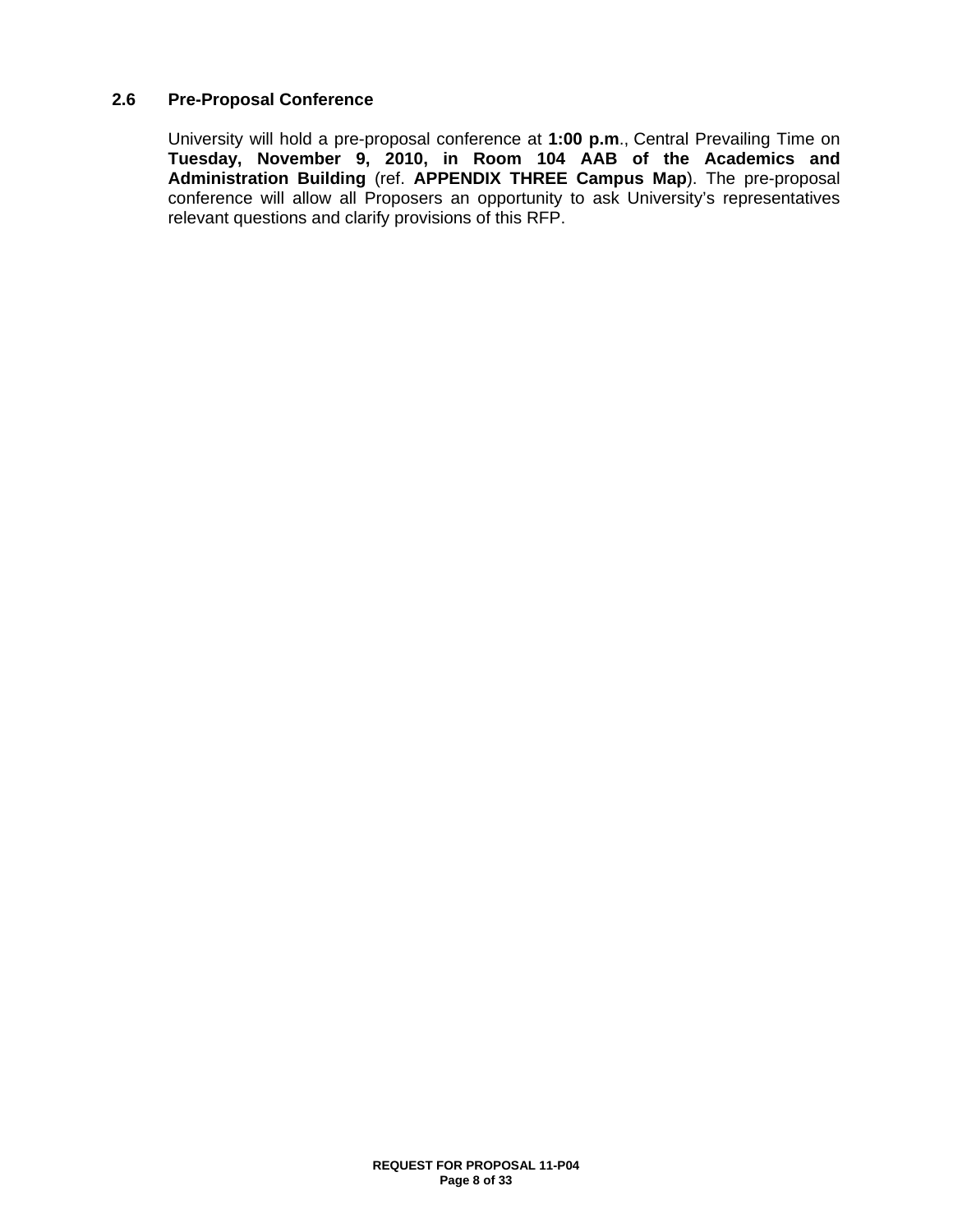### 2.6 Pre-Proposal Conference

University will hold a pre-proposal conference at **1:00 p.m**., Central Prevailing Time on **Tuesday, November 9, 2010, in Room 104 AAB of the Academics and Administration Building** (ref. **APPENDIX THREE Campus Map**). The pre-proposal conference will allow all Proposers an opportunity to ask University's representatives relevant questions and clarify provisions of this RFP.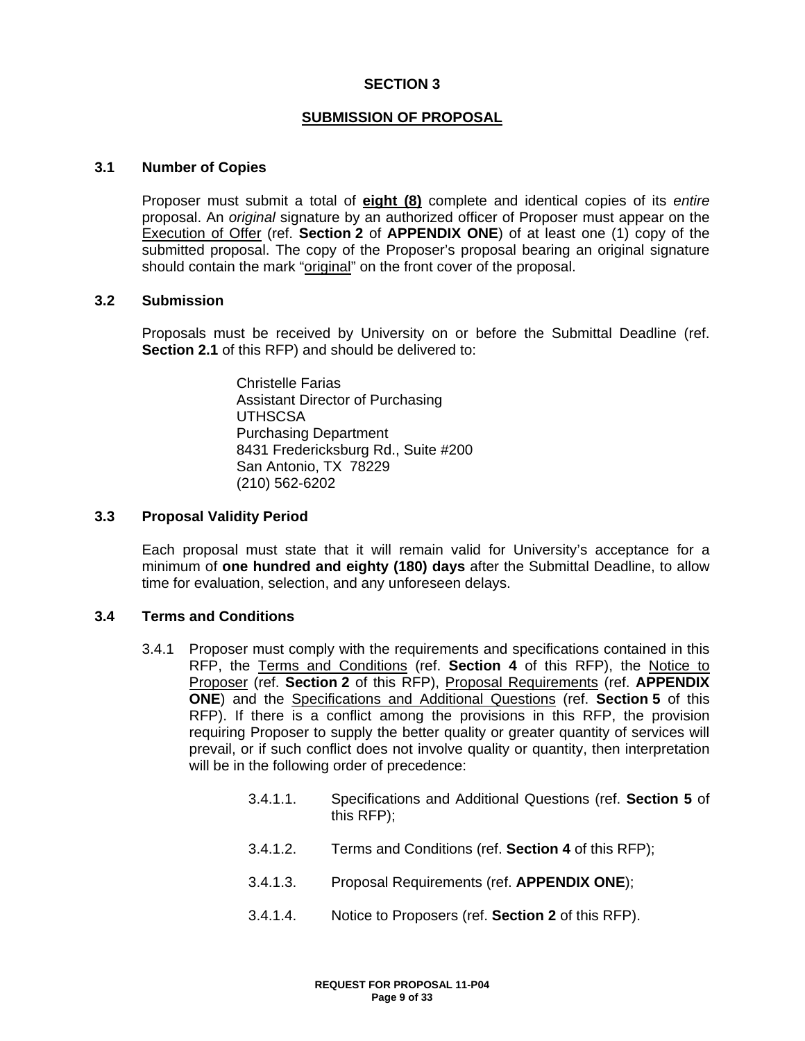# SECTION 3

## SUBMISSION OF PROPOSAL

### 3.1 Number of Copies

Proposer must submit a total of **eight (8)** complete and identical copies of its *entire* proposal. An *original* signature by an authorized officer of Proposer must appear on the Execution of Offer (ref. **Section 2** of **APPENDIX ONE**) of at least one (1) copy of the submitted proposal. The copy of the Proposer's proposal bearing an original signature should contain the mark "original" on the front cover of the proposal.

### 3.2 Submission

Proposals must be received by University on or before the Submittal Deadline (ref. **Section 2.1** of this RFP) and should be delivered to:

Christelle Farias
Assistant Director of Purchasing
UTHSCSA
Purchasing Department
8431 Fredericksburg Rd., Suite #200
San Antonio, TX 78229
(210) 562-6202

### 3.3 Proposal Validity Period

Each proposal must state that it will remain valid for University's acceptance for a minimum of **one hundred and eighty (180) days** after the Submittal Deadline, to allow time for evaluation, selection, and any unforeseen delays.

### 3.4 Terms and Conditions

3.4.1 Proposer must comply with the requirements and specifications contained in this RFP, the Terms and Conditions (ref. **Section 4** of this RFP), the Notice to Proposer (ref. **Section 2** of this RFP), Proposal Requirements (ref. **APPENDIX ONE**) and the Specifications and Additional Questions (ref. **Section 5** of this RFP). If there is a conflict among the provisions in this RFP, the provision requiring Proposer to supply the better quality or greater quantity of services will prevail, or if such conflict does not involve quality or quantity, then interpretation will be in the following order of precedence:

3.4.1.1. Specifications and Additional Questions (ref. **Section 5** of this RFP);

3.4.1.2. Terms and Conditions (ref. **Section 4** of this RFP);

3.4.1.3. Proposal Requirements (ref. **APPENDIX ONE**);

3.4.1.4. Notice to Proposers (ref. **Section 2** of this RFP).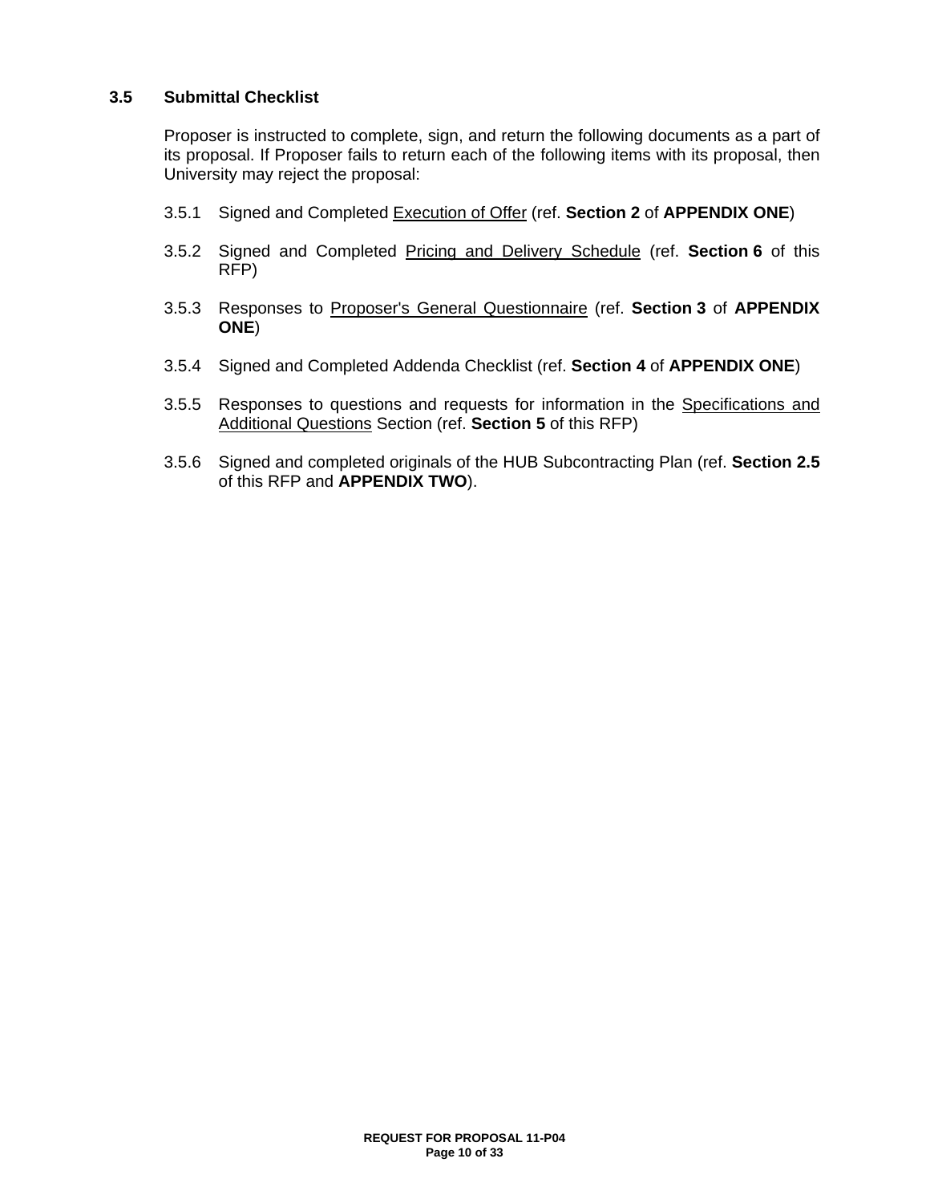### 3.5 Submittal Checklist

Proposer is instructed to complete, sign, and return the following documents as a part of its proposal. If Proposer fails to return each of the following items with its proposal, then University may reject the proposal:

3.5.1 Signed and Completed Execution of Offer (ref. **Section 2** of **APPENDIX ONE**)

3.5.2 Signed and Completed Pricing and Delivery Schedule (ref. **Section 6** of this RFP)

3.5.3 Responses to Proposer's General Questionnaire (ref. **Section 3** of **APPENDIX ONE**)

3.5.4 Signed and Completed Addenda Checklist (ref. **Section 4** of **APPENDIX ONE**)

3.5.5 Responses to questions and requests for information in the Specifications and Additional Questions Section (ref. **Section 5** of this RFP)

3.5.6 Signed and completed originals of the HUB Subcontracting Plan (ref. **Section 2.5** of this RFP and **APPENDIX TWO**).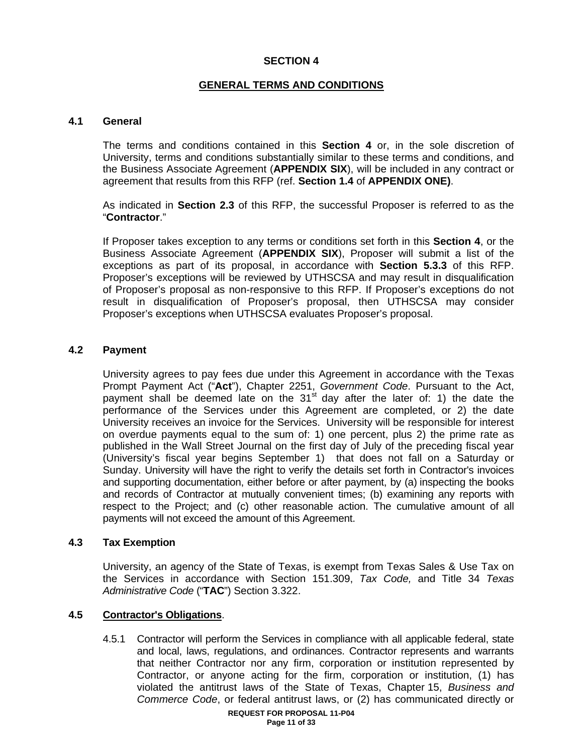## SECTION 4

## GENERAL TERMS AND CONDITIONS

### 4.1 General

The terms and conditions contained in this **Section 4** or, in the sole discretion of University, terms and conditions substantially similar to these terms and conditions, and the Business Associate Agreement (**APPENDIX SIX**), will be included in any contract or agreement that results from this RFP (ref. **Section 1.4** of **APPENDIX ONE)**.

As indicated in **Section 2.3** of this RFP, the successful Proposer is referred to as the "**Contractor**."

If Proposer takes exception to any terms or conditions set forth in this **Section 4**, or the Business Associate Agreement (**APPENDIX SIX**), Proposer will submit a list of the exceptions as part of its proposal, in accordance with **Section 5.3.3** of this RFP. Proposer's exceptions will be reviewed by UTHSCSA and may result in disqualification of Proposer's proposal as non-responsive to this RFP. If Proposer's exceptions do not result in disqualification of Proposer's proposal, then UTHSCSA may consider Proposer's exceptions when UTHSCSA evaluates Proposer's proposal.

### 4.2 Payment

University agrees to pay fees due under this Agreement in accordance with the Texas Prompt Payment Act ("**Act**"), Chapter 2251, *Government Code*. Pursuant to the Act, payment shall be deemed late on the 31st day after the later of: 1) the date the performance of the Services under this Agreement are completed, or 2) the date University receives an invoice for the Services. University will be responsible for interest on overdue payments equal to the sum of: 1) one percent, plus 2) the prime rate as published in the Wall Street Journal on the first day of July of the preceding fiscal year (University's fiscal year begins September 1) that does not fall on a Saturday or Sunday. University will have the right to verify the details set forth in Contractor's invoices and supporting documentation, either before or after payment, by (a) inspecting the books and records of Contractor at mutually convenient times; (b) examining any reports with respect to the Project; and (c) other reasonable action. The cumulative amount of all payments will not exceed the amount of this Agreement.

### 4.3 Tax Exemption

University, an agency of the State of Texas, is exempt from Texas Sales & Use Tax on the Services in accordance with Section 151.309, *Tax Code,* and Title 34 *Texas Administrative Code* ("**TAC**") Section 3.322.

### 4.5 <u>Contractor's Obligations</u>.

4.5.1 Contractor will perform the Services in compliance with all applicable federal, state and local, laws, regulations, and ordinances. Contractor represents and warrants that neither Contractor nor any firm, corporation or institution represented by Contractor, or anyone acting for the firm, corporation or institution, (1) has violated the antitrust laws of the State of Texas, Chapter 15, *Business and Commerce Code*, or federal antitrust laws, or (2) has communicated directly or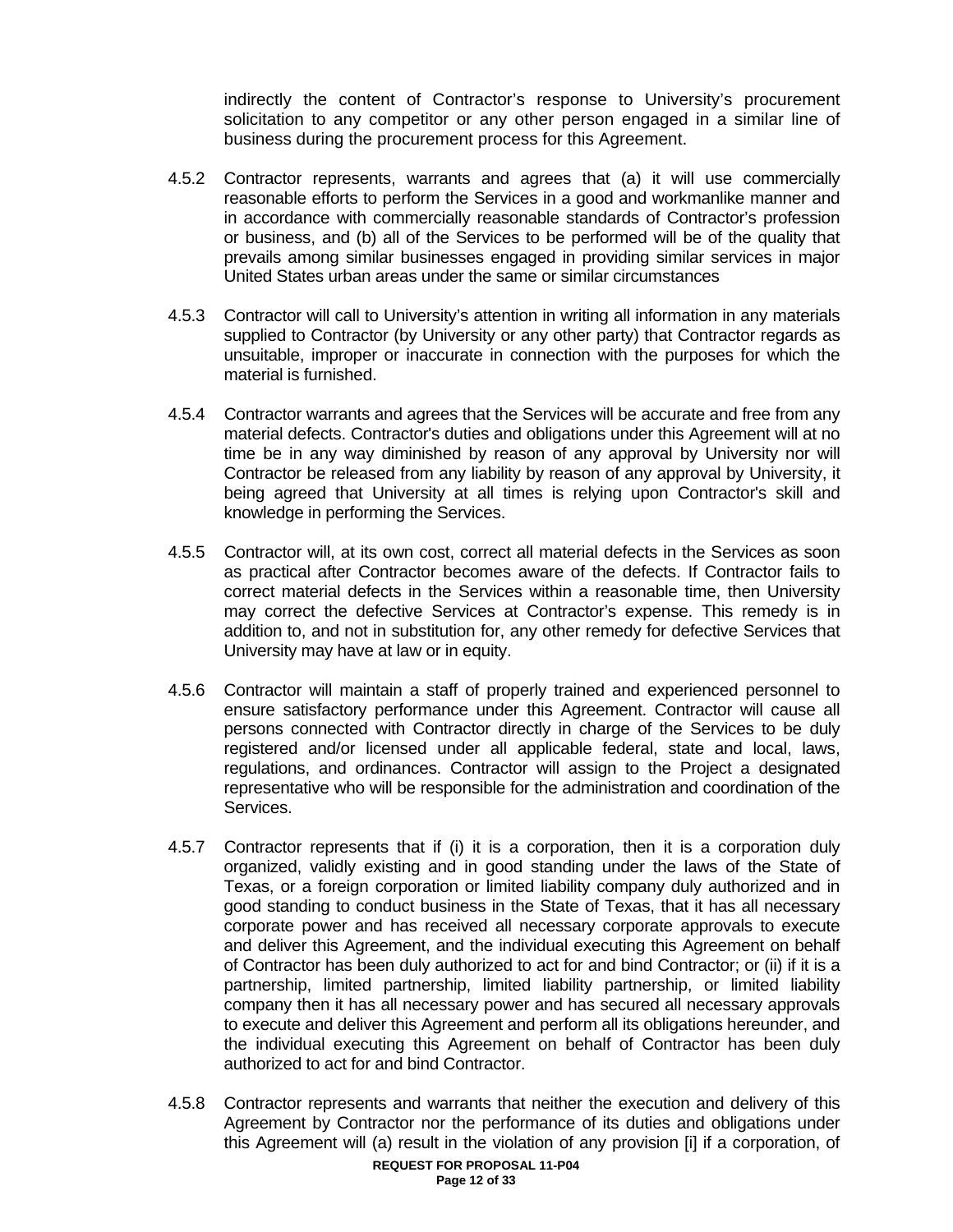indirectly the content of Contractor's response to University's procurement solicitation to any competitor or any other person engaged in a similar line of business during the procurement process for this Agreement.

4.5.2 Contractor represents, warrants and agrees that (a) it will use commercially reasonable efforts to perform the Services in a good and workmanlike manner and in accordance with commercially reasonable standards of Contractor's profession or business, and (b) all of the Services to be performed will be of the quality that prevails among similar businesses engaged in providing similar services in major United States urban areas under the same or similar circumstances

4.5.3 Contractor will call to University's attention in writing all information in any materials supplied to Contractor (by University or any other party) that Contractor regards as unsuitable, improper or inaccurate in connection with the purposes for which the material is furnished.

4.5.4 Contractor warrants and agrees that the Services will be accurate and free from any material defects. Contractor's duties and obligations under this Agreement will at no time be in any way diminished by reason of any approval by University nor will Contractor be released from any liability by reason of any approval by University, it being agreed that University at all times is relying upon Contractor's skill and knowledge in performing the Services.

4.5.5 Contractor will, at its own cost, correct all material defects in the Services as soon as practical after Contractor becomes aware of the defects. If Contractor fails to correct material defects in the Services within a reasonable time, then University may correct the defective Services at Contractor's expense. This remedy is in addition to, and not in substitution for, any other remedy for defective Services that University may have at law or in equity.

4.5.6 Contractor will maintain a staff of properly trained and experienced personnel to ensure satisfactory performance under this Agreement. Contractor will cause all persons connected with Contractor directly in charge of the Services to be duly registered and/or licensed under all applicable federal, state and local, laws, regulations, and ordinances. Contractor will assign to the Project a designated representative who will be responsible for the administration and coordination of the Services.

4.5.7 Contractor represents that if (i) it is a corporation, then it is a corporation duly organized, validly existing and in good standing under the laws of the State of Texas, or a foreign corporation or limited liability company duly authorized and in good standing to conduct business in the State of Texas, that it has all necessary corporate power and has received all necessary corporate approvals to execute and deliver this Agreement, and the individual executing this Agreement on behalf of Contractor has been duly authorized to act for and bind Contractor; or (ii) if it is a partnership, limited partnership, limited liability partnership, or limited liability company then it has all necessary power and has secured all necessary approvals to execute and deliver this Agreement and perform all its obligations hereunder, and the individual executing this Agreement on behalf of Contractor has been duly authorized to act for and bind Contractor.

4.5.8 Contractor represents and warrants that neither the execution and delivery of this Agreement by Contractor nor the performance of its duties and obligations under this Agreement will (a) result in the violation of any provision [i] if a corporation, of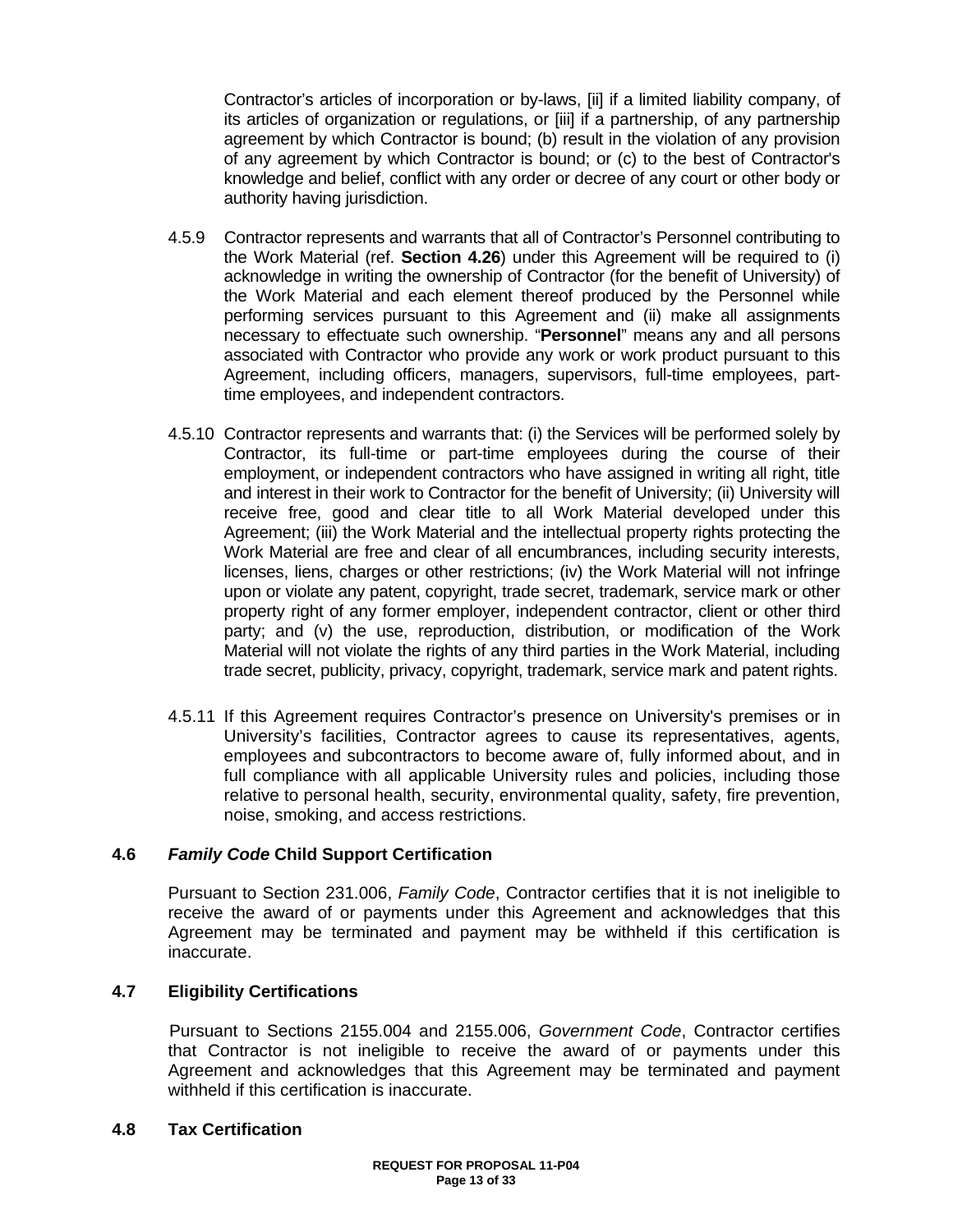Contractor's articles of incorporation or by-laws, [ii] if a limited liability company, of its articles of organization or regulations, or [iii] if a partnership, of any partnership agreement by which Contractor is bound; (b) result in the violation of any provision of any agreement by which Contractor is bound; or (c) to the best of Contractor's knowledge and belief, conflict with any order or decree of any court or other body or authority having jurisdiction.

4.5.9 Contractor represents and warrants that all of Contractor's Personnel contributing to the Work Material (ref. **Section 4.26**) under this Agreement will be required to (i) acknowledge in writing the ownership of Contractor (for the benefit of University) of the Work Material and each element thereof produced by the Personnel while performing services pursuant to this Agreement and (ii) make all assignments necessary to effectuate such ownership. "**Personnel**" means any and all persons associated with Contractor who provide any work or work product pursuant to this Agreement, including officers, managers, supervisors, full-time employees, part-time employees, and independent contractors.

4.5.10 Contractor represents and warrants that: (i) the Services will be performed solely by Contractor, its full-time or part-time employees during the course of their employment, or independent contractors who have assigned in writing all right, title and interest in their work to Contractor for the benefit of University; (ii) University will receive free, good and clear title to all Work Material developed under this Agreement; (iii) the Work Material and the intellectual property rights protecting the Work Material are free and clear of all encumbrances, including security interests, licenses, liens, charges or other restrictions; (iv) the Work Material will not infringe upon or violate any patent, copyright, trade secret, trademark, service mark or other property right of any former employer, independent contractor, client or other third party; and (v) the use, reproduction, distribution, or modification of the Work Material will not violate the rights of any third parties in the Work Material, including trade secret, publicity, privacy, copyright, trademark, service mark and patent rights.

4.5.11 If this Agreement requires Contractor's presence on University's premises or in University's facilities, Contractor agrees to cause its representatives, agents, employees and subcontractors to become aware of, fully informed about, and in full compliance with all applicable University rules and policies, including those relative to personal health, security, environmental quality, safety, fire prevention, noise, smoking, and access restrictions.

### 4.6 *Family Code* Child Support Certification

Pursuant to Section 231.006, *Family Code*, Contractor certifies that it is not ineligible to receive the award of or payments under this Agreement and acknowledges that this Agreement may be terminated and payment may be withheld if this certification is inaccurate.

### 4.7 Eligibility Certifications

Pursuant to Sections 2155.004 and 2155.006, *Government Code*, Contractor certifies that Contractor is not ineligible to receive the award of or payments under this Agreement and acknowledges that this Agreement may be terminated and payment withheld if this certification is inaccurate.

### 4.8 Tax Certification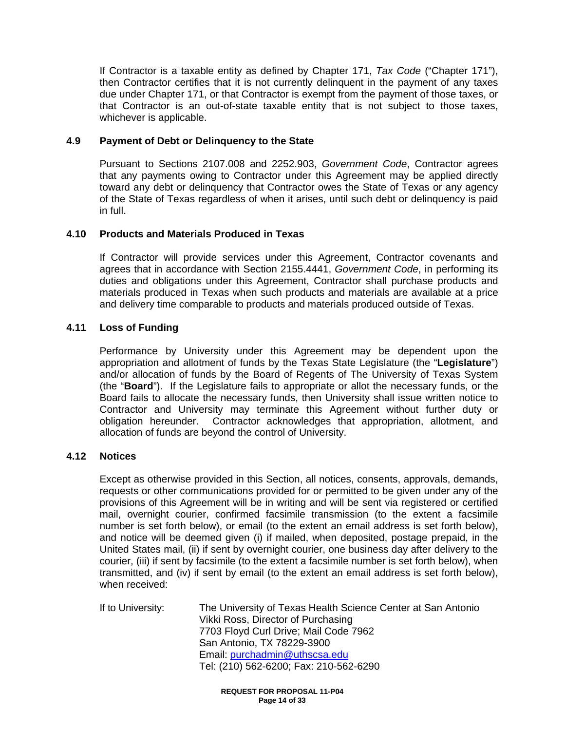If Contractor is a taxable entity as defined by Chapter 171, *Tax Code* ("Chapter 171"), then Contractor certifies that it is not currently delinquent in the payment of any taxes due under Chapter 171, or that Contractor is exempt from the payment of those taxes, or that Contractor is an out-of-state taxable entity that is not subject to those taxes, whichever is applicable.

### 4.9 Payment of Debt or Delinquency to the State

Pursuant to Sections 2107.008 and 2252.903, *Government Code*, Contractor agrees that any payments owing to Contractor under this Agreement may be applied directly toward any debt or delinquency that Contractor owes the State of Texas or any agency of the State of Texas regardless of when it arises, until such debt or delinquency is paid in full.

### 4.10 Products and Materials Produced in Texas

If Contractor will provide services under this Agreement, Contractor covenants and agrees that in accordance with Section 2155.4441, *Government Code*, in performing its duties and obligations under this Agreement, Contractor shall purchase products and materials produced in Texas when such products and materials are available at a price and delivery time comparable to products and materials produced outside of Texas.

### 4.11 Loss of Funding

Performance by University under this Agreement may be dependent upon the appropriation and allotment of funds by the Texas State Legislature (the "**Legislature**") and/or allocation of funds by the Board of Regents of The University of Texas System (the "**Board**"). If the Legislature fails to appropriate or allot the necessary funds, or the Board fails to allocate the necessary funds, then University shall issue written notice to Contractor and University may terminate this Agreement without further duty or obligation hereunder. Contractor acknowledges that appropriation, allotment, and allocation of funds are beyond the control of University.

### 4.12 Notices

Except as otherwise provided in this Section, all notices, consents, approvals, demands, requests or other communications provided for or permitted to be given under any of the provisions of this Agreement will be in writing and will be sent via registered or certified mail, overnight courier, confirmed facsimile transmission (to the extent a facsimile number is set forth below), or email (to the extent an email address is set forth below), and notice will be deemed given (i) if mailed, when deposited, postage prepaid, in the United States mail, (ii) if sent by overnight courier, one business day after delivery to the courier, (iii) if sent by facsimile (to the extent a facsimile number is set forth below), when transmitted, and (iv) if sent by email (to the extent an email address is set forth below), when received:

If to University:

The University of Texas Health Science Center at San Antonio
Vikki Ross, Director of Purchasing
7703 Floyd Curl Drive; Mail Code 7962
San Antonio, TX 78229-3900
Email: purchadmin@uthscsa.edu
Tel: (210) 562-6200; Fax: 210-562-6290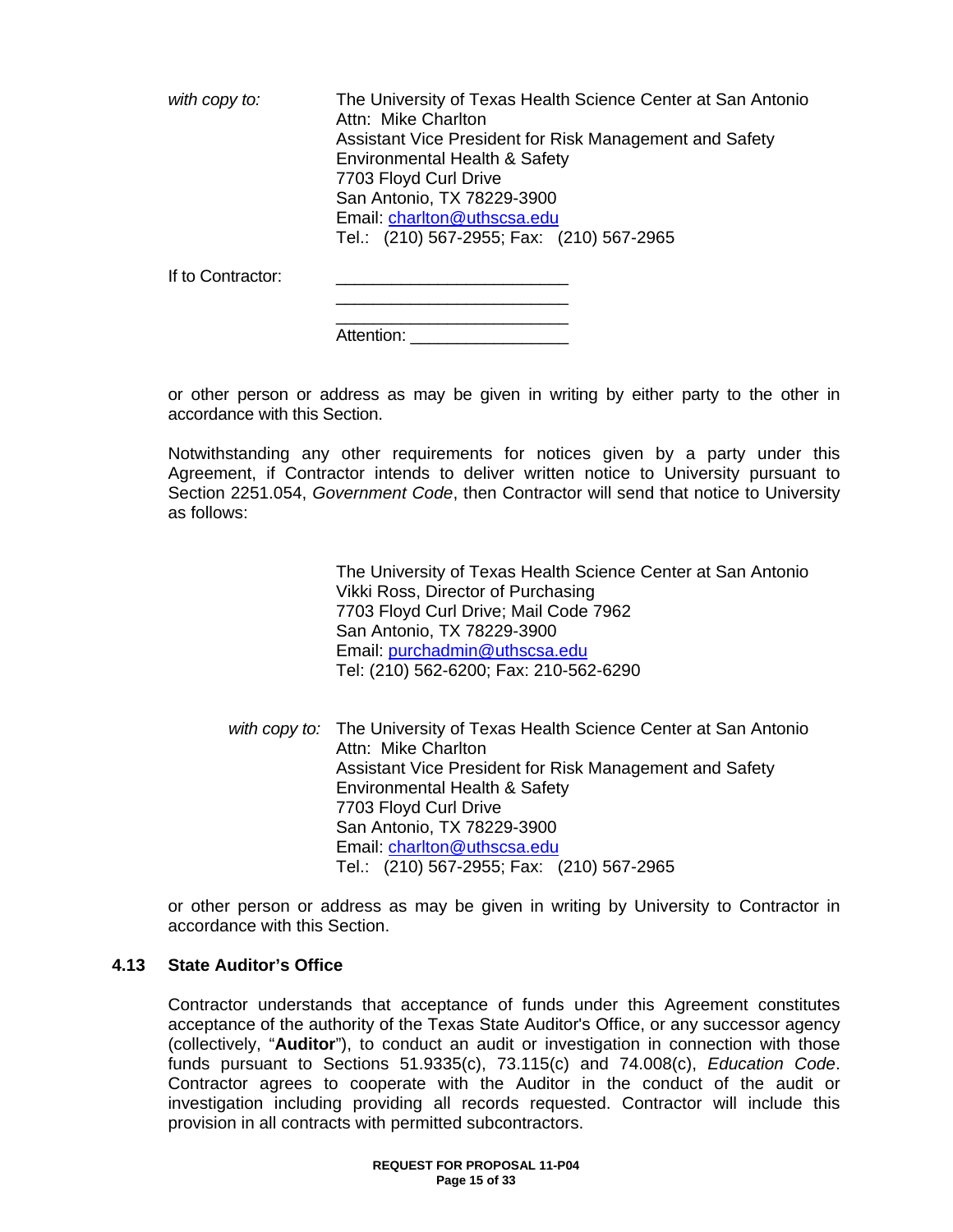*with copy to:*

The University of Texas Health Science Center at San Antonio
Attn: Mike Charlton
Assistant Vice President for Risk Management and Safety
Environmental Health & Safety
7703 Floyd Curl Drive
San Antonio, TX 78229-3900
Email: charlton@uthscsa.edu
Tel.: (210) 567-2955; Fax: (210) 567-2965

If to Contractor:

________________________
________________________
________________________
Attention: ________________

or other person or address as may be given in writing by either party to the other in accordance with this Section.

Notwithstanding any other requirements for notices given by a party under this Agreement, if Contractor intends to deliver written notice to University pursuant to Section 2251.054, *Government Code*, then Contractor will send that notice to University as follows:

The University of Texas Health Science Center at San Antonio
Vikki Ross, Director of Purchasing
7703 Floyd Curl Drive; Mail Code 7962
San Antonio, TX 78229-3900
Email: purchadmin@uthscsa.edu
Tel: (210) 562-6200; Fax: 210-562-6290

*with copy to:*

The University of Texas Health Science Center at San Antonio
Attn: Mike Charlton
Assistant Vice President for Risk Management and Safety
Environmental Health & Safety
7703 Floyd Curl Drive
San Antonio, TX 78229-3900
Email: charlton@uthscsa.edu
Tel.: (210) 567-2955; Fax: (210) 567-2965

or other person or address as may be given in writing by University to Contractor in accordance with this Section.

### 4.13 State Auditor's Office

Contractor understands that acceptance of funds under this Agreement constitutes acceptance of the authority of the Texas State Auditor's Office, or any successor agency (collectively, "**Auditor**"), to conduct an audit or investigation in connection with those funds pursuant to Sections 51.9335(c), 73.115(c) and 74.008(c), *Education Code*. Contractor agrees to cooperate with the Auditor in the conduct of the audit or investigation including providing all records requested. Contractor will include this provision in all contracts with permitted subcontractors.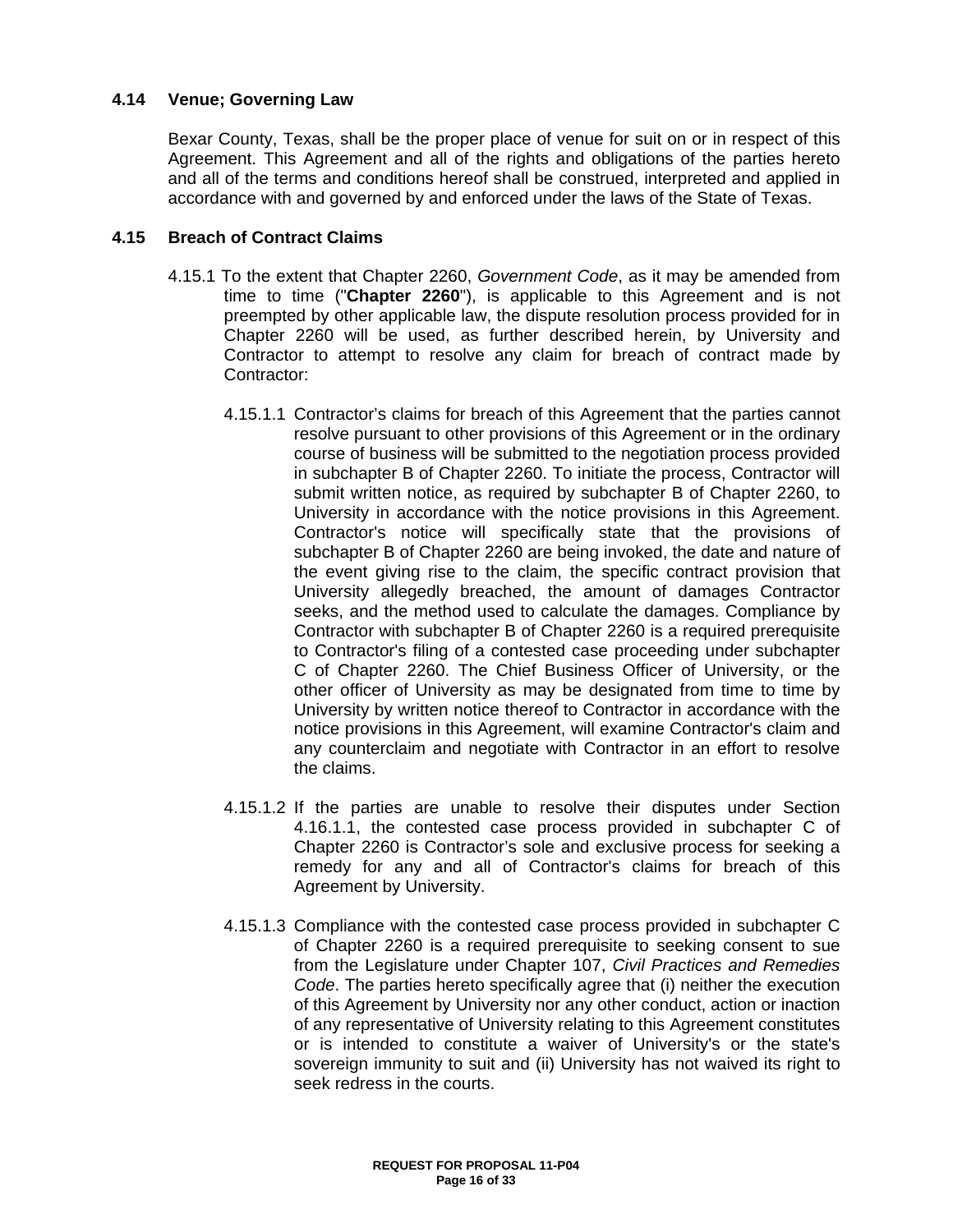### 4.14 Venue; Governing Law

Bexar County, Texas, shall be the proper place of venue for suit on or in respect of this Agreement. This Agreement and all of the rights and obligations of the parties hereto and all of the terms and conditions hereof shall be construed, interpreted and applied in accordance with and governed by and enforced under the laws of the State of Texas.

### 4.15 Breach of Contract Claims

4.15.1 To the extent that Chapter 2260, *Government Code*, as it may be amended from time to time ("**Chapter 2260**"), is applicable to this Agreement and is not preempted by other applicable law, the dispute resolution process provided for in Chapter 2260 will be used, as further described herein, by University and Contractor to attempt to resolve any claim for breach of contract made by Contractor:

4.15.1.1 Contractor's claims for breach of this Agreement that the parties cannot resolve pursuant to other provisions of this Agreement or in the ordinary course of business will be submitted to the negotiation process provided in subchapter B of Chapter 2260. To initiate the process, Contractor will submit written notice, as required by subchapter B of Chapter 2260, to University in accordance with the notice provisions in this Agreement. Contractor's notice will specifically state that the provisions of subchapter B of Chapter 2260 are being invoked, the date and nature of the event giving rise to the claim, the specific contract provision that University allegedly breached, the amount of damages Contractor seeks, and the method used to calculate the damages. Compliance by Contractor with subchapter B of Chapter 2260 is a required prerequisite to Contractor's filing of a contested case proceeding under subchapter C of Chapter 2260. The Chief Business Officer of University, or the other officer of University as may be designated from time to time by University by written notice thereof to Contractor in accordance with the notice provisions in this Agreement, will examine Contractor's claim and any counterclaim and negotiate with Contractor in an effort to resolve the claims.

4.15.1.2 If the parties are unable to resolve their disputes under Section 4.16.1.1, the contested case process provided in subchapter C of Chapter 2260 is Contractor's sole and exclusive process for seeking a remedy for any and all of Contractor's claims for breach of this Agreement by University.

4.15.1.3 Compliance with the contested case process provided in subchapter C of Chapter 2260 is a required prerequisite to seeking consent to sue from the Legislature under Chapter 107, *Civil Practices and Remedies Code*. The parties hereto specifically agree that (i) neither the execution of this Agreement by University nor any other conduct, action or inaction of any representative of University relating to this Agreement constitutes or is intended to constitute a waiver of University's or the state's sovereign immunity to suit and (ii) University has not waived its right to seek redress in the courts.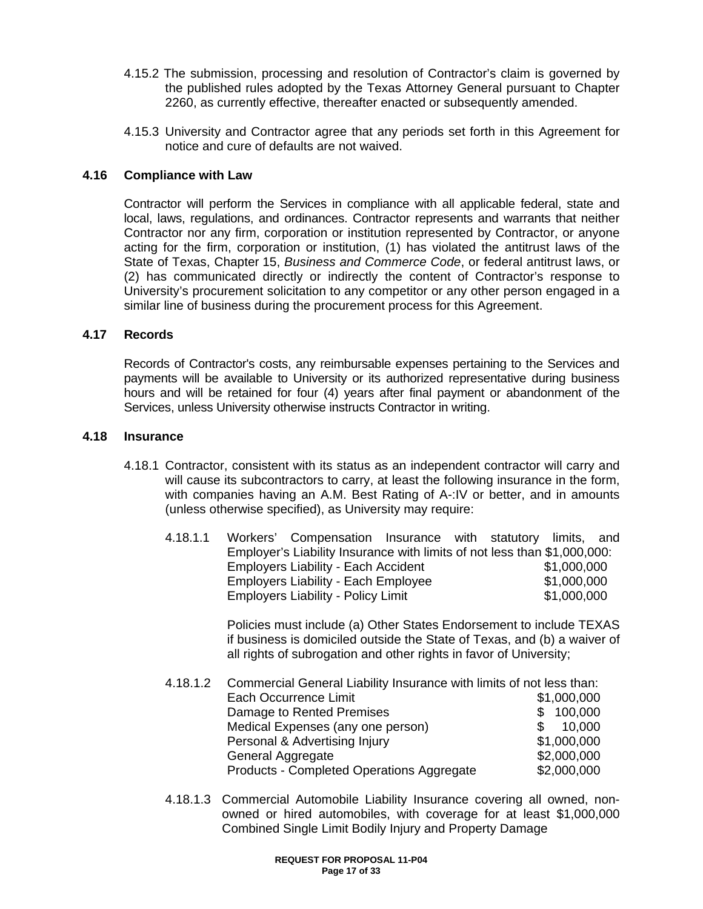4.15.2 The submission, processing and resolution of Contractor's claim is governed by the published rules adopted by the Texas Attorney General pursuant to Chapter 2260, as currently effective, thereafter enacted or subsequently amended.

4.15.3 University and Contractor agree that any periods set forth in this Agreement for notice and cure of defaults are not waived.

### 4.16 Compliance with Law

Contractor will perform the Services in compliance with all applicable federal, state and local, laws, regulations, and ordinances. Contractor represents and warrants that neither Contractor nor any firm, corporation or institution represented by Contractor, or anyone acting for the firm, corporation or institution, (1) has violated the antitrust laws of the State of Texas, Chapter 15, *Business and Commerce Code*, or federal antitrust laws, or (2) has communicated directly or indirectly the content of Contractor's response to University's procurement solicitation to any competitor or any other person engaged in a similar line of business during the procurement process for this Agreement.

### 4.17 Records

Records of Contractor's costs, any reimbursable expenses pertaining to the Services and payments will be available to University or its authorized representative during business hours and will be retained for four (4) years after final payment or abandonment of the Services, unless University otherwise instructs Contractor in writing.

### 4.18 Insurance

4.18.1 Contractor, consistent with its status as an independent contractor will carry and will cause its subcontractors to carry, at least the following insurance in the form, with companies having an A.M. Best Rating of A-:IV or better, and in amounts (unless otherwise specified), as University may require:

4.18.1.1 Workers' Compensation Insurance with statutory limits, and Employer's Liability Insurance with limits of not less than $1,000,000:

| | |
|---|---|
| Employers Liability - Each Accident | $1,000,000 |
| Employers Liability - Each Employee | $1,000,000 |
| Employers Liability - Policy Limit | $1,000,000 |

Policies must include (a) Other States Endorsement to include TEXAS if business is domiciled outside the State of Texas, and (b) a waiver of all rights of subrogation and other rights in favor of University;

4.18.1.2 Commercial General Liability Insurance with limits of not less than:

| | |
|---|---|
| Each Occurrence Limit | $1,000,000 |
| Damage to Rented Premises | $ 100,000 |
| Medical Expenses (any one person) | $ 10,000 |
| Personal & Advertising Injury | $1,000,000 |
| General Aggregate | $2,000,000 |
| Products - Completed Operations Aggregate | $2,000,000 |

4.18.1.3 Commercial Automobile Liability Insurance covering all owned, non-owned or hired automobiles, with coverage for at least $1,000,000 Combined Single Limit Bodily Injury and Property Damage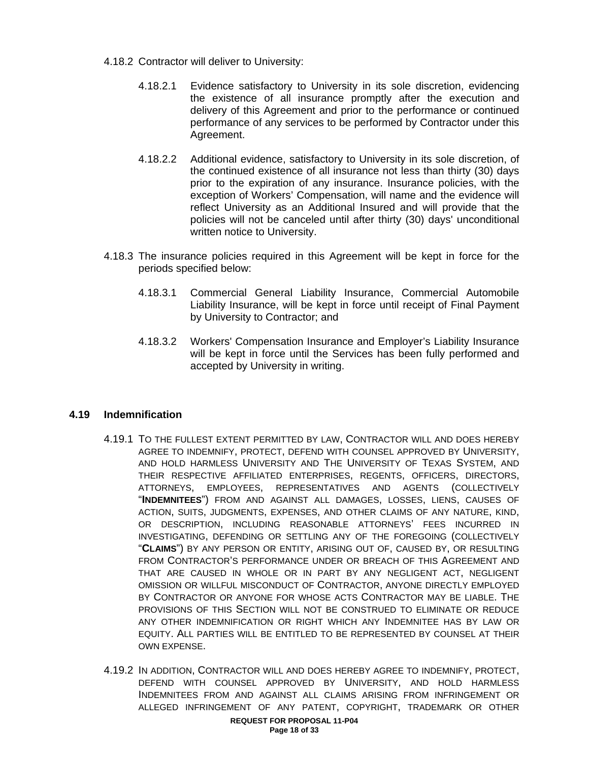4.18.2 Contractor will deliver to University:

4.18.2.1 Evidence satisfactory to University in its sole discretion, evidencing the existence of all insurance promptly after the execution and delivery of this Agreement and prior to the performance or continued performance of any services to be performed by Contractor under this Agreement.

4.18.2.2 Additional evidence, satisfactory to University in its sole discretion, of the continued existence of all insurance not less than thirty (30) days prior to the expiration of any insurance. Insurance policies, with the exception of Workers' Compensation, will name and the evidence will reflect University as an Additional Insured and will provide that the policies will not be canceled until after thirty (30) days' unconditional written notice to University.

4.18.3 The insurance policies required in this Agreement will be kept in force for the periods specified below:

4.18.3.1 Commercial General Liability Insurance, Commercial Automobile Liability Insurance, will be kept in force until receipt of Final Payment by University to Contractor; and

4.18.3.2 Workers' Compensation Insurance and Employer's Liability Insurance will be kept in force until the Services has been fully performed and accepted by University in writing.

### 4.19 Indemnification

4.19.1 TO THE FULLEST EXTENT PERMITTED BY LAW, CONTRACTOR WILL AND DOES HEREBY AGREE TO INDEMNIFY, PROTECT, DEFEND WITH COUNSEL APPROVED BY UNIVERSITY, AND HOLD HARMLESS UNIVERSITY AND THE UNIVERSITY OF TEXAS SYSTEM, AND THEIR RESPECTIVE AFFILIATED ENTERPRISES, REGENTS, OFFICERS, DIRECTORS, ATTORNEYS, EMPLOYEES, REPRESENTATIVES AND AGENTS (COLLECTIVELY "**INDEMNITEES**") FROM AND AGAINST ALL DAMAGES, LOSSES, LIENS, CAUSES OF ACTION, SUITS, JUDGMENTS, EXPENSES, AND OTHER CLAIMS OF ANY NATURE, KIND, OR DESCRIPTION, INCLUDING REASONABLE ATTORNEYS' FEES INCURRED IN INVESTIGATING, DEFENDING OR SETTLING ANY OF THE FOREGOING (COLLECTIVELY "**CLAIMS**") BY ANY PERSON OR ENTITY, ARISING OUT OF, CAUSED BY, OR RESULTING FROM CONTRACTOR'S PERFORMANCE UNDER OR BREACH OF THIS AGREEMENT AND THAT ARE CAUSED IN WHOLE OR IN PART BY ANY NEGLIGENT ACT, NEGLIGENT OMISSION OR WILLFUL MISCONDUCT OF CONTRACTOR, ANYONE DIRECTLY EMPLOYED BY CONTRACTOR OR ANYONE FOR WHOSE ACTS CONTRACTOR MAY BE LIABLE. THE PROVISIONS OF THIS SECTION WILL NOT BE CONSTRUED TO ELIMINATE OR REDUCE ANY OTHER INDEMNIFICATION OR RIGHT WHICH ANY INDEMNITEE HAS BY LAW OR EQUITY. ALL PARTIES WILL BE ENTITLED TO BE REPRESENTED BY COUNSEL AT THEIR OWN EXPENSE.

4.19.2 IN ADDITION, CONTRACTOR WILL AND DOES HEREBY AGREE TO INDEMNIFY, PROTECT, DEFEND WITH COUNSEL APPROVED BY UNIVERSITY, AND HOLD HARMLESS INDEMNITEES FROM AND AGAINST ALL CLAIMS ARISING FROM INFRINGEMENT OR ALLEGED INFRINGEMENT OF ANY PATENT, COPYRIGHT, TRADEMARK OR OTHER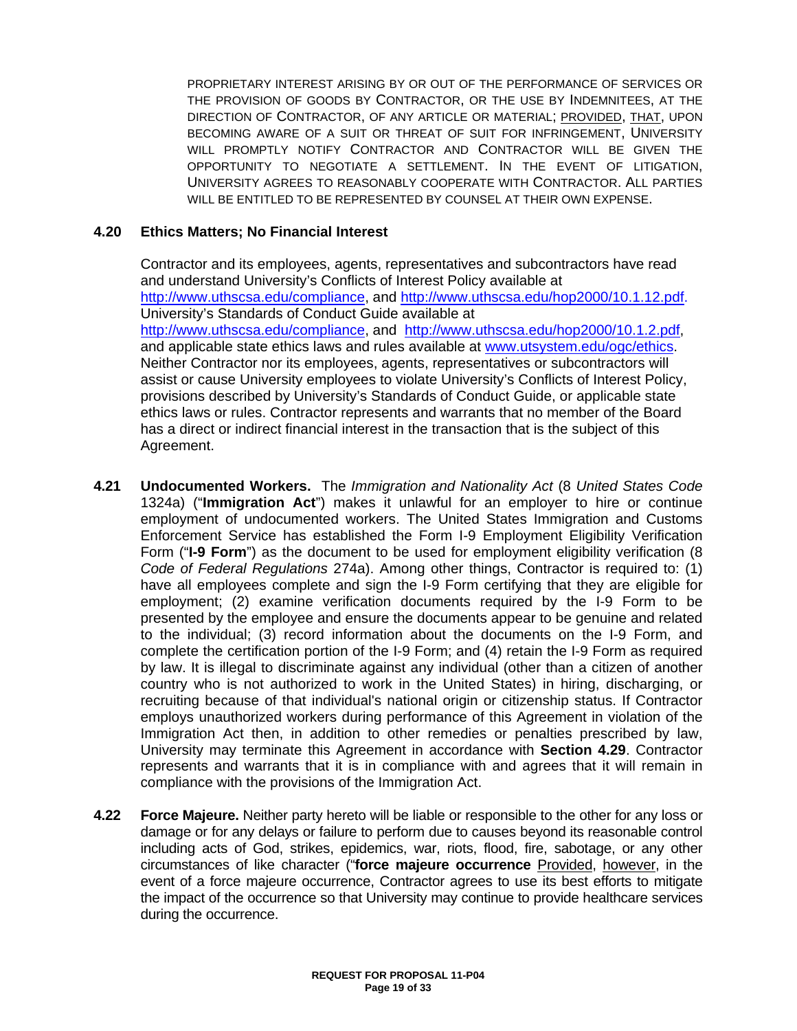PROPRIETARY INTEREST ARISING BY OR OUT OF THE PERFORMANCE OF SERVICES OR THE PROVISION OF GOODS BY CONTRACTOR, OR THE USE BY INDEMNITEES, AT THE DIRECTION OF CONTRACTOR, OF ANY ARTICLE OR MATERIAL; PROVIDED, THAT, UPON BECOMING AWARE OF A SUIT OR THREAT OF SUIT FOR INFRINGEMENT, UNIVERSITY WILL PROMPTLY NOTIFY CONTRACTOR AND CONTRACTOR WILL BE GIVEN THE OPPORTUNITY TO NEGOTIATE A SETTLEMENT. IN THE EVENT OF LITIGATION, UNIVERSITY AGREES TO REASONABLY COOPERATE WITH CONTRACTOR. ALL PARTIES WILL BE ENTITLED TO BE REPRESENTED BY COUNSEL AT THEIR OWN EXPENSE.

**4.20 Ethics Matters; No Financial Interest**

Contractor and its employees, agents, representatives and subcontractors have read and understand University's Conflicts of Interest Policy available at http://www.uthscsa.edu/compliance, and http://www.uthscsa.edu/hop2000/10.1.12.pdf. University's Standards of Conduct Guide available at http://www.uthscsa.edu/compliance, and http://www.uthscsa.edu/hop2000/10.1.2.pdf, and applicable state ethics laws and rules available at www.utsystem.edu/ogc/ethics. Neither Contractor nor its employees, agents, representatives or subcontractors will assist or cause University employees to violate University's Conflicts of Interest Policy, provisions described by University's Standards of Conduct Guide, or applicable state ethics laws or rules. Contractor represents and warrants that no member of the Board has a direct or indirect financial interest in the transaction that is the subject of this Agreement.

**4.21 Undocumented Workers.** The *Immigration and Nationality Act* (8 *United States Code* 1324a) ("**Immigration Act**") makes it unlawful for an employer to hire or continue employment of undocumented workers. The United States Immigration and Customs Enforcement Service has established the Form I-9 Employment Eligibility Verification Form ("**I-9 Form**") as the document to be used for employment eligibility verification (8 *Code of Federal Regulations* 274a). Among other things, Contractor is required to: (1) have all employees complete and sign the I-9 Form certifying that they are eligible for employment; (2) examine verification documents required by the I-9 Form to be presented by the employee and ensure the documents appear to be genuine and related to the individual; (3) record information about the documents on the I-9 Form, and complete the certification portion of the I-9 Form; and (4) retain the I-9 Form as required by law. It is illegal to discriminate against any individual (other than a citizen of another country who is not authorized to work in the United States) in hiring, discharging, or recruiting because of that individual's national origin or citizenship status. If Contractor employs unauthorized workers during performance of this Agreement in violation of the Immigration Act then, in addition to other remedies or penalties prescribed by law, University may terminate this Agreement in accordance with **Section 4.29**. Contractor represents and warrants that it is in compliance with and agrees that it will remain in compliance with the provisions of the Immigration Act.

**4.22 Force Majeure.** Neither party hereto will be liable or responsible to the other for any loss or damage or for any delays or failure to perform due to causes beyond its reasonable control including acts of God, strikes, epidemics, war, riots, flood, fire, sabotage, or any other circumstances of like character ("**force majeure occurrence** Provided, however, in the event of a force majeure occurrence, Contractor agrees to use its best efforts to mitigate the impact of the occurrence so that University may continue to provide healthcare services during the occurrence.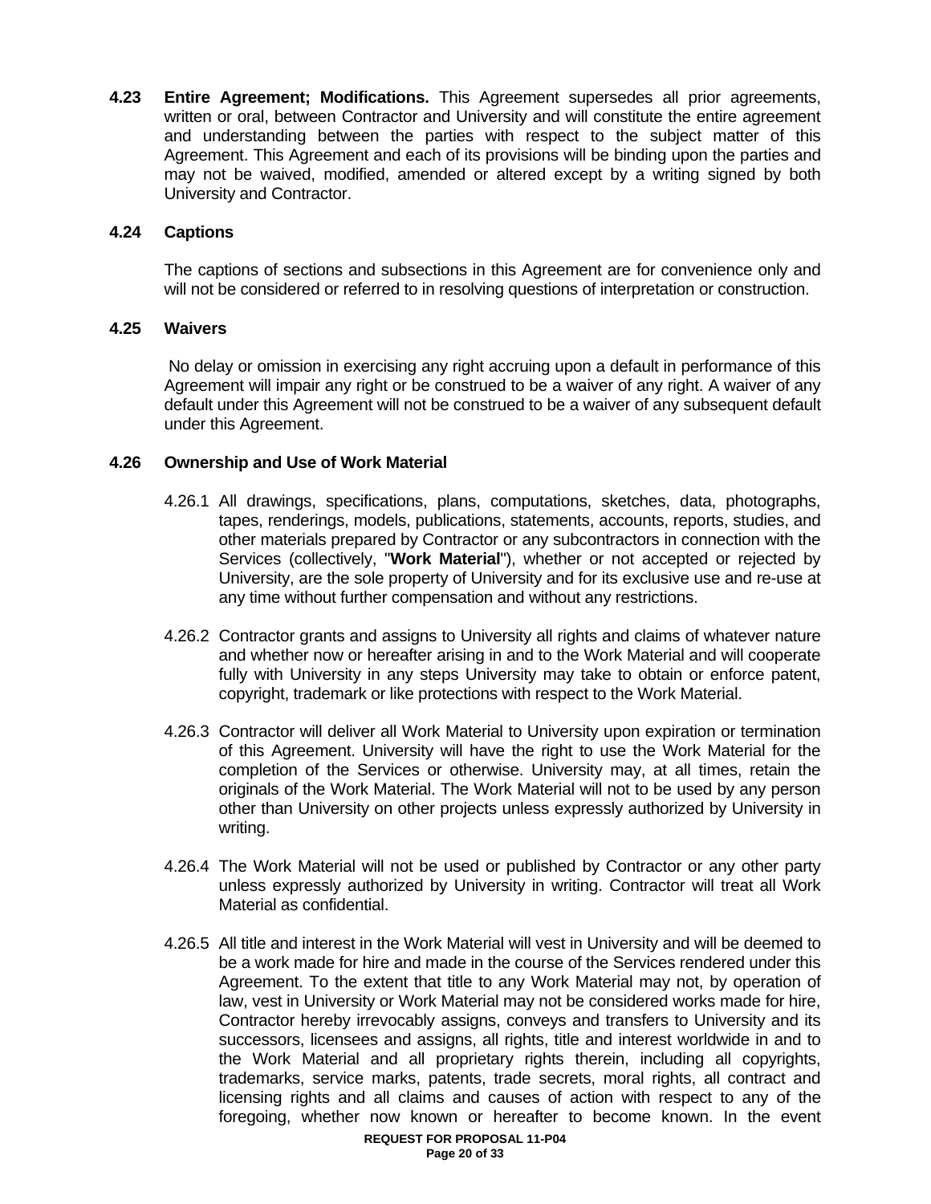**4.23 Entire Agreement; Modifications.** This Agreement supersedes all prior agreements, written or oral, between Contractor and University and will constitute the entire agreement and understanding between the parties with respect to the subject matter of this Agreement. This Agreement and each of its provisions will be binding upon the parties and may not be waived, modified, amended or altered except by a writing signed by both University and Contractor.

**4.24 Captions**

The captions of sections and subsections in this Agreement are for convenience only and will not be considered or referred to in resolving questions of interpretation or construction.

**4.25 Waivers**

No delay or omission in exercising any right accruing upon a default in performance of this Agreement will impair any right or be construed to be a waiver of any right. A waiver of any default under this Agreement will not be construed to be a waiver of any subsequent default under this Agreement.

**4.26 Ownership and Use of Work Material**

4.26.1 All drawings, specifications, plans, computations, sketches, data, photographs, tapes, renderings, models, publications, statements, accounts, reports, studies, and other materials prepared by Contractor or any subcontractors in connection with the Services (collectively, "**Work Material**"), whether or not accepted or rejected by University, are the sole property of University and for its exclusive use and re-use at any time without further compensation and without any restrictions.

4.26.2 Contractor grants and assigns to University all rights and claims of whatever nature and whether now or hereafter arising in and to the Work Material and will cooperate fully with University in any steps University may take to obtain or enforce patent, copyright, trademark or like protections with respect to the Work Material.

4.26.3 Contractor will deliver all Work Material to University upon expiration or termination of this Agreement. University will have the right to use the Work Material for the completion of the Services or otherwise. University may, at all times, retain the originals of the Work Material. The Work Material will not to be used by any person other than University on other projects unless expressly authorized by University in writing.

4.26.4 The Work Material will not be used or published by Contractor or any other party unless expressly authorized by University in writing. Contractor will treat all Work Material as confidential.

4.26.5 All title and interest in the Work Material will vest in University and will be deemed to be a work made for hire and made in the course of the Services rendered under this Agreement. To the extent that title to any Work Material may not, by operation of law, vest in University or Work Material may not be considered works made for hire, Contractor hereby irrevocably assigns, conveys and transfers to University and its successors, licensees and assigns, all rights, title and interest worldwide in and to the Work Material and all proprietary rights therein, including all copyrights, trademarks, service marks, patents, trade secrets, moral rights, all contract and licensing rights and all claims and causes of action with respect to any of the foregoing, whether now known or hereafter to become known. In the event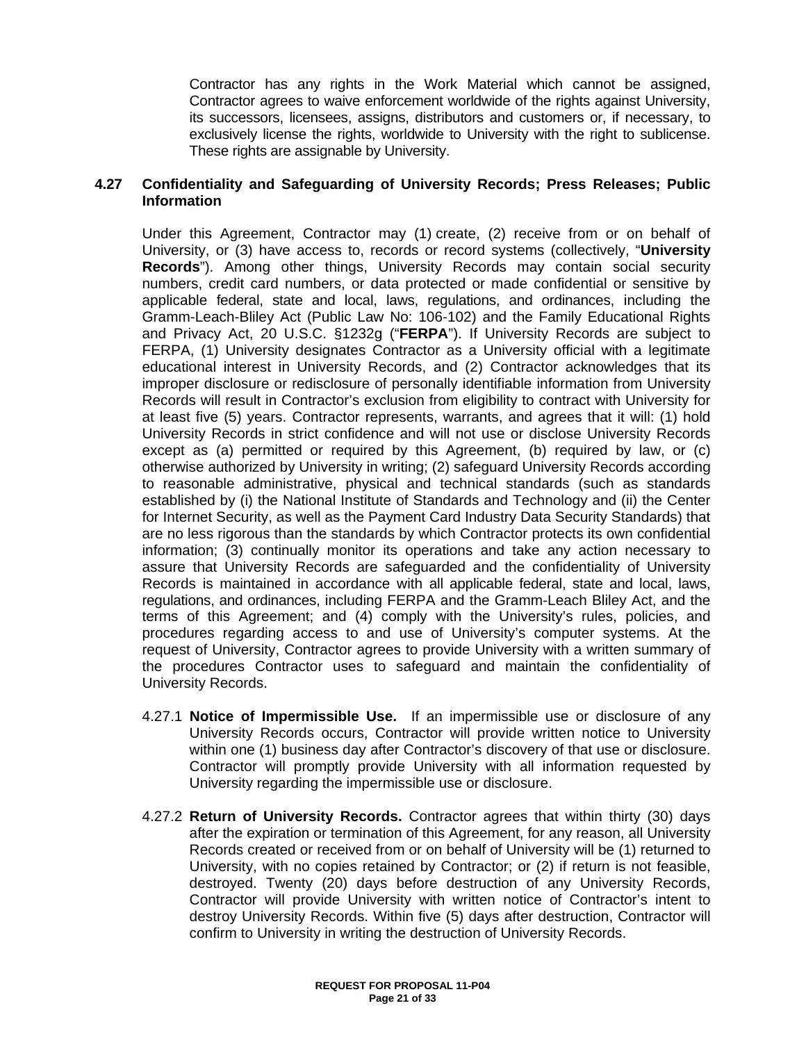Contractor has any rights in the Work Material which cannot be assigned, Contractor agrees to waive enforcement worldwide of the rights against University, its successors, licensees, assigns, distributors and customers or, if necessary, to exclusively license the rights, worldwide to University with the right to sublicense. These rights are assignable by University.

**4.27 Confidentiality and Safeguarding of University Records; Press Releases; Public Information**

Under this Agreement, Contractor may (1) create, (2) receive from or on behalf of University, or (3) have access to, records or record systems (collectively, "**University Records**"). Among other things, University Records may contain social security numbers, credit card numbers, or data protected or made confidential or sensitive by applicable federal, state and local, laws, regulations, and ordinances, including the Gramm-Leach-Bliley Act (Public Law No: 106-102) and the Family Educational Rights and Privacy Act, 20 U.S.C. §1232g ("**FERPA**"). If University Records are subject to FERPA, (1) University designates Contractor as a University official with a legitimate educational interest in University Records, and (2) Contractor acknowledges that its improper disclosure or redisclosure of personally identifiable information from University Records will result in Contractor's exclusion from eligibility to contract with University for at least five (5) years. Contractor represents, warrants, and agrees that it will: (1) hold University Records in strict confidence and will not use or disclose University Records except as (a) permitted or required by this Agreement, (b) required by law, or (c) otherwise authorized by University in writing; (2) safeguard University Records according to reasonable administrative, physical and technical standards (such as standards established by (i) the National Institute of Standards and Technology and (ii) the Center for Internet Security, as well as the Payment Card Industry Data Security Standards) that are no less rigorous than the standards by which Contractor protects its own confidential information; (3) continually monitor its operations and take any action necessary to assure that University Records are safeguarded and the confidentiality of University Records is maintained in accordance with all applicable federal, state and local, laws, regulations, and ordinances, including FERPA and the Gramm-Leach Bliley Act, and the terms of this Agreement; and (4) comply with the University's rules, policies, and procedures regarding access to and use of University's computer systems. At the request of University, Contractor agrees to provide University with a written summary of the procedures Contractor uses to safeguard and maintain the confidentiality of University Records.

4.27.1 **Notice of Impermissible Use.** If an impermissible use or disclosure of any University Records occurs, Contractor will provide written notice to University within one (1) business day after Contractor's discovery of that use or disclosure. Contractor will promptly provide University with all information requested by University regarding the impermissible use or disclosure.

4.27.2 **Return of University Records.** Contractor agrees that within thirty (30) days after the expiration or termination of this Agreement, for any reason, all University Records created or received from or on behalf of University will be (1) returned to University, with no copies retained by Contractor; or (2) if return is not feasible, destroyed. Twenty (20) days before destruction of any University Records, Contractor will provide University with written notice of Contractor's intent to destroy University Records. Within five (5) days after destruction, Contractor will confirm to University in writing the destruction of University Records.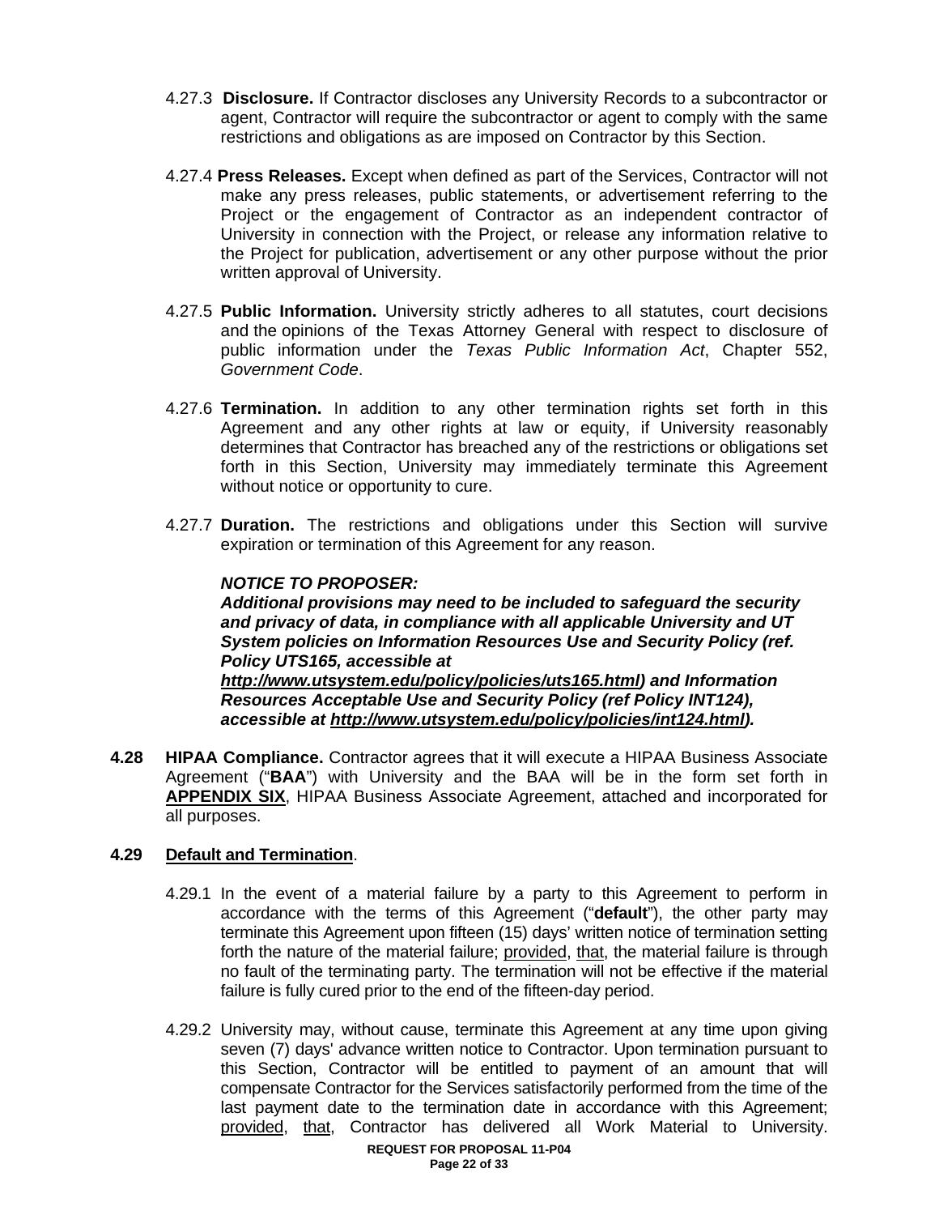4.27.3 **Disclosure.** If Contractor discloses any University Records to a subcontractor or agent, Contractor will require the subcontractor or agent to comply with the same restrictions and obligations as are imposed on Contractor by this Section.

4.27.4 **Press Releases.** Except when defined as part of the Services, Contractor will not make any press releases, public statements, or advertisement referring to the Project or the engagement of Contractor as an independent contractor of University in connection with the Project, or release any information relative to the Project for publication, advertisement or any other purpose without the prior written approval of University.

4.27.5 **Public Information.** University strictly adheres to all statutes, court decisions and the opinions of the Texas Attorney General with respect to disclosure of public information under the *Texas Public Information Act*, Chapter 552, *Government Code*.

4.27.6 **Termination.** In addition to any other termination rights set forth in this Agreement and any other rights at law or equity, if University reasonably determines that Contractor has breached any of the restrictions or obligations set forth in this Section, University may immediately terminate this Agreement without notice or opportunity to cure.

4.27.7 **Duration.** The restrictions and obligations under this Section will survive expiration or termination of this Agreement for any reason.

***NOTICE TO PROPOSER:***
***Additional provisions may need to be included to safeguard the security and privacy of data, in compliance with all applicable University and UT System policies on Information Resources Use and Security Policy (ref. Policy UTS165, accessible at <u>http://www.utsystem.edu/policy/policies/uts165.html</u>) and Information Resources Acceptable Use and Security Policy (ref Policy INT124), accessible at <u>http://www.utsystem.edu/policy/policies/int124.html</u>).***

**4.28 HIPAA Compliance.** Contractor agrees that it will execute a HIPAA Business Associate Agreement ("**BAA**") with University and the BAA will be in the form set forth in **<u>APPENDIX SIX</u>**, HIPAA Business Associate Agreement, attached and incorporated for all purposes.

**4.29 <u>Default and Termination</u>**.

4.29.1 In the event of a material failure by a party to this Agreement to perform in accordance with the terms of this Agreement ("**default**"), the other party may terminate this Agreement upon fifteen (15) days' written notice of termination setting forth the nature of the material failure; <u>provided</u>, <u>that</u>, the material failure is through no fault of the terminating party. The termination will not be effective if the material failure is fully cured prior to the end of the fifteen-day period.

4.29.2 University may, without cause, terminate this Agreement at any time upon giving seven (7) days' advance written notice to Contractor. Upon termination pursuant to this Section, Contractor will be entitled to payment of an amount that will compensate Contractor for the Services satisfactorily performed from the time of the last payment date to the termination date in accordance with this Agreement; <u>provided</u>, <u>that</u>, Contractor has delivered all Work Material to University.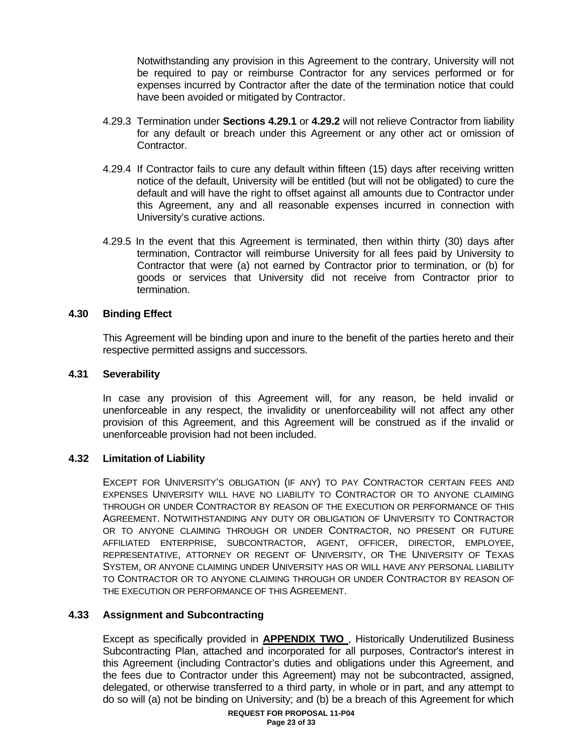Notwithstanding any provision in this Agreement to the contrary, University will not be required to pay or reimburse Contractor for any services performed or for expenses incurred by Contractor after the date of the termination notice that could have been avoided or mitigated by Contractor.

4.29.3 Termination under **Sections 4.29.1** or **4.29.2** will not relieve Contractor from liability for any default or breach under this Agreement or any other act or omission of Contractor.

4.29.4 If Contractor fails to cure any default within fifteen (15) days after receiving written notice of the default, University will be entitled (but will not be obligated) to cure the default and will have the right to offset against all amounts due to Contractor under this Agreement, any and all reasonable expenses incurred in connection with University's curative actions.

4.29.5 In the event that this Agreement is terminated, then within thirty (30) days after termination, Contractor will reimburse University for all fees paid by University to Contractor that were (a) not earned by Contractor prior to termination, or (b) for goods or services that University did not receive from Contractor prior to termination.

### 4.30 Binding Effect

This Agreement will be binding upon and inure to the benefit of the parties hereto and their respective permitted assigns and successors.

### 4.31 Severability

In case any provision of this Agreement will, for any reason, be held invalid or unenforceable in any respect, the invalidity or unenforceability will not affect any other provision of this Agreement, and this Agreement will be construed as if the invalid or unenforceable provision had not been included.

### 4.32 Limitation of Liability

EXCEPT FOR UNIVERSITY'S OBLIGATION (IF ANY) TO PAY CONTRACTOR CERTAIN FEES AND EXPENSES UNIVERSITY WILL HAVE NO LIABILITY TO CONTRACTOR OR TO ANYONE CLAIMING THROUGH OR UNDER CONTRACTOR BY REASON OF THE EXECUTION OR PERFORMANCE OF THIS AGREEMENT. NOTWITHSTANDING ANY DUTY OR OBLIGATION OF UNIVERSITY TO CONTRACTOR OR TO ANYONE CLAIMING THROUGH OR UNDER CONTRACTOR, NO PRESENT OR FUTURE AFFILIATED ENTERPRISE, SUBCONTRACTOR, AGENT, OFFICER, DIRECTOR, EMPLOYEE, REPRESENTATIVE, ATTORNEY OR REGENT OF UNIVERSITY, OR THE UNIVERSITY OF TEXAS SYSTEM, OR ANYONE CLAIMING UNDER UNIVERSITY HAS OR WILL HAVE ANY PERSONAL LIABILITY TO CONTRACTOR OR TO ANYONE CLAIMING THROUGH OR UNDER CONTRACTOR BY REASON OF THE EXECUTION OR PERFORMANCE OF THIS AGREEMENT.

### 4.33 Assignment and Subcontracting

Except as specifically provided in **APPENDIX TWO**, Historically Underutilized Business Subcontracting Plan, attached and incorporated for all purposes, Contractor's interest in this Agreement (including Contractor's duties and obligations under this Agreement, and the fees due to Contractor under this Agreement) may not be subcontracted, assigned, delegated, or otherwise transferred to a third party, in whole or in part, and any attempt to do so will (a) not be binding on University; and (b) be a breach of this Agreement for which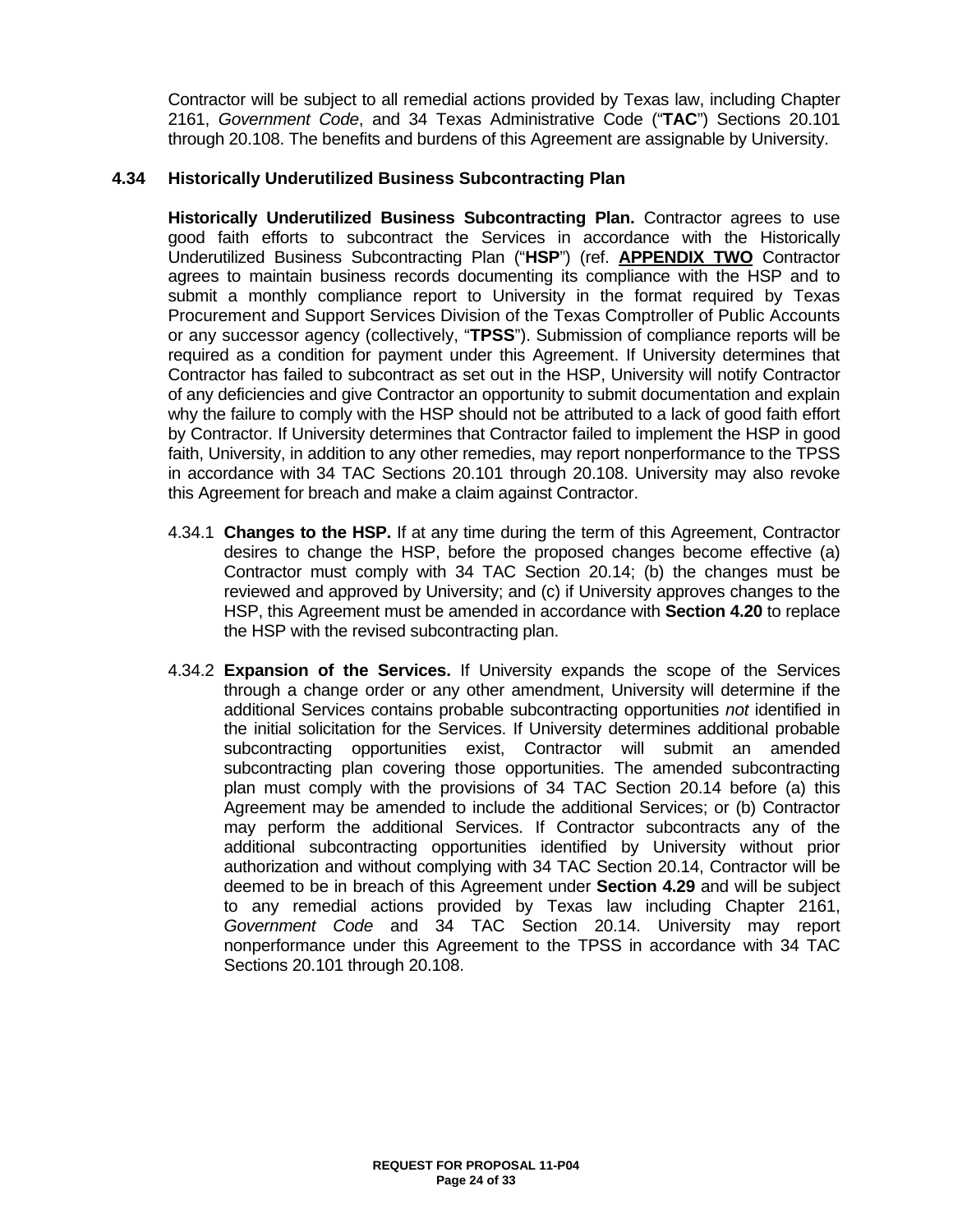Contractor will be subject to all remedial actions provided by Texas law, including Chapter 2161, *Government Code*, and 34 Texas Administrative Code ("**TAC**") Sections 20.101 through 20.108. The benefits and burdens of this Agreement are assignable by University.

### 4.34 Historically Underutilized Business Subcontracting Plan

**Historically Underutilized Business Subcontracting Plan.** Contractor agrees to use good faith efforts to subcontract the Services in accordance with the Historically Underutilized Business Subcontracting Plan ("**HSP**") (ref. **APPENDIX TWO** Contractor agrees to maintain business records documenting its compliance with the HSP and to submit a monthly compliance report to University in the format required by Texas Procurement and Support Services Division of the Texas Comptroller of Public Accounts or any successor agency (collectively, "**TPSS**"). Submission of compliance reports will be required as a condition for payment under this Agreement. If University determines that Contractor has failed to subcontract as set out in the HSP, University will notify Contractor of any deficiencies and give Contractor an opportunity to submit documentation and explain why the failure to comply with the HSP should not be attributed to a lack of good faith effort by Contractor. If University determines that Contractor failed to implement the HSP in good faith, University, in addition to any other remedies, may report nonperformance to the TPSS in accordance with 34 TAC Sections 20.101 through 20.108. University may also revoke this Agreement for breach and make a claim against Contractor.

4.34.1 **Changes to the HSP.** If at any time during the term of this Agreement, Contractor desires to change the HSP, before the proposed changes become effective (a) Contractor must comply with 34 TAC Section 20.14; (b) the changes must be reviewed and approved by University; and (c) if University approves changes to the HSP, this Agreement must be amended in accordance with **Section 4.20** to replace the HSP with the revised subcontracting plan.

4.34.2 **Expansion of the Services.** If University expands the scope of the Services through a change order or any other amendment, University will determine if the additional Services contains probable subcontracting opportunities *not* identified in the initial solicitation for the Services. If University determines additional probable subcontracting opportunities exist, Contractor will submit an amended subcontracting plan covering those opportunities. The amended subcontracting plan must comply with the provisions of 34 TAC Section 20.14 before (a) this Agreement may be amended to include the additional Services; or (b) Contractor may perform the additional Services. If Contractor subcontracts any of the additional subcontracting opportunities identified by University without prior authorization and without complying with 34 TAC Section 20.14, Contractor will be deemed to be in breach of this Agreement under **Section 4.29** and will be subject to any remedial actions provided by Texas law including Chapter 2161, *Government Code* and 34 TAC Section 20.14. University may report nonperformance under this Agreement to the TPSS in accordance with 34 TAC Sections 20.101 through 20.108.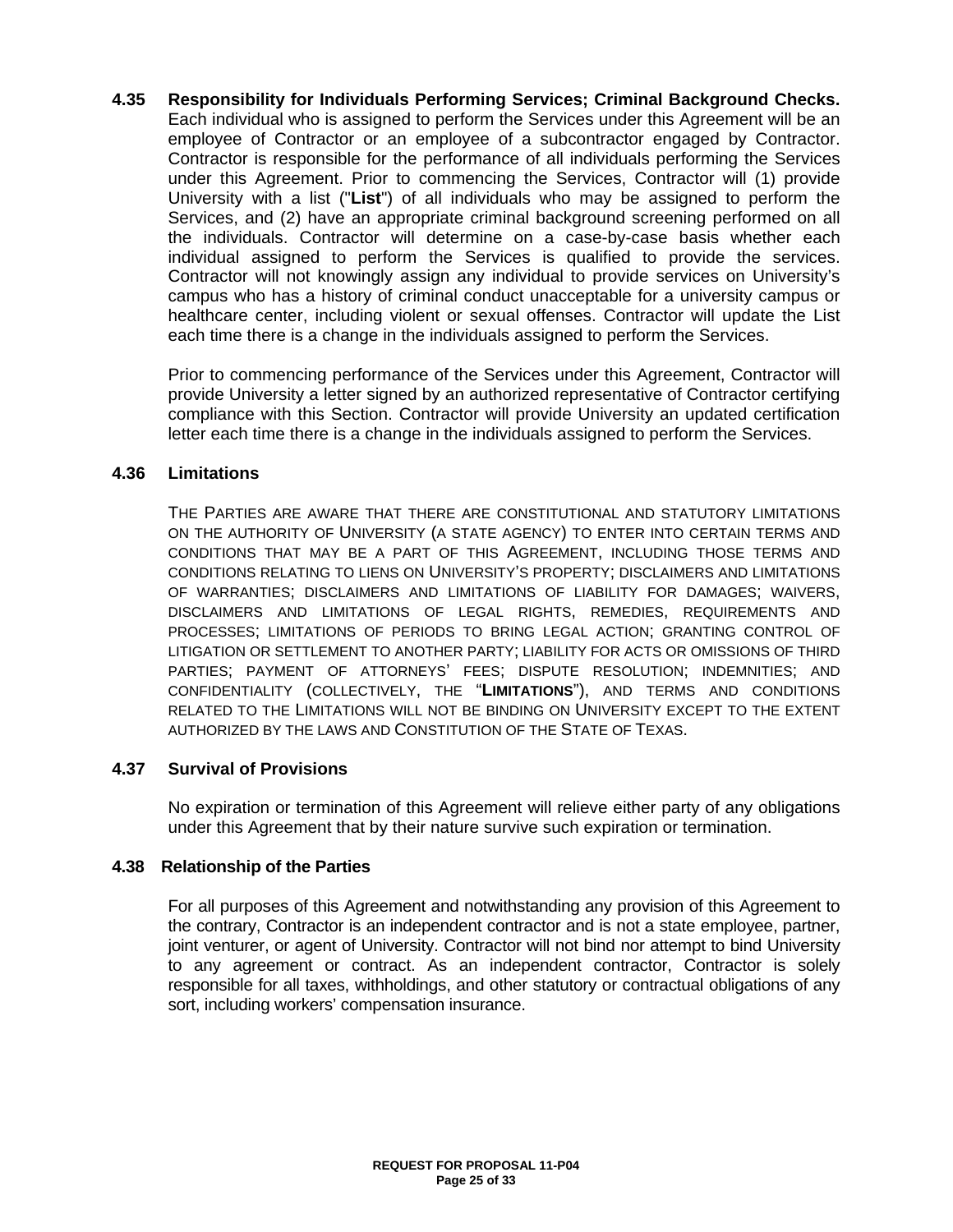**4.35 Responsibility for Individuals Performing Services; Criminal Background Checks.** Each individual who is assigned to perform the Services under this Agreement will be an employee of Contractor or an employee of a subcontractor engaged by Contractor. Contractor is responsible for the performance of all individuals performing the Services under this Agreement. Prior to commencing the Services, Contractor will (1) provide University with a list ("**List**") of all individuals who may be assigned to perform the Services, and (2) have an appropriate criminal background screening performed on all the individuals. Contractor will determine on a case-by-case basis whether each individual assigned to perform the Services is qualified to provide the services. Contractor will not knowingly assign any individual to provide services on University's campus who has a history of criminal conduct unacceptable for a university campus or healthcare center, including violent or sexual offenses. Contractor will update the List each time there is a change in the individuals assigned to perform the Services.

Prior to commencing performance of the Services under this Agreement, Contractor will provide University a letter signed by an authorized representative of Contractor certifying compliance with this Section. Contractor will provide University an updated certification letter each time there is a change in the individuals assigned to perform the Services.

**4.36 Limitations**

THE PARTIES ARE AWARE THAT THERE ARE CONSTITUTIONAL AND STATUTORY LIMITATIONS ON THE AUTHORITY OF UNIVERSITY (A STATE AGENCY) TO ENTER INTO CERTAIN TERMS AND CONDITIONS THAT MAY BE A PART OF THIS AGREEMENT, INCLUDING THOSE TERMS AND CONDITIONS RELATING TO LIENS ON UNIVERSITY'S PROPERTY; DISCLAIMERS AND LIMITATIONS OF WARRANTIES; DISCLAIMERS AND LIMITATIONS OF LIABILITY FOR DAMAGES; WAIVERS, DISCLAIMERS AND LIMITATIONS OF LEGAL RIGHTS, REMEDIES, REQUIREMENTS AND PROCESSES; LIMITATIONS OF PERIODS TO BRING LEGAL ACTION; GRANTING CONTROL OF LITIGATION OR SETTLEMENT TO ANOTHER PARTY; LIABILITY FOR ACTS OR OMISSIONS OF THIRD PARTIES; PAYMENT OF ATTORNEYS' FEES; DISPUTE RESOLUTION; INDEMNITIES; AND CONFIDENTIALITY (COLLECTIVELY, THE "**LIMITATIONS**"), AND TERMS AND CONDITIONS RELATED TO THE LIMITATIONS WILL NOT BE BINDING ON UNIVERSITY EXCEPT TO THE EXTENT AUTHORIZED BY THE LAWS AND CONSTITUTION OF THE STATE OF TEXAS.

**4.37 Survival of Provisions**

No expiration or termination of this Agreement will relieve either party of any obligations under this Agreement that by their nature survive such expiration or termination.

**4.38 Relationship of the Parties**

For all purposes of this Agreement and notwithstanding any provision of this Agreement to the contrary, Contractor is an independent contractor and is not a state employee, partner, joint venturer, or agent of University. Contractor will not bind nor attempt to bind University to any agreement or contract. As an independent contractor, Contractor is solely responsible for all taxes, withholdings, and other statutory or contractual obligations of any sort, including workers' compensation insurance.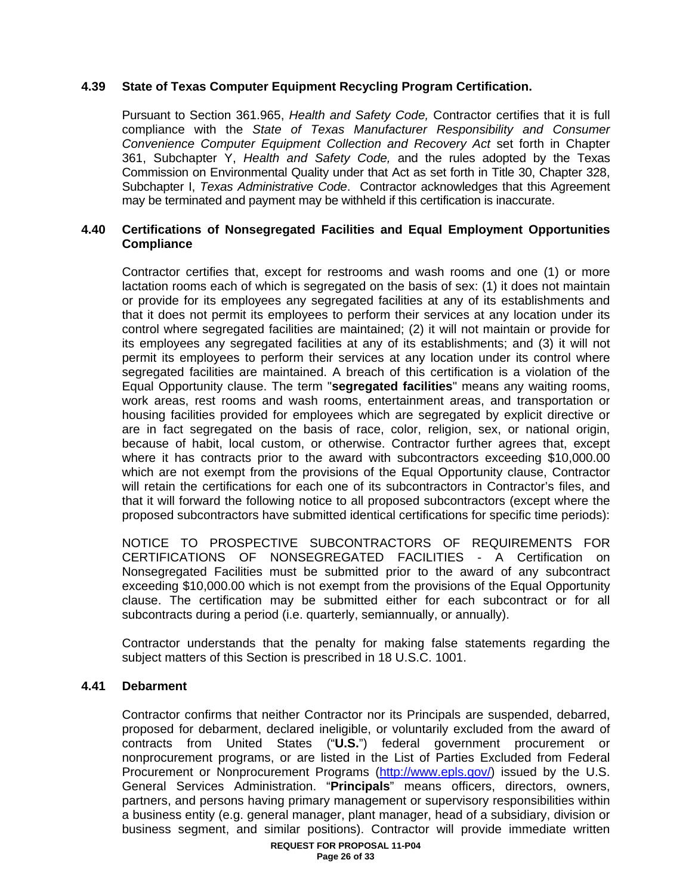### 4.39 State of Texas Computer Equipment Recycling Program Certification.

Pursuant to Section 361.965, *Health and Safety Code,* Contractor certifies that it is full compliance with the *State of Texas Manufacturer Responsibility and Consumer Convenience Computer Equipment Collection and Recovery Act* set forth in Chapter 361, Subchapter Y, *Health and Safety Code,* and the rules adopted by the Texas Commission on Environmental Quality under that Act as set forth in Title 30, Chapter 328, Subchapter I, *Texas Administrative Code*. Contractor acknowledges that this Agreement may be terminated and payment may be withheld if this certification is inaccurate.

### 4.40 Certifications of Nonsegregated Facilities and Equal Employment Opportunities Compliance

Contractor certifies that, except for restrooms and wash rooms and one (1) or more lactation rooms each of which is segregated on the basis of sex: (1) it does not maintain or provide for its employees any segregated facilities at any of its establishments and that it does not permit its employees to perform their services at any location under its control where segregated facilities are maintained; (2) it will not maintain or provide for its employees any segregated facilities at any of its establishments; and (3) it will not permit its employees to perform their services at any location under its control where segregated facilities are maintained. A breach of this certification is a violation of the Equal Opportunity clause. The term "**segregated facilities**" means any waiting rooms, work areas, rest rooms and wash rooms, entertainment areas, and transportation or housing facilities provided for employees which are segregated by explicit directive or are in fact segregated on the basis of race, color, religion, sex, or national origin, because of habit, local custom, or otherwise. Contractor further agrees that, except where it has contracts prior to the award with subcontractors exceeding $10,000.00 which are not exempt from the provisions of the Equal Opportunity clause, Contractor will retain the certifications for each one of its subcontractors in Contractor's files, and that it will forward the following notice to all proposed subcontractors (except where the proposed subcontractors have submitted identical certifications for specific time periods):

NOTICE TO PROSPECTIVE SUBCONTRACTORS OF REQUIREMENTS FOR CERTIFICATIONS OF NONSEGREGATED FACILITIES - A Certification on Nonsegregated Facilities must be submitted prior to the award of any subcontract exceeding $10,000.00 which is not exempt from the provisions of the Equal Opportunity clause. The certification may be submitted either for each subcontract or for all subcontracts during a period (i.e. quarterly, semiannually, or annually).

Contractor understands that the penalty for making false statements regarding the subject matters of this Section is prescribed in 18 U.S.C. 1001.

### 4.41 Debarment

Contractor confirms that neither Contractor nor its Principals are suspended, debarred, proposed for debarment, declared ineligible, or voluntarily excluded from the award of contracts from United States ("**U.S.**") federal government procurement or nonprocurement programs, or are listed in the List of Parties Excluded from Federal Procurement or Nonprocurement Programs (http://www.epls.gov/) issued by the U.S. General Services Administration. "**Principals**" means officers, directors, owners, partners, and persons having primary management or supervisory responsibilities within a business entity (e.g. general manager, plant manager, head of a subsidiary, division or business segment, and similar positions). Contractor will provide immediate written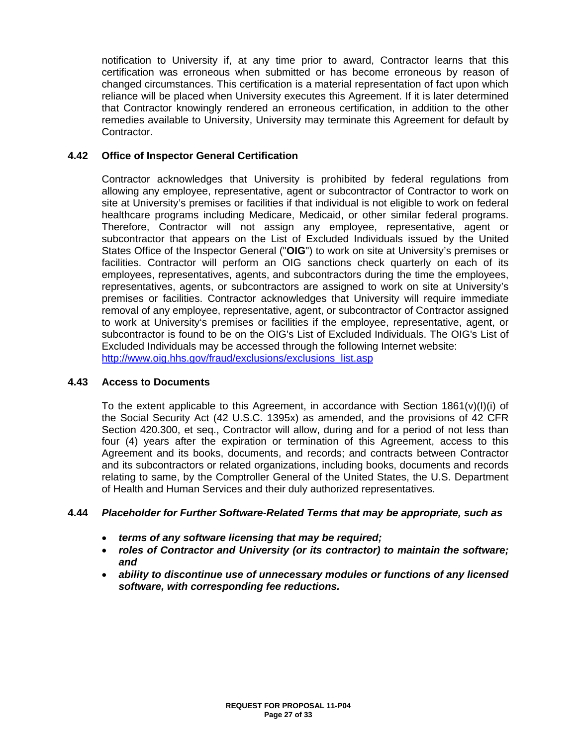notification to University if, at any time prior to award, Contractor learns that this certification was erroneous when submitted or has become erroneous by reason of changed circumstances. This certification is a material representation of fact upon which reliance will be placed when University executes this Agreement. If it is later determined that Contractor knowingly rendered an erroneous certification, in addition to the other remedies available to University, University may terminate this Agreement for default by Contractor.

### 4.42 Office of Inspector General Certification

Contractor acknowledges that University is prohibited by federal regulations from allowing any employee, representative, agent or subcontractor of Contractor to work on site at University's premises or facilities if that individual is not eligible to work on federal healthcare programs including Medicare, Medicaid, or other similar federal programs. Therefore, Contractor will not assign any employee, representative, agent or subcontractor that appears on the List of Excluded Individuals issued by the United States Office of the Inspector General ("**OIG**") to work on site at University's premises or facilities. Contractor will perform an OIG sanctions check quarterly on each of its employees, representatives, agents, and subcontractors during the time the employees, representatives, agents, or subcontractors are assigned to work on site at University's premises or facilities. Contractor acknowledges that University will require immediate removal of any employee, representative, agent, or subcontractor of Contractor assigned to work at University's premises or facilities if the employee, representative, agent, or subcontractor is found to be on the OIG's List of Excluded Individuals. The OIG's List of Excluded Individuals may be accessed through the following Internet website: http://www.oig.hhs.gov/fraud/exclusions/exclusions_list.asp

### 4.43 Access to Documents

To the extent applicable to this Agreement, in accordance with Section 1861(v)(I)(i) of the Social Security Act (42 U.S.C. 1395x) as amended, and the provisions of 42 CFR Section 420.300, et seq., Contractor will allow, during and for a period of not less than four (4) years after the expiration or termination of this Agreement, access to this Agreement and its books, documents, and records; and contracts between Contractor and its subcontractors or related organizations, including books, documents and records relating to same, by the Comptroller General of the United States, the U.S. Department of Health and Human Services and their duly authorized representatives.

### 4.44 *Placeholder for Further Software-Related Terms that may be appropriate, such as*

- ***terms of any software licensing that may be required;***
- ***roles of Contractor and University (or its contractor) to maintain the software; and***
- ***ability to discontinue use of unnecessary modules or functions of any licensed software, with corresponding fee reductions.***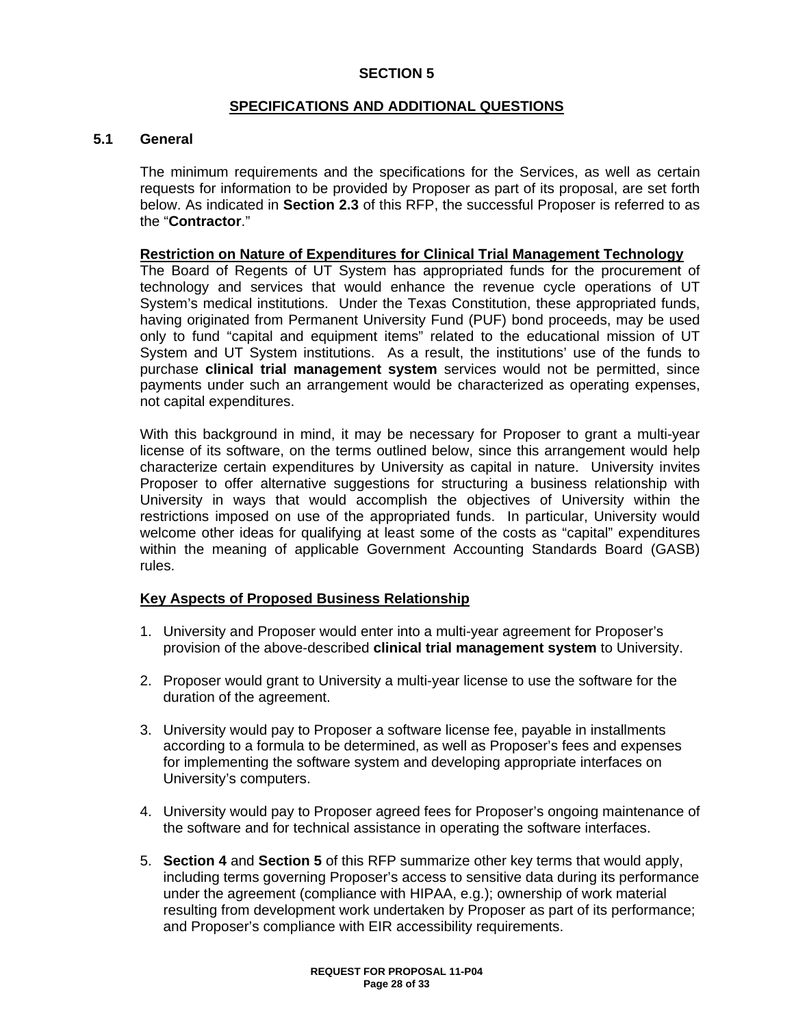# SECTION 5

## SPECIFICATIONS AND ADDITIONAL QUESTIONS

### 5.1 General

The minimum requirements and the specifications for the Services, as well as certain requests for information to be provided by Proposer as part of its proposal, are set forth below. As indicated in **Section 2.3** of this RFP, the successful Proposer is referred to as the "**Contractor**."

**Restriction on Nature of Expenditures for Clinical Trial Management Technology**
The Board of Regents of UT System has appropriated funds for the procurement of technology and services that would enhance the revenue cycle operations of UT System's medical institutions. Under the Texas Constitution, these appropriated funds, having originated from Permanent University Fund (PUF) bond proceeds, may be used only to fund "capital and equipment items" related to the educational mission of UT System and UT System institutions. As a result, the institutions' use of the funds to purchase **clinical trial management system** services would not be permitted, since payments under such an arrangement would be characterized as operating expenses, not capital expenditures.

With this background in mind, it may be necessary for Proposer to grant a multi-year license of its software, on the terms outlined below, since this arrangement would help characterize certain expenditures by University as capital in nature. University invites Proposer to offer alternative suggestions for structuring a business relationship with University in ways that would accomplish the objectives of University within the restrictions imposed on use of the appropriated funds. In particular, University would welcome other ideas for qualifying at least some of the costs as "capital" expenditures within the meaning of applicable Government Accounting Standards Board (GASB) rules.

**Key Aspects of Proposed Business Relationship**

1. University and Proposer would enter into a multi-year agreement for Proposer's provision of the above-described **clinical trial management system** to University.

2. Proposer would grant to University a multi-year license to use the software for the duration of the agreement.

3. University would pay to Proposer a software license fee, payable in installments according to a formula to be determined, as well as Proposer's fees and expenses for implementing the software system and developing appropriate interfaces on University's computers.

4. University would pay to Proposer agreed fees for Proposer's ongoing maintenance of the software and for technical assistance in operating the software interfaces.

5. **Section 4** and **Section 5** of this RFP summarize other key terms that would apply, including terms governing Proposer's access to sensitive data during its performance under the agreement (compliance with HIPAA, e.g.); ownership of work material resulting from development work undertaken by Proposer as part of its performance; and Proposer's compliance with EIR accessibility requirements.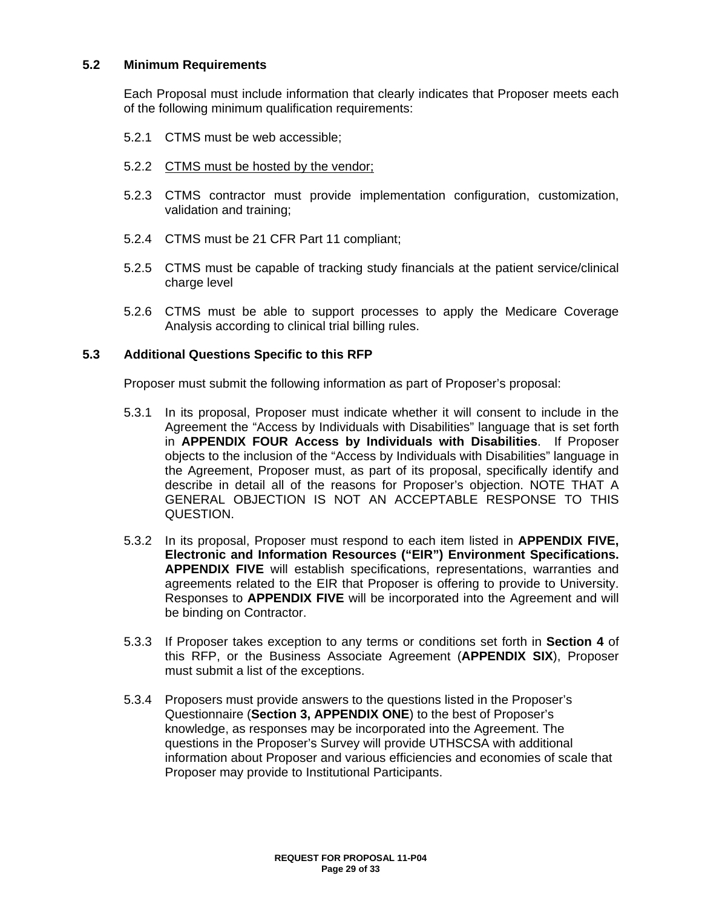### 5.2 Minimum Requirements

Each Proposal must include information that clearly indicates that Proposer meets each of the following minimum qualification requirements:

5.2.1 CTMS must be web accessible;

5.2.2 <u>CTMS must be hosted by the vendor;</u>

5.2.3 CTMS contractor must provide implementation configuration, customization, validation and training;

5.2.4 CTMS must be 21 CFR Part 11 compliant;

5.2.5 CTMS must be capable of tracking study financials at the patient service/clinical charge level

5.2.6 CTMS must be able to support processes to apply the Medicare Coverage Analysis according to clinical trial billing rules.

### 5.3 Additional Questions Specific to this RFP

Proposer must submit the following information as part of Proposer's proposal:

5.3.1 In its proposal, Proposer must indicate whether it will consent to include in the Agreement the "Access by Individuals with Disabilities" language that is set forth in **APPENDIX FOUR Access by Individuals with Disabilities**. If Proposer objects to the inclusion of the "Access by Individuals with Disabilities" language in the Agreement, Proposer must, as part of its proposal, specifically identify and describe in detail all of the reasons for Proposer's objection. NOTE THAT A GENERAL OBJECTION IS NOT AN ACCEPTABLE RESPONSE TO THIS QUESTION.

5.3.2 In its proposal, Proposer must respond to each item listed in **APPENDIX FIVE, Electronic and Information Resources ("EIR") Environment Specifications. APPENDIX FIVE** will establish specifications, representations, warranties and agreements related to the EIR that Proposer is offering to provide to University. Responses to **APPENDIX FIVE** will be incorporated into the Agreement and will be binding on Contractor.

5.3.3 If Proposer takes exception to any terms or conditions set forth in **Section 4** of this RFP, or the Business Associate Agreement (**APPENDIX SIX**), Proposer must submit a list of the exceptions.

5.3.4 Proposers must provide answers to the questions listed in the Proposer's Questionnaire (**Section 3, APPENDIX ONE**) to the best of Proposer's knowledge, as responses may be incorporated into the Agreement. The questions in the Proposer's Survey will provide UTHSCSA with additional information about Proposer and various efficiencies and economies of scale that Proposer may provide to Institutional Participants.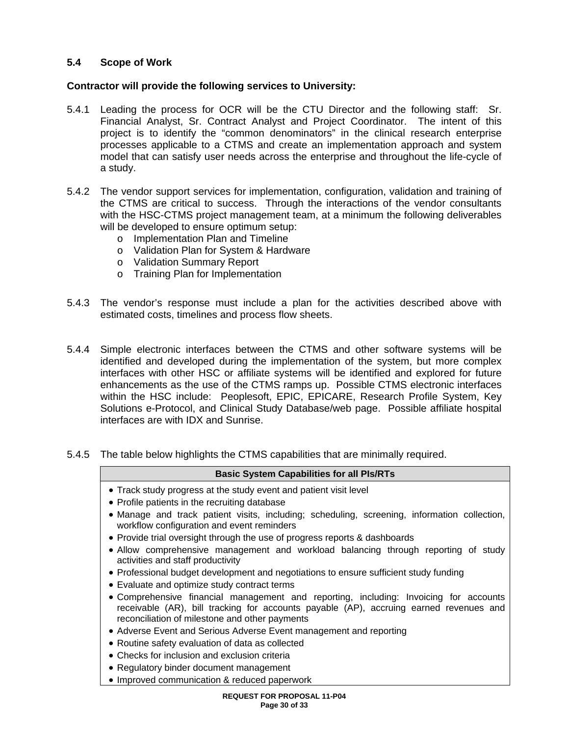### 5.4 Scope of Work

**Contractor will provide the following services to University:**

5.4.1 Leading the process for OCR will be the CTU Director and the following staff: Sr. Financial Analyst, Sr. Contract Analyst and Project Coordinator. The intent of this project is to identify the "common denominators" in the clinical research enterprise processes applicable to a CTMS and create an implementation approach and system model that can satisfy user needs across the enterprise and throughout the life-cycle of a study.

5.4.2 The vendor support services for implementation, configuration, validation and training of the CTMS are critical to success. Through the interactions of the vendor consultants with the HSC-CTMS project management team, at a minimum the following deliverables will be developed to ensure optimum setup:

- Implementation Plan and Timeline
- Validation Plan for System & Hardware
- Validation Summary Report
- Training Plan for Implementation

5.4.3 The vendor's response must include a plan for the activities described above with estimated costs, timelines and process flow sheets.

5.4.4 Simple electronic interfaces between the CTMS and other software systems will be identified and developed during the implementation of the system, but more complex interfaces with other HSC or affiliate systems will be identified and explored for future enhancements as the use of the CTMS ramps up. Possible CTMS electronic interfaces within the HSC include: Peoplesoft, EPIC, EPICARE, Research Profile System, Key Solutions e-Protocol, and Clinical Study Database/web page. Possible affiliate hospital interfaces are with IDX and Sunrise.

5.4.5 The table below highlights the CTMS capabilities that are minimally required.

| Basic System Capabilities for all PIs/RTs |
|---|
| • Track study progress at the study event and patient visit level<br>• Profile patients in the recruiting database<br>• Manage and track patient visits, including; scheduling, screening, information collection, workflow configuration and event reminders<br>• Provide trial oversight through the use of progress reports & dashboards<br>• Allow comprehensive management and workload balancing through reporting of study activities and staff productivity<br>• Professional budget development and negotiations to ensure sufficient study funding<br>• Evaluate and optimize study contract terms<br>• Comprehensive financial management and reporting, including: Invoicing for accounts receivable (AR), bill tracking for accounts payable (AP), accruing earned revenues and reconciliation of milestone and other payments<br>• Adverse Event and Serious Adverse Event management and reporting<br>• Routine safety evaluation of data as collected<br>• Checks for inclusion and exclusion criteria<br>• Regulatory binder document management<br>• Improved communication & reduced paperwork |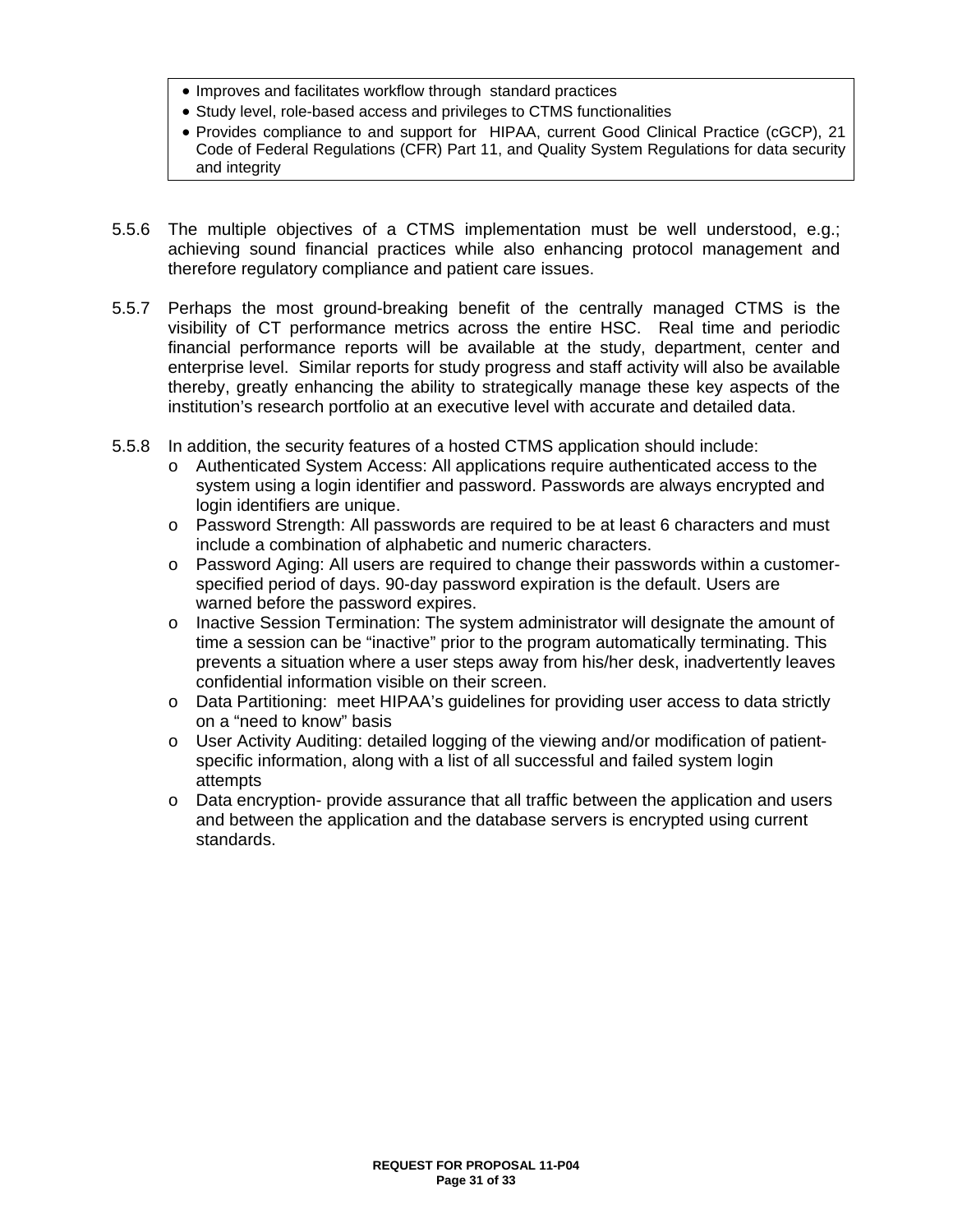- Improves and facilitates workflow through standard practices
- Study level, role-based access and privileges to CTMS functionalities
- Provides compliance to and support for HIPAA, current Good Clinical Practice (cGCP), 21 Code of Federal Regulations (CFR) Part 11, and Quality System Regulations for data security and integrity

5.5.6 The multiple objectives of a CTMS implementation must be well understood, e.g.; achieving sound financial practices while also enhancing protocol management and therefore regulatory compliance and patient care issues.

5.5.7 Perhaps the most ground-breaking benefit of the centrally managed CTMS is the visibility of CT performance metrics across the entire HSC. Real time and periodic financial performance reports will be available at the study, department, center and enterprise level. Similar reports for study progress and staff activity will also be available thereby, greatly enhancing the ability to strategically manage these key aspects of the institution's research portfolio at an executive level with accurate and detailed data.

5.5.8 In addition, the security features of a hosted CTMS application should include:

- Authenticated System Access: All applications require authenticated access to the system using a login identifier and password. Passwords are always encrypted and login identifiers are unique.
- Password Strength: All passwords are required to be at least 6 characters and must include a combination of alphabetic and numeric characters.
- Password Aging: All users are required to change their passwords within a customer-specified period of days. 90-day password expiration is the default. Users are warned before the password expires.
- Inactive Session Termination: The system administrator will designate the amount of time a session can be "inactive" prior to the program automatically terminating. This prevents a situation where a user steps away from his/her desk, inadvertently leaves confidential information visible on their screen.
- Data Partitioning: meet HIPAA's guidelines for providing user access to data strictly on a "need to know" basis
- User Activity Auditing: detailed logging of the viewing and/or modification of patient-specific information, along with a list of all successful and failed system login attempts
- Data encryption- provide assurance that all traffic between the application and users and between the application and the database servers is encrypted using current standards.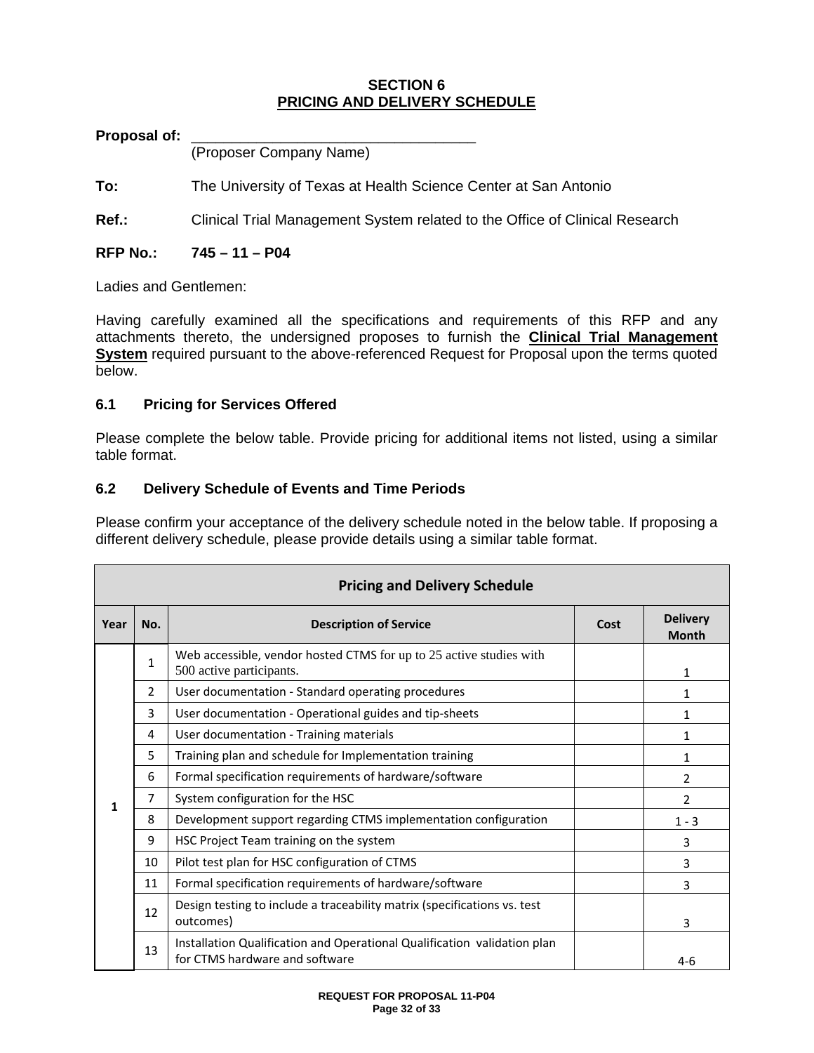**SECTION 6**
**PRICING AND DELIVERY SCHEDULE**

**Proposal of:** ___________________________________
(Proposer Company Name)

**To:** The University of Texas at Health Science Center at San Antonio

**Ref.:** Clinical Trial Management System related to the Office of Clinical Research

**RFP No.:** **745 – 11 – P04**

Ladies and Gentlemen:

Having carefully examined all the specifications and requirements of this RFP and any attachments thereto, the undersigned proposes to furnish the **Clinical Trial Management System** required pursuant to the above-referenced Request for Proposal upon the terms quoted below.

### 6.1 Pricing for Services Offered

Please complete the below table. Provide pricing for additional items not listed, using a similar table format.

### 6.2 Delivery Schedule of Events and Time Periods

Please confirm your acceptance of the delivery schedule noted in the below table. If proposing a different delivery schedule, please provide details using a similar table format.

| Pricing and Delivery Schedule | | | | |
|---|---|---|---|---|
| **Year** | **No.** | **Description of Service** | **Cost** | **Delivery Month** |
| 1 | 1 | Web accessible, vendor hosted CTMS for up to 25 active studies with 500 active participants. | | 1 |
| | 2 | User documentation - Standard operating procedures | | 1 |
| | 3 | User documentation - Operational guides and tip-sheets | | 1 |
| | 4 | User documentation - Training materials | | 1 |
| | 5 | Training plan and schedule for Implementation training | | 1 |
| | 6 | Formal specification requirements of hardware/software | | 2 |
| | 7 | System configuration for the HSC | | 2 |
| | 8 | Development support regarding CTMS implementation configuration | | 1 - 3 |
| | 9 | HSC Project Team training on the system | | 3 |
| | 10 | Pilot test plan for HSC configuration of CTMS | | 3 |
| | 11 | Formal specification requirements of hardware/software | | 3 |
| | 12 | Design testing to include a traceability matrix (specifications vs. test outcomes) | | 3 |
| | 13 | Installation Qualification and Operational Qualification validation plan for CTMS hardware and software | | 4-6 |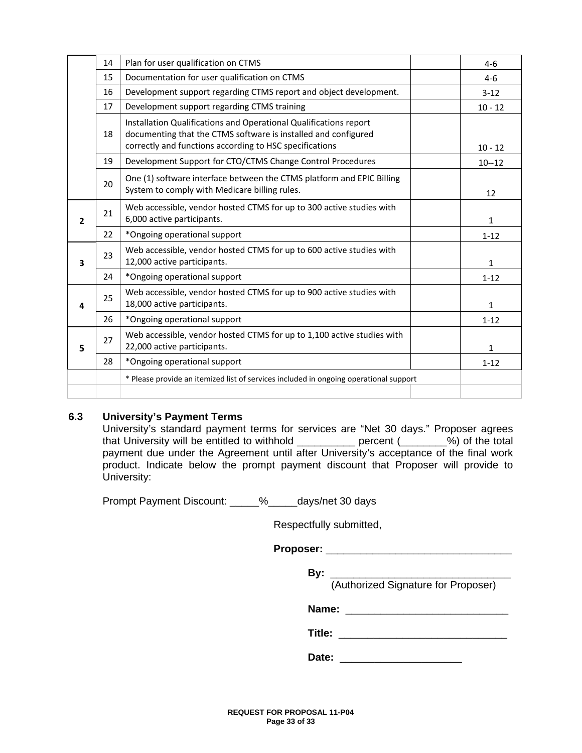| | | | | |
|---|---|---|---|---|
| | 14 | Plan for user qualification on CTMS | | 4-6 |
| | 15 | Documentation for user qualification on CTMS | | 4-6 |
| | 16 | Development support regarding CTMS report and object development. | | 3-12 |
| | 17 | Development support regarding CTMS training | | 10 - 12 |
| | 18 | Installation Qualifications and Operational Qualifications report documenting that the CTMS software is installed and configured correctly and functions according to HSC specifications | | 10 - 12 |
| | 19 | Development Support for CTO/CTMS Change Control Procedures | | 10--12 |
| | 20 | One (1) software interface between the CTMS platform and EPIC Billing System to comply with Medicare billing rules. | | 12 |
| **2** | 21 | Web accessible, vendor hosted CTMS for up to 300 active studies with 6,000 active participants. | | 1 |
| | 22 | *Ongoing operational support | | 1-12 |
| **3** | 23 | Web accessible, vendor hosted CTMS for up to 600 active studies with 12,000 active participants. | | 1 |
| | 24 | *Ongoing operational support | | 1-12 |
| **4** | 25 | Web accessible, vendor hosted CTMS for up to 900 active studies with 18,000 active participants. | | 1 |
| | 26 | *Ongoing operational support | | 1-12 |
| **5** | 27 | Web accessible, vendor hosted CTMS for up to 1,100 active studies with 22,000 active participants. | | 1 |
| | 28 | *Ongoing operational support | | 1-12 |
| | | * Please provide an itemized list of services included in ongoing operational support | | |
| | | | | |

### 6.3 University's Payment Terms

University's standard payment terms for services are "Net 30 days." Proposer agrees that University will be entitled to withhold __________ percent (________%) of the total payment due under the Agreement until after University's acceptance of the final work product. Indicate below the prompt payment discount that Proposer will provide to University:

Prompt Payment Discount: _____%_____days/net 30 days

Respectfully submitted,

**Proposer:** ________________________________

**By:** ______________________________
(Authorized Signature for Proposer)

**Name:** ____________________________

**Title:** _____________________________

**Date:** _____________________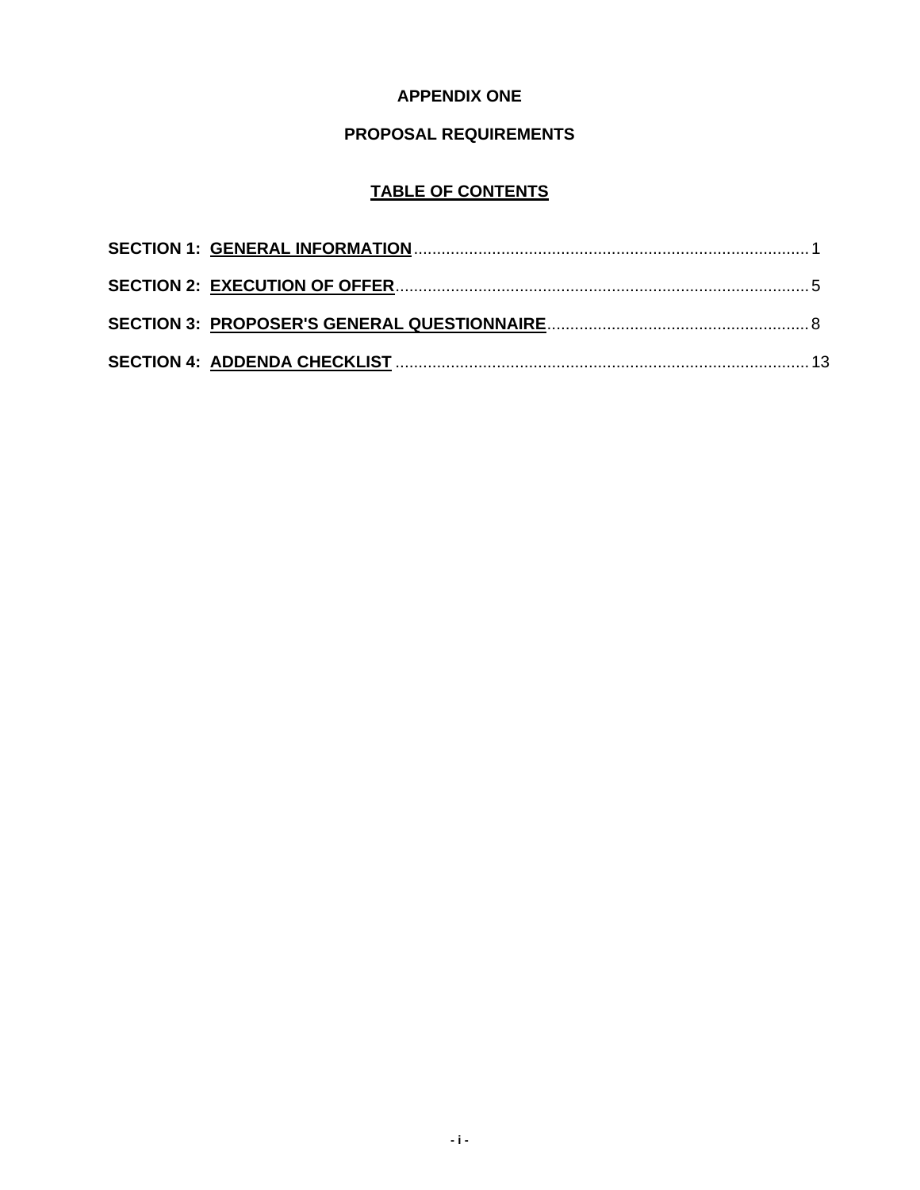**APPENDIX ONE**

**PROPOSAL REQUIREMENTS**

**TABLE OF CONTENTS**

**SECTION 1: GENERAL INFORMATION** ........................................................ 1

**SECTION 2: EXECUTION OF OFFER** ........................................................ 5

**SECTION 3: PROPOSER'S GENERAL QUESTIONNAIRE** ........................................ 8

**SECTION 4: ADDENDA CHECKLIST** ........................................................ 13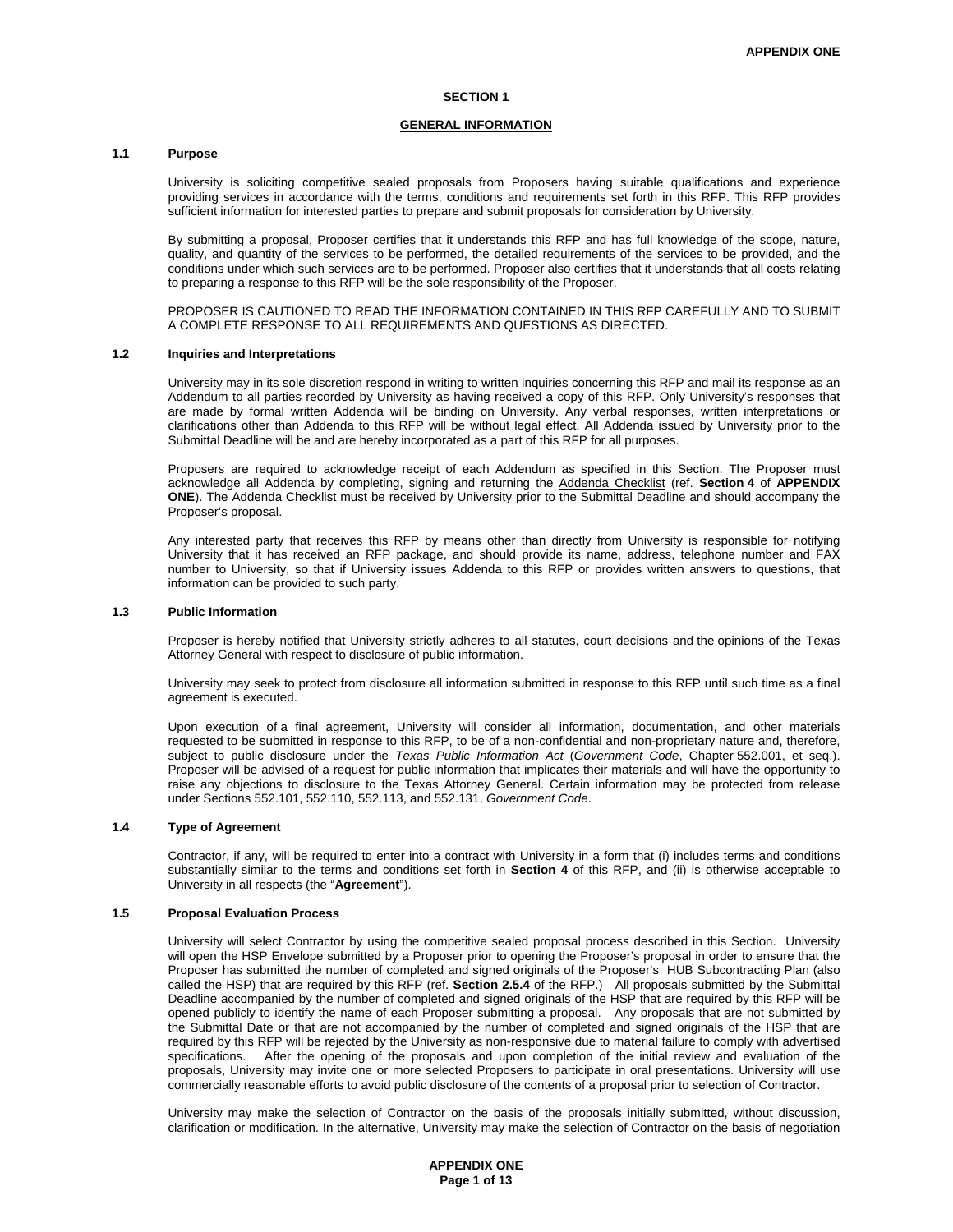## SECTION 1

## GENERAL INFORMATION

### 1.1 Purpose

University is soliciting competitive sealed proposals from Proposers having suitable qualifications and experience providing services in accordance with the terms, conditions and requirements set forth in this RFP. This RFP provides sufficient information for interested parties to prepare and submit proposals for consideration by University.

By submitting a proposal, Proposer certifies that it understands this RFP and has full knowledge of the scope, nature, quality, and quantity of the services to be performed, the detailed requirements of the services to be provided, and the conditions under which such services are to be performed. Proposer also certifies that it understands that all costs relating to preparing a response to this RFP will be the sole responsibility of the Proposer.

PROPOSER IS CAUTIONED TO READ THE INFORMATION CONTAINED IN THIS RFP CAREFULLY AND TO SUBMIT A COMPLETE RESPONSE TO ALL REQUIREMENTS AND QUESTIONS AS DIRECTED.

### 1.2 Inquiries and Interpretations

University may in its sole discretion respond in writing to written inquiries concerning this RFP and mail its response as an Addendum to all parties recorded by University as having received a copy of this RFP. Only University's responses that are made by formal written Addenda will be binding on University. Any verbal responses, written interpretations or clarifications other than Addenda to this RFP will be without legal effect. All Addenda issued by University prior to the Submittal Deadline will be and are hereby incorporated as a part of this RFP for all purposes.

Proposers are required to acknowledge receipt of each Addendum as specified in this Section. The Proposer must acknowledge all Addenda by completing, signing and returning the Addenda Checklist (ref. **Section 4** of **APPENDIX ONE**). The Addenda Checklist must be received by University prior to the Submittal Deadline and should accompany the Proposer's proposal.

Any interested party that receives this RFP by means other than directly from University is responsible for notifying University that it has received an RFP package, and should provide its name, address, telephone number and FAX number to University, so that if University issues Addenda to this RFP or provides written answers to questions, that information can be provided to such party.

### 1.3 Public Information

Proposer is hereby notified that University strictly adheres to all statutes, court decisions and the opinions of the Texas Attorney General with respect to disclosure of public information.

University may seek to protect from disclosure all information submitted in response to this RFP until such time as a final agreement is executed.

Upon execution of a final agreement, University will consider all information, documentation, and other materials requested to be submitted in response to this RFP, to be of a non-confidential and non-proprietary nature and, therefore, subject to public disclosure under the *Texas Public Information Act* (*Government Code*, Chapter 552.001, et seq.). Proposer will be advised of a request for public information that implicates their materials and will have the opportunity to raise any objections to disclosure to the Texas Attorney General. Certain information may be protected from release under Sections 552.101, 552.110, 552.113, and 552.131, *Government Code*.

### 1.4 Type of Agreement

Contractor, if any, will be required to enter into a contract with University in a form that (i) includes terms and conditions substantially similar to the terms and conditions set forth in **Section 4** of this RFP, and (ii) is otherwise acceptable to University in all respects (the "**Agreement**").

### 1.5 Proposal Evaluation Process

University will select Contractor by using the competitive sealed proposal process described in this Section. University will open the HSP Envelope submitted by a Proposer prior to opening the Proposer's proposal in order to ensure that the Proposer has submitted the number of completed and signed originals of the Proposer's HUB Subcontracting Plan (also called the HSP) that are required by this RFP (ref. **Section 2.5.4** of the RFP.) All proposals submitted by the Submittal Deadline accompanied by the number of completed and signed originals of the HSP that are required by this RFP will be opened publicly to identify the name of each Proposer submitting a proposal. Any proposals that are not submitted by the Submittal Date or that are not accompanied by the number of completed and signed originals of the HSP that are required by this RFP will be rejected by the University as non-responsive due to material failure to comply with advertised specifications. After the opening of the proposals and upon completion of the initial review and evaluation of the proposals, University may invite one or more selected Proposers to participate in oral presentations. University will use commercially reasonable efforts to avoid public disclosure of the contents of a proposal prior to selection of Contractor.

University may make the selection of Contractor on the basis of the proposals initially submitted, without discussion, clarification or modification. In the alternative, University may make the selection of Contractor on the basis of negotiation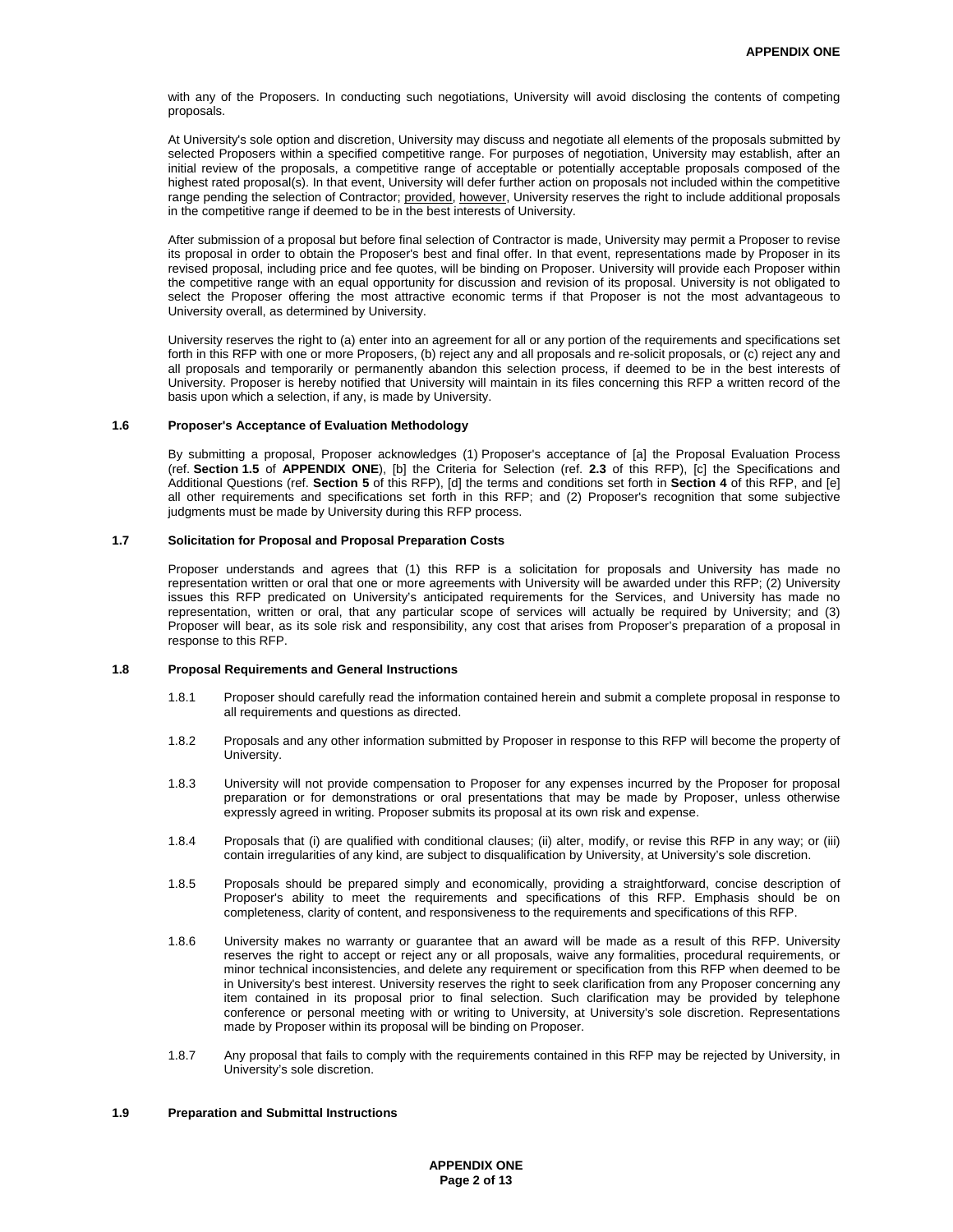with any of the Proposers. In conducting such negotiations, University will avoid disclosing the contents of competing proposals.

At University's sole option and discretion, University may discuss and negotiate all elements of the proposals submitted by selected Proposers within a specified competitive range. For purposes of negotiation, University may establish, after an initial review of the proposals, a competitive range of acceptable or potentially acceptable proposals composed of the highest rated proposal(s). In that event, University will defer further action on proposals not included within the competitive range pending the selection of Contractor; provided, however, University reserves the right to include additional proposals in the competitive range if deemed to be in the best interests of University.

After submission of a proposal but before final selection of Contractor is made, University may permit a Proposer to revise its proposal in order to obtain the Proposer's best and final offer. In that event, representations made by Proposer in its revised proposal, including price and fee quotes, will be binding on Proposer. University will provide each Proposer within the competitive range with an equal opportunity for discussion and revision of its proposal. University is not obligated to select the Proposer offering the most attractive economic terms if that Proposer is not the most advantageous to University overall, as determined by University.

University reserves the right to (a) enter into an agreement for all or any portion of the requirements and specifications set forth in this RFP with one or more Proposers, (b) reject any and all proposals and re-solicit proposals, or (c) reject any and all proposals and temporarily or permanently abandon this selection process, if deemed to be in the best interests of University. Proposer is hereby notified that University will maintain in its files concerning this RFP a written record of the basis upon which a selection, if any, is made by University.

**1.6 Proposer's Acceptance of Evaluation Methodology**

By submitting a proposal, Proposer acknowledges (1) Proposer's acceptance of [a] the Proposal Evaluation Process (ref. **Section 1.5** of **APPENDIX ONE**), [b] the Criteria for Selection (ref. **2.3** of this RFP), [c] the Specifications and Additional Questions (ref. **Section 5** of this RFP), [d] the terms and conditions set forth in **Section 4** of this RFP, and [e] all other requirements and specifications set forth in this RFP; and (2) Proposer's recognition that some subjective judgments must be made by University during this RFP process.

**1.7 Solicitation for Proposal and Proposal Preparation Costs**

Proposer understands and agrees that (1) this RFP is a solicitation for proposals and University has made no representation written or oral that one or more agreements with University will be awarded under this RFP; (2) University issues this RFP predicated on University's anticipated requirements for the Services, and University has made no representation, written or oral, that any particular scope of services will actually be required by University; and (3) Proposer will bear, as its sole risk and responsibility, any cost that arises from Proposer's preparation of a proposal in response to this RFP.

**1.8 Proposal Requirements and General Instructions**

1.8.1 Proposer should carefully read the information contained herein and submit a complete proposal in response to all requirements and questions as directed.

1.8.2 Proposals and any other information submitted by Proposer in response to this RFP will become the property of University.

1.8.3 University will not provide compensation to Proposer for any expenses incurred by the Proposer for proposal preparation or for demonstrations or oral presentations that may be made by Proposer, unless otherwise expressly agreed in writing. Proposer submits its proposal at its own risk and expense.

1.8.4 Proposals that (i) are qualified with conditional clauses; (ii) alter, modify, or revise this RFP in any way; or (iii) contain irregularities of any kind, are subject to disqualification by University, at University's sole discretion.

1.8.5 Proposals should be prepared simply and economically, providing a straightforward, concise description of Proposer's ability to meet the requirements and specifications of this RFP. Emphasis should be on completeness, clarity of content, and responsiveness to the requirements and specifications of this RFP.

1.8.6 University makes no warranty or guarantee that an award will be made as a result of this RFP. University reserves the right to accept or reject any or all proposals, waive any formalities, procedural requirements, or minor technical inconsistencies, and delete any requirement or specification from this RFP when deemed to be in University's best interest. University reserves the right to seek clarification from any Proposer concerning any item contained in its proposal prior to final selection. Such clarification may be provided by telephone conference or personal meeting with or writing to University, at University's sole discretion. Representations made by Proposer within its proposal will be binding on Proposer.

1.8.7 Any proposal that fails to comply with the requirements contained in this RFP may be rejected by University, in University's sole discretion.

**1.9 Preparation and Submittal Instructions**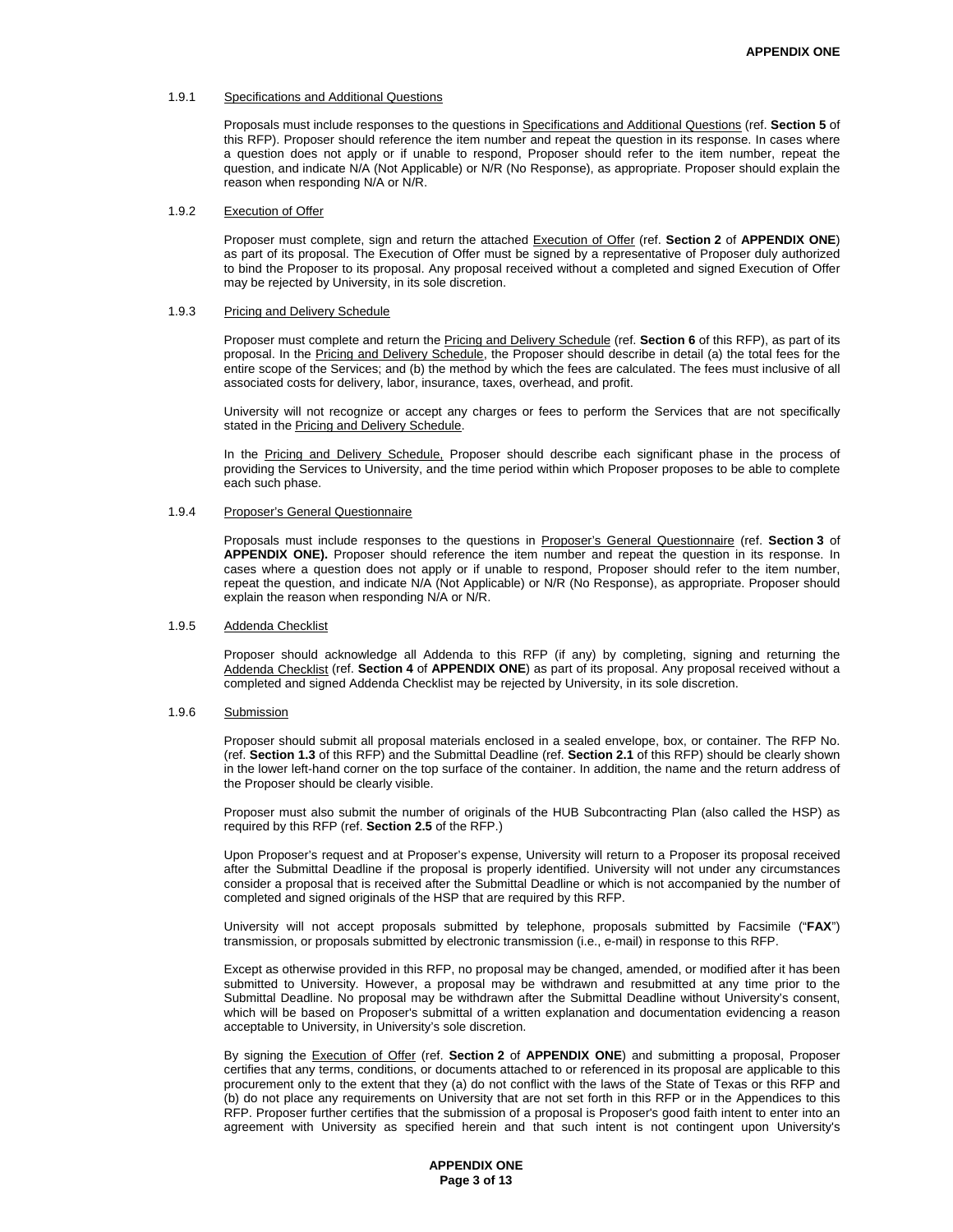#### 1.9.1 Specifications and Additional Questions

Proposals must include responses to the questions in Specifications and Additional Questions (ref. **Section 5** of this RFP). Proposer should reference the item number and repeat the question in its response. In cases where a question does not apply or if unable to respond, Proposer should refer to the item number, repeat the question, and indicate N/A (Not Applicable) or N/R (No Response), as appropriate. Proposer should explain the reason when responding N/A or N/R.

#### 1.9.2 Execution of Offer

Proposer must complete, sign and return the attached Execution of Offer (ref. **Section 2** of **APPENDIX ONE**) as part of its proposal. The Execution of Offer must be signed by a representative of Proposer duly authorized to bind the Proposer to its proposal. Any proposal received without a completed and signed Execution of Offer may be rejected by University, in its sole discretion.

#### 1.9.3 Pricing and Delivery Schedule

Proposer must complete and return the Pricing and Delivery Schedule (ref. **Section 6** of this RFP), as part of its proposal. In the Pricing and Delivery Schedule, the Proposer should describe in detail (a) the total fees for the entire scope of the Services; and (b) the method by which the fees are calculated. The fees must inclusive of all associated costs for delivery, labor, insurance, taxes, overhead, and profit.

University will not recognize or accept any charges or fees to perform the Services that are not specifically stated in the Pricing and Delivery Schedule.

In the Pricing and Delivery Schedule, Proposer should describe each significant phase in the process of providing the Services to University, and the time period within which Proposer proposes to be able to complete each such phase.

#### 1.9.4 Proposer's General Questionnaire

Proposals must include responses to the questions in Proposer's General Questionnaire (ref. **Section 3** of **APPENDIX ONE).** Proposer should reference the item number and repeat the question in its response. In cases where a question does not apply or if unable to respond, Proposer should refer to the item number, repeat the question, and indicate N/A (Not Applicable) or N/R (No Response), as appropriate. Proposer should explain the reason when responding N/A or N/R.

#### 1.9.5 Addenda Checklist

Proposer should acknowledge all Addenda to this RFP (if any) by completing, signing and returning the Addenda Checklist (ref. **Section 4** of **APPENDIX ONE**) as part of its proposal. Any proposal received without a completed and signed Addenda Checklist may be rejected by University, in its sole discretion.

#### 1.9.6 Submission

Proposer should submit all proposal materials enclosed in a sealed envelope, box, or container. The RFP No. (ref. **Section 1.3** of this RFP) and the Submittal Deadline (ref. **Section 2.1** of this RFP) should be clearly shown in the lower left-hand corner on the top surface of the container. In addition, the name and the return address of the Proposer should be clearly visible.

Proposer must also submit the number of originals of the HUB Subcontracting Plan (also called the HSP) as required by this RFP (ref. **Section 2.5** of the RFP.)

Upon Proposer's request and at Proposer's expense, University will return to a Proposer its proposal received after the Submittal Deadline if the proposal is properly identified. University will not under any circumstances consider a proposal that is received after the Submittal Deadline or which is not accompanied by the number of completed and signed originals of the HSP that are required by this RFP.

University will not accept proposals submitted by telephone, proposals submitted by Facsimile ("**FAX**") transmission, or proposals submitted by electronic transmission (i.e., e-mail) in response to this RFP.

Except as otherwise provided in this RFP, no proposal may be changed, amended, or modified after it has been submitted to University. However, a proposal may be withdrawn and resubmitted at any time prior to the Submittal Deadline. No proposal may be withdrawn after the Submittal Deadline without University's consent, which will be based on Proposer's submittal of a written explanation and documentation evidencing a reason acceptable to University, in University's sole discretion.

By signing the Execution of Offer (ref. **Section 2** of **APPENDIX ONE**) and submitting a proposal, Proposer certifies that any terms, conditions, or documents attached to or referenced in its proposal are applicable to this procurement only to the extent that they (a) do not conflict with the laws of the State of Texas or this RFP and (b) do not place any requirements on University that are not set forth in this RFP or in the Appendices to this RFP. Proposer further certifies that the submission of a proposal is Proposer's good faith intent to enter into an agreement with University as specified herein and that such intent is not contingent upon University's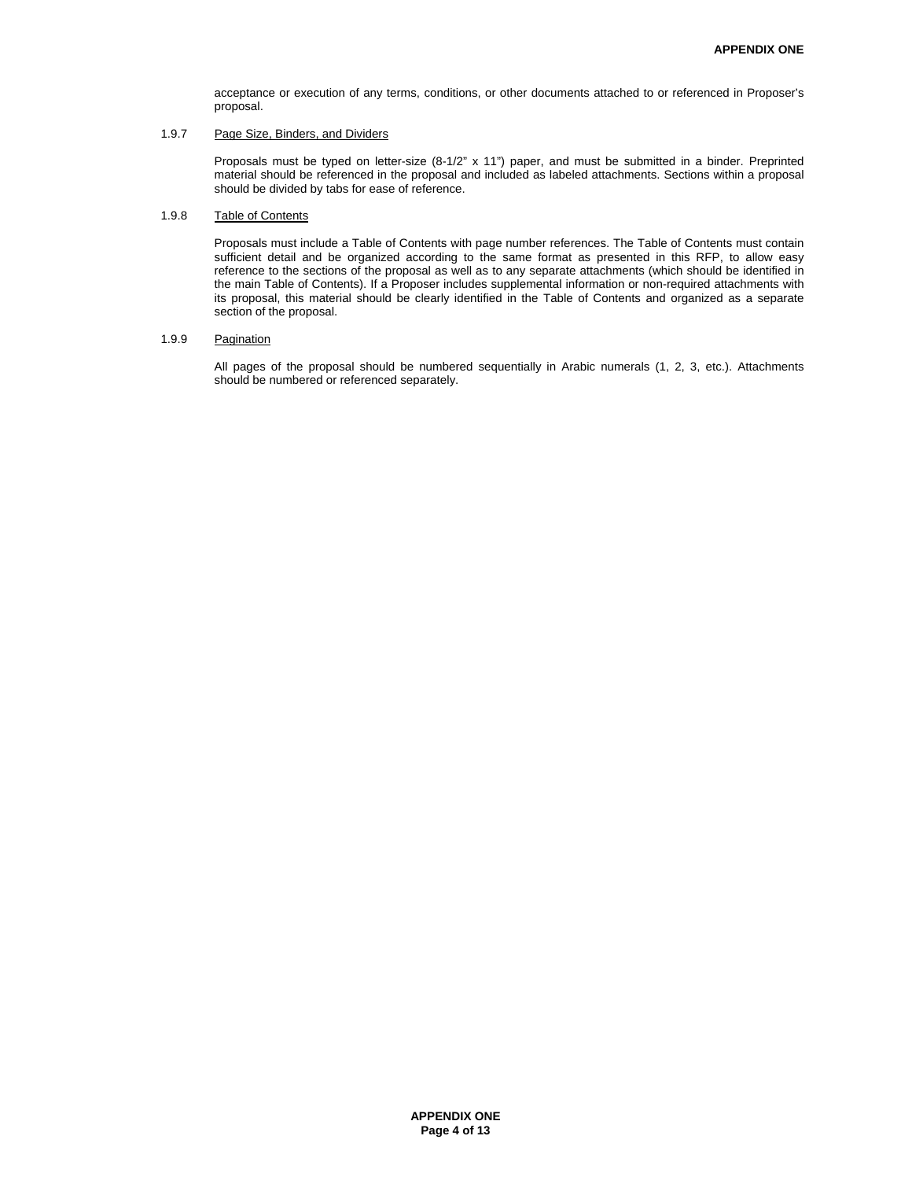acceptance or execution of any terms, conditions, or other documents attached to or referenced in Proposer's proposal.

### 1.9.7 Page Size, Binders, and Dividers

Proposals must be typed on letter-size (8-1/2" x 11") paper, and must be submitted in a binder. Preprinted material should be referenced in the proposal and included as labeled attachments. Sections within a proposal should be divided by tabs for ease of reference.

### 1.9.8 Table of Contents

Proposals must include a Table of Contents with page number references. The Table of Contents must contain sufficient detail and be organized according to the same format as presented in this RFP, to allow easy reference to the sections of the proposal as well as to any separate attachments (which should be identified in the main Table of Contents). If a Proposer includes supplemental information or non-required attachments with its proposal, this material should be clearly identified in the Table of Contents and organized as a separate section of the proposal.

### 1.9.9 Pagination

All pages of the proposal should be numbered sequentially in Arabic numerals (1, 2, 3, etc.). Attachments should be numbered or referenced separately.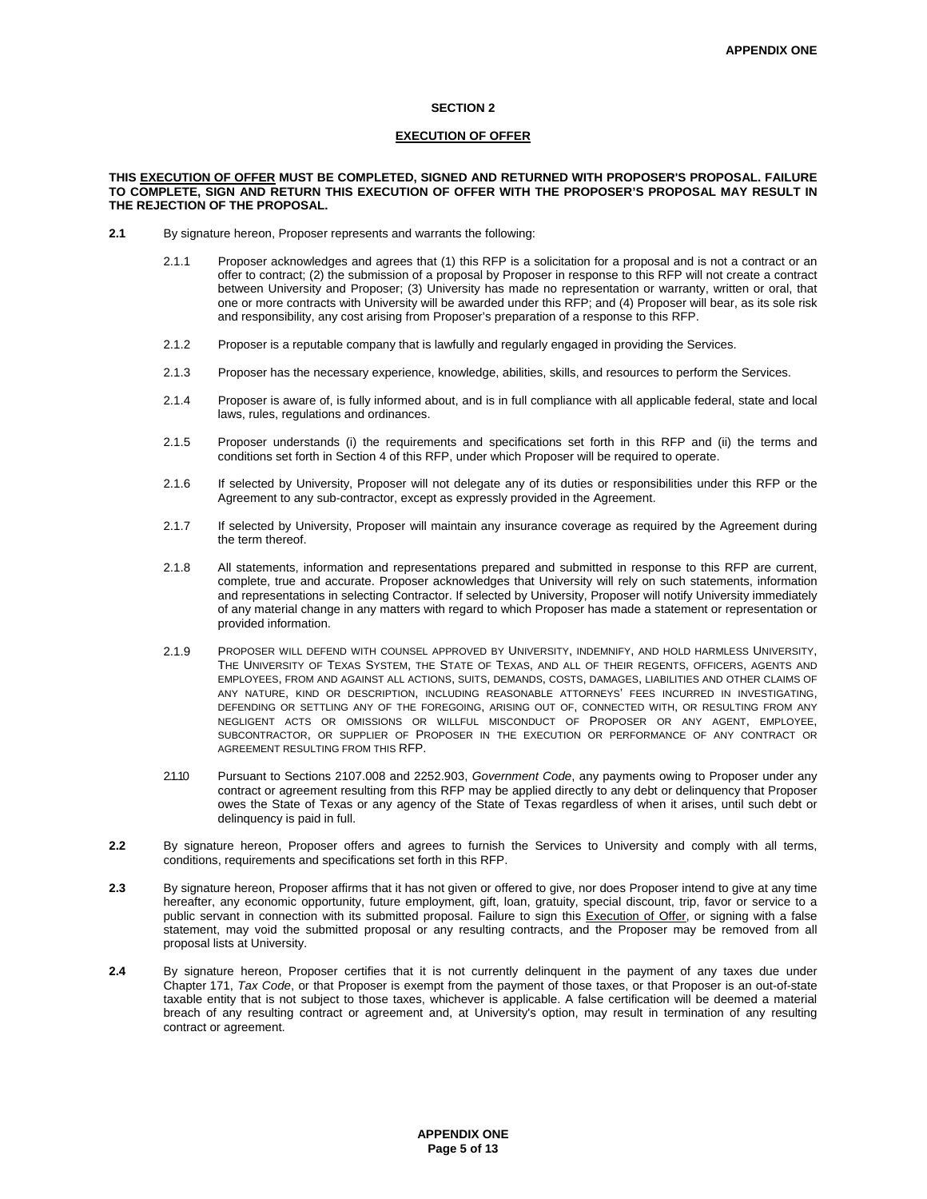## SECTION 2

### EXECUTION OF OFFER

**THIS EXECUTION OF OFFER MUST BE COMPLETED, SIGNED AND RETURNED WITH PROPOSER'S PROPOSAL. FAILURE TO COMPLETE, SIGN AND RETURN THIS EXECUTION OF OFFER WITH THE PROPOSER'S PROPOSAL MAY RESULT IN THE REJECTION OF THE PROPOSAL.**

**2.1** By signature hereon, Proposer represents and warrants the following:

2.1.1 Proposer acknowledges and agrees that (1) this RFP is a solicitation for a proposal and is not a contract or an offer to contract; (2) the submission of a proposal by Proposer in response to this RFP will not create a contract between University and Proposer; (3) University has made no representation or warranty, written or oral, that one or more contracts with University will be awarded under this RFP; and (4) Proposer will bear, as its sole risk and responsibility, any cost arising from Proposer's preparation of a response to this RFP.

2.1.2 Proposer is a reputable company that is lawfully and regularly engaged in providing the Services.

2.1.3 Proposer has the necessary experience, knowledge, abilities, skills, and resources to perform the Services.

2.1.4 Proposer is aware of, is fully informed about, and is in full compliance with all applicable federal, state and local laws, rules, regulations and ordinances.

2.1.5 Proposer understands (i) the requirements and specifications set forth in this RFP and (ii) the terms and conditions set forth in Section 4 of this RFP, under which Proposer will be required to operate.

2.1.6 If selected by University, Proposer will not delegate any of its duties or responsibilities under this RFP or the Agreement to any sub-contractor, except as expressly provided in the Agreement.

2.1.7 If selected by University, Proposer will maintain any insurance coverage as required by the Agreement during the term thereof.

2.1.8 All statements, information and representations prepared and submitted in response to this RFP are current, complete, true and accurate. Proposer acknowledges that University will rely on such statements, information and representations in selecting Contractor. If selected by University, Proposer will notify University immediately of any material change in any matters with regard to which Proposer has made a statement or representation or provided information.

2.1.9 PROPOSER WILL DEFEND WITH COUNSEL APPROVED BY UNIVERSITY, INDEMNIFY, AND HOLD HARMLESS UNIVERSITY, THE UNIVERSITY OF TEXAS SYSTEM, THE STATE OF TEXAS, AND ALL OF THEIR REGENTS, OFFICERS, AGENTS AND EMPLOYEES, FROM AND AGAINST ALL ACTIONS, SUITS, DEMANDS, COSTS, DAMAGES, LIABILITIES AND OTHER CLAIMS OF ANY NATURE, KIND OR DESCRIPTION, INCLUDING REASONABLE ATTORNEYS' FEES INCURRED IN INVESTIGATING, DEFENDING OR SETTLING ANY OF THE FOREGOING, ARISING OUT OF, CONNECTED WITH, OR RESULTING FROM ANY NEGLIGENT ACTS OR OMISSIONS OR WILLFUL MISCONDUCT OF PROPOSER OR ANY AGENT, EMPLOYEE, SUBCONTRACTOR, OR SUPPLIER OF PROPOSER IN THE EXECUTION OR PERFORMANCE OF ANY CONTRACT OR AGREEMENT RESULTING FROM THIS RFP.

2.1.10 Pursuant to Sections 2107.008 and 2252.903, *Government Code*, any payments owing to Proposer under any contract or agreement resulting from this RFP may be applied directly to any debt or delinquency that Proposer owes the State of Texas or any agency of the State of Texas regardless of when it arises, until such debt or delinquency is paid in full.

**2.2** By signature hereon, Proposer offers and agrees to furnish the Services to University and comply with all terms, conditions, requirements and specifications set forth in this RFP.

**2.3** By signature hereon, Proposer affirms that it has not given or offered to give, nor does Proposer intend to give at any time hereafter, any economic opportunity, future employment, gift, loan, gratuity, special discount, trip, favor or service to a public servant in connection with its submitted proposal. Failure to sign this Execution of Offer, or signing with a false statement, may void the submitted proposal or any resulting contracts, and the Proposer may be removed from all proposal lists at University.

**2.4** By signature hereon, Proposer certifies that it is not currently delinquent in the payment of any taxes due under Chapter 171, *Tax Code*, or that Proposer is exempt from the payment of those taxes, or that Proposer is an out-of-state taxable entity that is not subject to those taxes, whichever is applicable. A false certification will be deemed a material breach of any resulting contract or agreement and, at University's option, may result in termination of any resulting contract or agreement.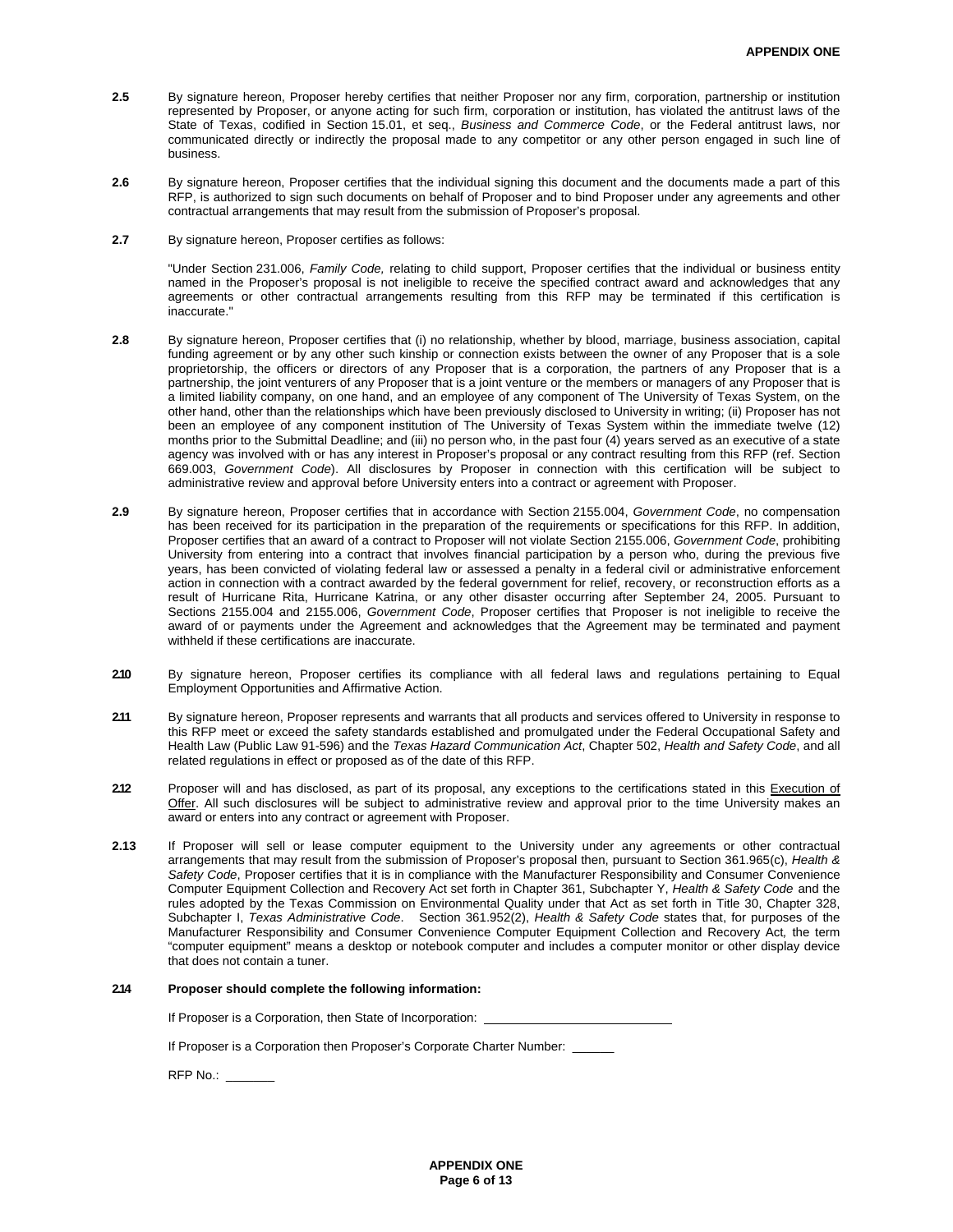**2.5** By signature hereon, Proposer hereby certifies that neither Proposer nor any firm, corporation, partnership or institution represented by Proposer, or anyone acting for such firm, corporation or institution, has violated the antitrust laws of the State of Texas, codified in Section 15.01, et seq., *Business and Commerce Code*, or the Federal antitrust laws, nor communicated directly or indirectly the proposal made to any competitor or any other person engaged in such line of business.

**2.6** By signature hereon, Proposer certifies that the individual signing this document and the documents made a part of this RFP, is authorized to sign such documents on behalf of Proposer and to bind Proposer under any agreements and other contractual arrangements that may result from the submission of Proposer's proposal.

**2.7** By signature hereon, Proposer certifies as follows:

"Under Section 231.006, *Family Code,* relating to child support, Proposer certifies that the individual or business entity named in the Proposer's proposal is not ineligible to receive the specified contract award and acknowledges that any agreements or other contractual arrangements resulting from this RFP may be terminated if this certification is inaccurate."

**2.8** By signature hereon, Proposer certifies that (i) no relationship, whether by blood, marriage, business association, capital funding agreement or by any other such kinship or connection exists between the owner of any Proposer that is a sole proprietorship, the officers or directors of any Proposer that is a corporation, the partners of any Proposer that is a partnership, the joint venturers of any Proposer that is a joint venture or the members or managers of any Proposer that is a limited liability company, on one hand, and an employee of any component of The University of Texas System, on the other hand, other than the relationships which have been previously disclosed to University in writing; (ii) Proposer has not been an employee of any component institution of The University of Texas System within the immediate twelve (12) months prior to the Submittal Deadline; and (iii) no person who, in the past four (4) years served as an executive of a state agency was involved with or has any interest in Proposer's proposal or any contract resulting from this RFP (ref. Section 669.003, *Government Code*). All disclosures by Proposer in connection with this certification will be subject to administrative review and approval before University enters into a contract or agreement with Proposer.

**2.9** By signature hereon, Proposer certifies that in accordance with Section 2155.004, *Government Code*, no compensation has been received for its participation in the preparation of the requirements or specifications for this RFP. In addition, Proposer certifies that an award of a contract to Proposer will not violate Section 2155.006, *Government Code*, prohibiting University from entering into a contract that involves financial participation by a person who, during the previous five years, has been convicted of violating federal law or assessed a penalty in a federal civil or administrative enforcement action in connection with a contract awarded by the federal government for relief, recovery, or reconstruction efforts as a result of Hurricane Rita, Hurricane Katrina, or any other disaster occurring after September 24, 2005. Pursuant to Sections 2155.004 and 2155.006, *Government Code*, Proposer certifies that Proposer is not ineligible to receive the award of or payments under the Agreement and acknowledges that the Agreement may be terminated and payment withheld if these certifications are inaccurate.

**2.10** By signature hereon, Proposer certifies its compliance with all federal laws and regulations pertaining to Equal Employment Opportunities and Affirmative Action.

**2.11** By signature hereon, Proposer represents and warrants that all products and services offered to University in response to this RFP meet or exceed the safety standards established and promulgated under the Federal Occupational Safety and Health Law (Public Law 91-596) and the *Texas Hazard Communication Act*, Chapter 502, *Health and Safety Code*, and all related regulations in effect or proposed as of the date of this RFP.

**2.12** Proposer will and has disclosed, as part of its proposal, any exceptions to the certifications stated in this Execution of Offer. All such disclosures will be subject to administrative review and approval prior to the time University makes an award or enters into any contract or agreement with Proposer.

**2.13** If Proposer will sell or lease computer equipment to the University under any agreements or other contractual arrangements that may result from the submission of Proposer's proposal then, pursuant to Section 361.965(c), *Health & Safety Code*, Proposer certifies that it is in compliance with the Manufacturer Responsibility and Consumer Convenience Computer Equipment Collection and Recovery Act set forth in Chapter 361, Subchapter Y, *Health & Safety Code* and the rules adopted by the Texas Commission on Environmental Quality under that Act as set forth in Title 30, Chapter 328, Subchapter I, *Texas Administrative Code*. Section 361.952(2), *Health & Safety Code* states that, for purposes of the Manufacturer Responsibility and Consumer Convenience Computer Equipment Collection and Recovery Act*,* the term "computer equipment" means a desktop or notebook computer and includes a computer monitor or other display device that does not contain a tuner.

**2.14** **Proposer should complete the following information:**

If Proposer is a Corporation, then State of Incorporation: ____________________________

If Proposer is a Corporation then Proposer's Corporate Charter Number: ______

RFP No.: _______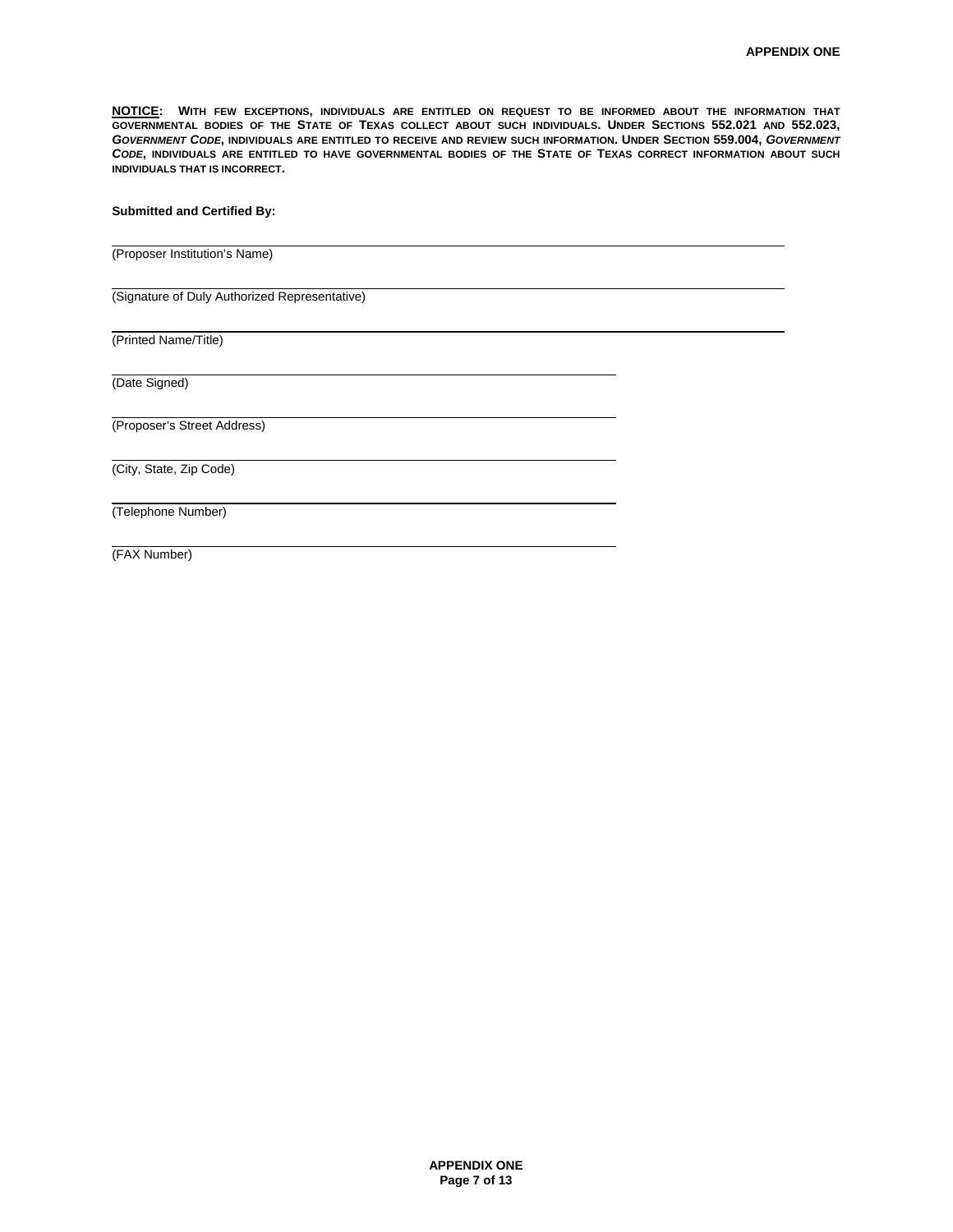**NOTICE:** WITH FEW EXCEPTIONS, INDIVIDUALS ARE ENTITLED ON REQUEST TO BE INFORMED ABOUT THE INFORMATION THAT GOVERNMENTAL BODIES OF THE STATE OF TEXAS COLLECT ABOUT SUCH INDIVIDUALS. UNDER SECTIONS 552.021 AND 552.023, *GOVERNMENT CODE*, INDIVIDUALS ARE ENTITLED TO RECEIVE AND REVIEW SUCH INFORMATION. UNDER SECTION 559.004, *GOVERNMENT CODE*, INDIVIDUALS ARE ENTITLED TO HAVE GOVERNMENTAL BODIES OF THE STATE OF TEXAS CORRECT INFORMATION ABOUT SUCH INDIVIDUALS THAT IS INCORRECT.

**Submitted and Certified By:**

\_\_\_\_\_\_\_\_\_\_\_\_\_\_\_\_\_\_\_\_\_\_\_\_\_\_\_\_\_\_\_\_\_\_\_\_\_\_\_\_\_\_\_\_\_\_\_\_\_\_\_\_\_\_\_\_\_\_\_\_
(Proposer Institution's Name)

\_\_\_\_\_\_\_\_\_\_\_\_\_\_\_\_\_\_\_\_\_\_\_\_\_\_\_\_\_\_\_\_\_\_\_\_\_\_\_\_\_\_\_\_\_\_\_\_\_\_\_\_\_\_\_\_\_\_\_\_
(Signature of Duly Authorized Representative)

\_\_\_\_\_\_\_\_\_\_\_\_\_\_\_\_\_\_\_\_\_\_\_\_\_\_\_\_\_\_\_\_\_\_\_\_\_\_\_\_\_\_\_\_\_\_\_\_\_\_\_\_\_\_\_\_\_\_\_\_
(Printed Name/Title)

\_\_\_\_\_\_\_\_\_\_\_\_\_\_\_\_\_\_\_\_\_\_\_\_\_\_\_\_\_\_\_\_\_\_\_\_\_\_\_\_\_\_\_\_
(Date Signed)

\_\_\_\_\_\_\_\_\_\_\_\_\_\_\_\_\_\_\_\_\_\_\_\_\_\_\_\_\_\_\_\_\_\_\_\_\_\_\_\_\_\_\_\_
(Proposer's Street Address)

\_\_\_\_\_\_\_\_\_\_\_\_\_\_\_\_\_\_\_\_\_\_\_\_\_\_\_\_\_\_\_\_\_\_\_\_\_\_\_\_\_\_\_\_
(City, State, Zip Code)

\_\_\_\_\_\_\_\_\_\_\_\_\_\_\_\_\_\_\_\_\_\_\_\_\_\_\_\_\_\_\_\_\_\_\_\_\_\_\_\_\_\_\_\_
(Telephone Number)

\_\_\_\_\_\_\_\_\_\_\_\_\_\_\_\_\_\_\_\_\_\_\_\_\_\_\_\_\_\_\_\_\_\_\_\_\_\_\_\_\_\_\_\_
(FAX Number)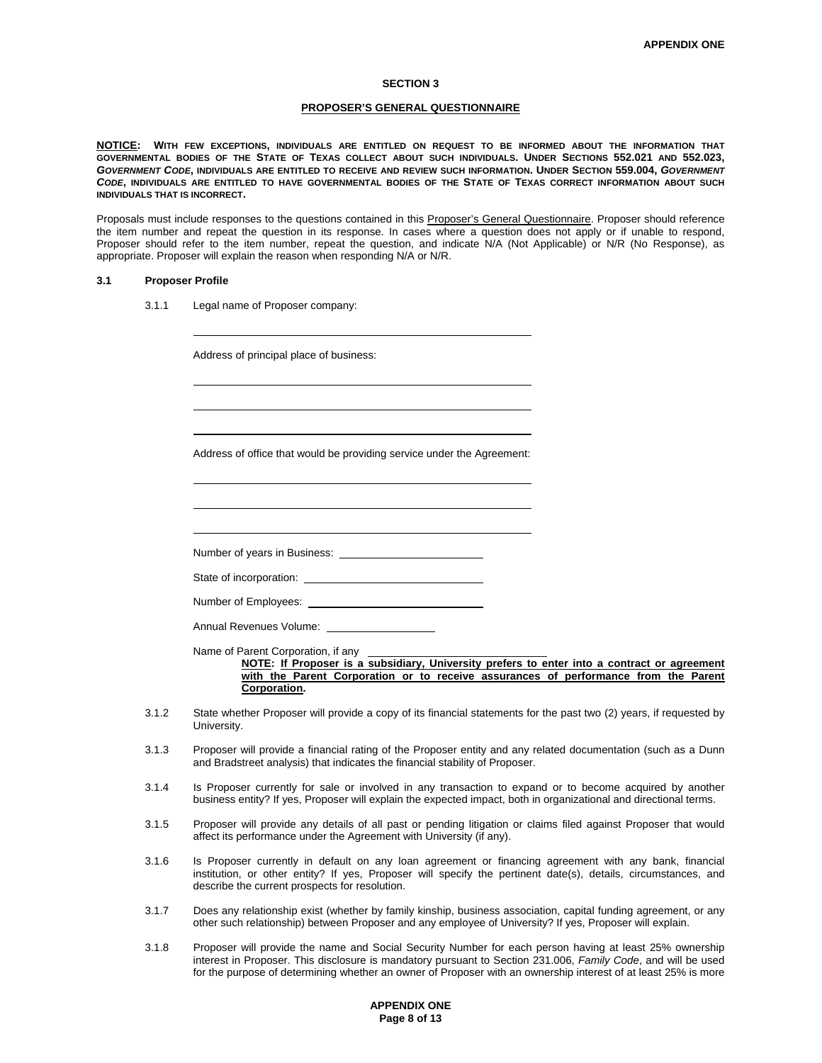## SECTION 3

## PROPOSER'S GENERAL QUESTIONNAIRE

**NOTICE: WITH FEW EXCEPTIONS, INDIVIDUALS ARE ENTITLED ON REQUEST TO BE INFORMED ABOUT THE INFORMATION THAT GOVERNMENTAL BODIES OF THE STATE OF TEXAS COLLECT ABOUT SUCH INDIVIDUALS. UNDER SECTIONS 552.021 AND 552.023, *GOVERNMENT CODE*, INDIVIDUALS ARE ENTITLED TO RECEIVE AND REVIEW SUCH INFORMATION. UNDER SECTION 559.004, *GOVERNMENT CODE*, INDIVIDUALS ARE ENTITLED TO HAVE GOVERNMENTAL BODIES OF THE STATE OF TEXAS CORRECT INFORMATION ABOUT SUCH INDIVIDUALS THAT IS INCORRECT.**

Proposals must include responses to the questions contained in this Proposer's General Questionnaire. Proposer should reference the item number and repeat the question in its response. In cases where a question does not apply or if unable to respond, Proposer should refer to the item number, repeat the question, and indicate N/A (Not Applicable) or N/R (No Response), as appropriate. Proposer will explain the reason when responding N/A or N/R.

### 3.1 Proposer Profile

3.1.1 Legal name of Proposer company:

\_\_\_\_\_\_\_\_\_\_\_\_\_\_\_\_\_\_\_\_\_\_\_\_\_\_\_\_\_\_\_\_\_\_\_\_\_\_\_\_\_\_\_\_

Address of principal place of business:

\_\_\_\_\_\_\_\_\_\_\_\_\_\_\_\_\_\_\_\_\_\_\_\_\_\_\_\_\_\_\_\_\_\_\_\_\_\_\_\_\_\_\_\_

\_\_\_\_\_\_\_\_\_\_\_\_\_\_\_\_\_\_\_\_\_\_\_\_\_\_\_\_\_\_\_\_\_\_\_\_\_\_\_\_\_\_\_\_

\_\_\_\_\_\_\_\_\_\_\_\_\_\_\_\_\_\_\_\_\_\_\_\_\_\_\_\_\_\_\_\_\_\_\_\_\_\_\_\_\_\_\_\_

Address of office that would be providing service under the Agreement:

\_\_\_\_\_\_\_\_\_\_\_\_\_\_\_\_\_\_\_\_\_\_\_\_\_\_\_\_\_\_\_\_\_\_\_\_\_\_\_\_\_\_\_\_

\_\_\_\_\_\_\_\_\_\_\_\_\_\_\_\_\_\_\_\_\_\_\_\_\_\_\_\_\_\_\_\_\_\_\_\_\_\_\_\_\_\_\_\_

\_\_\_\_\_\_\_\_\_\_\_\_\_\_\_\_\_\_\_\_\_\_\_\_\_\_\_\_\_\_\_\_\_\_\_\_\_\_\_\_\_\_\_\_

Number of years in Business: \_\_\_\_\_\_\_\_\_\_\_\_\_\_\_\_\_\_\_\_

State of incorporation: \_\_\_\_\_\_\_\_\_\_\_\_\_\_\_\_\_\_\_\_\_\_\_\_

Number of Employees: \_\_\_\_\_\_\_\_\_\_\_\_\_\_\_\_\_\_\_\_\_\_\_\_

Annual Revenues Volume: \_\_\_\_\_\_\_\_\_\_\_\_\_\_\_\_

Name of Parent Corporation, if any \_\_\_\_\_\_\_\_\_\_\_\_\_\_\_\_\_\_\_\_\_\_\_\_

**NOTE: If Proposer is a subsidiary, University prefers to enter into a contract or agreement with the Parent Corporation or to receive assurances of performance from the Parent Corporation.**

3.1.2 State whether Proposer will provide a copy of its financial statements for the past two (2) years, if requested by University.

3.1.3 Proposer will provide a financial rating of the Proposer entity and any related documentation (such as a Dunn and Bradstreet analysis) that indicates the financial stability of Proposer.

3.1.4 Is Proposer currently for sale or involved in any transaction to expand or to become acquired by another business entity? If yes, Proposer will explain the expected impact, both in organizational and directional terms.

3.1.5 Proposer will provide any details of all past or pending litigation or claims filed against Proposer that would affect its performance under the Agreement with University (if any).

3.1.6 Is Proposer currently in default on any loan agreement or financing agreement with any bank, financial institution, or other entity? If yes, Proposer will specify the pertinent date(s), details, circumstances, and describe the current prospects for resolution.

3.1.7 Does any relationship exist (whether by family kinship, business association, capital funding agreement, or any other such relationship) between Proposer and any employee of University? If yes, Proposer will explain.

3.1.8 Proposer will provide the name and Social Security Number for each person having at least 25% ownership interest in Proposer. This disclosure is mandatory pursuant to Section 231.006, *Family Code*, and will be used for the purpose of determining whether an owner of Proposer with an ownership interest of at least 25% is more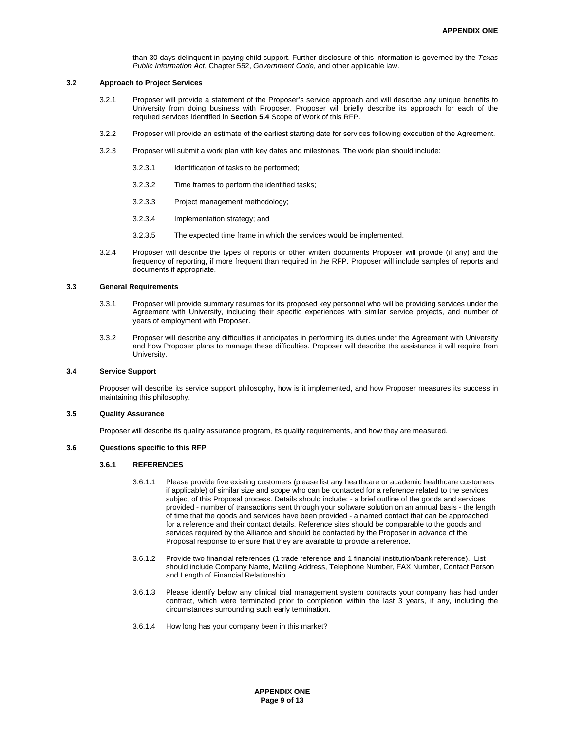than 30 days delinquent in paying child support. Further disclosure of this information is governed by the *Texas Public Information Act*, Chapter 552, *Government Code*, and other applicable law.

### 3.2 Approach to Project Services

3.2.1 Proposer will provide a statement of the Proposer's service approach and will describe any unique benefits to University from doing business with Proposer. Proposer will briefly describe its approach for each of the required services identified in **Section 5.4** Scope of Work of this RFP.

3.2.2 Proposer will provide an estimate of the earliest starting date for services following execution of the Agreement.

3.2.3 Proposer will submit a work plan with key dates and milestones. The work plan should include:

3.2.3.1 Identification of tasks to be performed;

3.2.3.2 Time frames to perform the identified tasks;

3.2.3.3 Project management methodology;

3.2.3.4 Implementation strategy; and

3.2.3.5 The expected time frame in which the services would be implemented.

3.2.4 Proposer will describe the types of reports or other written documents Proposer will provide (if any) and the frequency of reporting, if more frequent than required in the RFP. Proposer will include samples of reports and documents if appropriate.

### 3.3 General Requirements

3.3.1 Proposer will provide summary resumes for its proposed key personnel who will be providing services under the Agreement with University, including their specific experiences with similar service projects, and number of years of employment with Proposer.

3.3.2 Proposer will describe any difficulties it anticipates in performing its duties under the Agreement with University and how Proposer plans to manage these difficulties. Proposer will describe the assistance it will require from University.

### 3.4 Service Support

Proposer will describe its service support philosophy, how is it implemented, and how Proposer measures its success in maintaining this philosophy.

### 3.5 Quality Assurance

Proposer will describe its quality assurance program, its quality requirements, and how they are measured.

### 3.6 Questions specific to this RFP

#### 3.6.1 REFERENCES

3.6.1.1 Please provide five existing customers (please list any healthcare or academic healthcare customers if applicable) of similar size and scope who can be contacted for a reference related to the services subject of this Proposal process. Details should include: - a brief outline of the goods and services provided - number of transactions sent through your software solution on an annual basis - the length of time that the goods and services have been provided - a named contact that can be approached for a reference and their contact details. Reference sites should be comparable to the goods and services required by the Alliance and should be contacted by the Proposer in advance of the Proposal response to ensure that they are available to provide a reference.

3.6.1.2 Provide two financial references (1 trade reference and 1 financial institution/bank reference). List should include Company Name, Mailing Address, Telephone Number, FAX Number, Contact Person and Length of Financial Relationship

3.6.1.3 Please identify below any clinical trial management system contracts your company has had under contract, which were terminated prior to completion within the last 3 years, if any, including the circumstances surrounding such early termination.

3.6.1.4 How long has your company been in this market?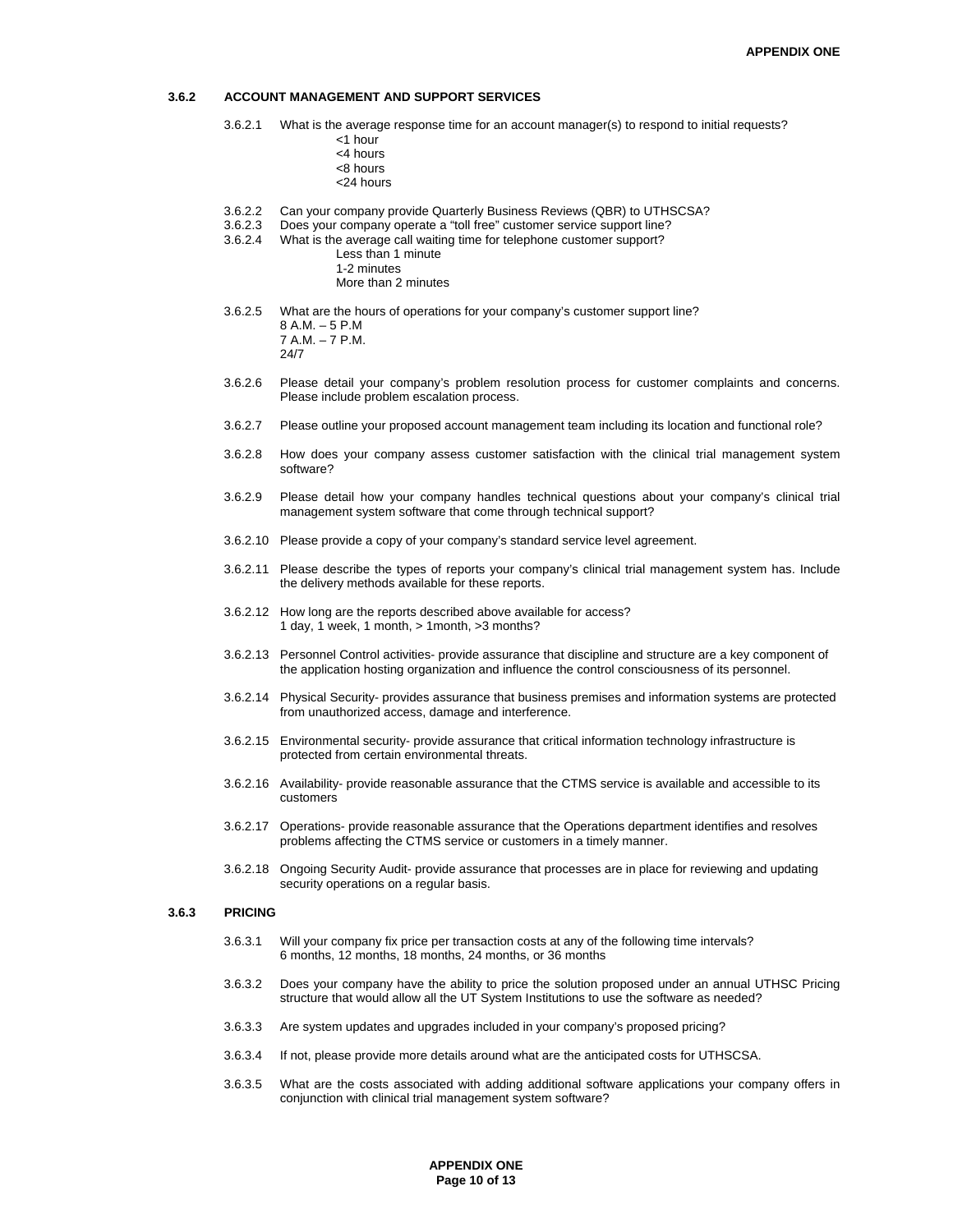### 3.6.2 ACCOUNT MANAGEMENT AND SUPPORT SERVICES

3.6.2.1 What is the average response time for an account manager(s) to respond to initial requests?

- <1 hour
- <4 hours
- <8 hours
- <24 hours

3.6.2.2 Can your company provide Quarterly Business Reviews (QBR) to UTHSCSA?

3.6.2.3 Does your company operate a "toll free" customer service support line?

3.6.2.4 What is the average call waiting time for telephone customer support?

- Less than 1 minute
- 1-2 minutes
- More than 2 minutes

3.6.2.5 What are the hours of operations for your company's customer support line?

- 8 A.M. – 5 P.M
- 7 A.M. – 7 P.M.
- 24/7

3.6.2.6 Please detail your company's problem resolution process for customer complaints and concerns. Please include problem escalation process.

3.6.2.7 Please outline your proposed account management team including its location and functional role?

3.6.2.8 How does your company assess customer satisfaction with the clinical trial management system software?

3.6.2.9 Please detail how your company handles technical questions about your company's clinical trial management system software that come through technical support?

3.6.2.10 Please provide a copy of your company's standard service level agreement.

3.6.2.11 Please describe the types of reports your company's clinical trial management system has. Include the delivery methods available for these reports.

3.6.2.12 How long are the reports described above available for access?
1 day, 1 week, 1 month, > 1month, >3 months?

3.6.2.13 Personnel Control activities- provide assurance that discipline and structure are a key component of the application hosting organization and influence the control consciousness of its personnel.

3.6.2.14 Physical Security- provides assurance that business premises and information systems are protected from unauthorized access, damage and interference.

3.6.2.15 Environmental security- provide assurance that critical information technology infrastructure is protected from certain environmental threats.

3.6.2.16 Availability- provide reasonable assurance that the CTMS service is available and accessible to its customers

3.6.2.17 Operations- provide reasonable assurance that the Operations department identifies and resolves problems affecting the CTMS service or customers in a timely manner.

3.6.2.18 Ongoing Security Audit- provide assurance that processes are in place for reviewing and updating security operations on a regular basis.

### 3.6.3 PRICING

3.6.3.1 Will your company fix price per transaction costs at any of the following time intervals?
6 months, 12 months, 18 months, 24 months, or 36 months

3.6.3.2 Does your company have the ability to price the solution proposed under an annual UTHSC Pricing structure that would allow all the UT System Institutions to use the software as needed?

3.6.3.3 Are system updates and upgrades included in your company's proposed pricing?

3.6.3.4 If not, please provide more details around what are the anticipated costs for UTHSCSA.

3.6.3.5 What are the costs associated with adding additional software applications your company offers in conjunction with clinical trial management system software?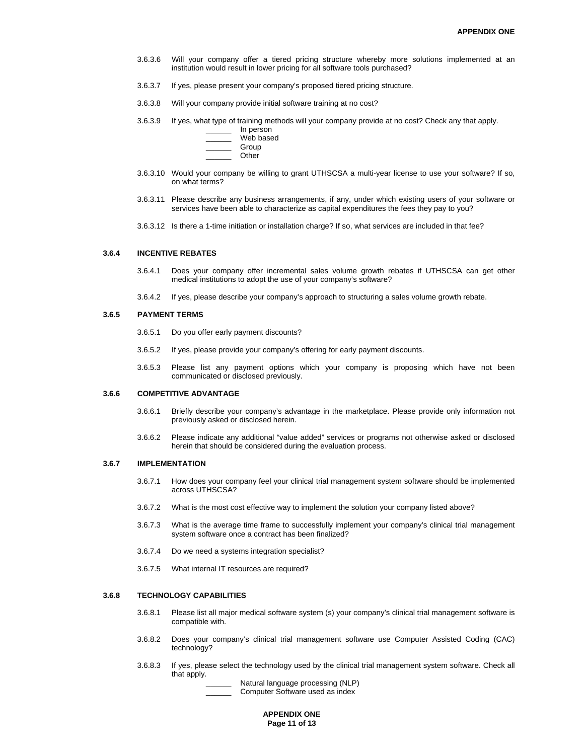3.6.3.6 Will your company offer a tiered pricing structure whereby more solutions implemented at an institution would result in lower pricing for all software tools purchased?

3.6.3.7 If yes, please present your company's proposed tiered pricing structure.

3.6.3.8 Will your company provide initial software training at no cost?

3.6.3.9 If yes, what type of training methods will your company provide at no cost? Check any that apply.

______ In person
______ Web based
______ Group
______ Other

3.6.3.10 Would your company be willing to grant UTHSCSA a multi-year license to use your software? If so, on what terms?

3.6.3.11 Please describe any business arrangements, if any, under which existing users of your software or services have been able to characterize as capital expenditures the fees they pay to you?

3.6.3.12 Is there a 1-time initiation or installation charge? If so, what services are included in that fee?

### 3.6.4 INCENTIVE REBATES

3.6.4.1 Does your company offer incremental sales volume growth rebates if UTHSCSA can get other medical institutions to adopt the use of your company's software?

3.6.4.2 If yes, please describe your company's approach to structuring a sales volume growth rebate.

### 3.6.5 PAYMENT TERMS

3.6.5.1 Do you offer early payment discounts?

3.6.5.2 If yes, please provide your company's offering for early payment discounts.

3.6.5.3 Please list any payment options which your company is proposing which have not been communicated or disclosed previously.

### 3.6.6 COMPETITIVE ADVANTAGE

3.6.6.1 Briefly describe your company's advantage in the marketplace. Please provide only information not previously asked or disclosed herein.

3.6.6.2 Please indicate any additional "value added" services or programs not otherwise asked or disclosed herein that should be considered during the evaluation process.

### 3.6.7 IMPLEMENTATION

3.6.7.1 How does your company feel your clinical trial management system software should be implemented across UTHSCSA?

3.6.7.2 What is the most cost effective way to implement the solution your company listed above?

3.6.7.3 What is the average time frame to successfully implement your company's clinical trial management system software once a contract has been finalized?

3.6.7.4 Do we need a systems integration specialist?

3.6.7.5 What internal IT resources are required?

### 3.6.8 TECHNOLOGY CAPABILITIES

3.6.8.1 Please list all major medical software system (s) your company's clinical trial management software is compatible with.

3.6.8.2 Does your company's clinical trial management software use Computer Assisted Coding (CAC) technology?

3.6.8.3 If yes, please select the technology used by the clinical trial management system software. Check all that apply.

______ Natural language processing (NLP)
______ Computer Software used as index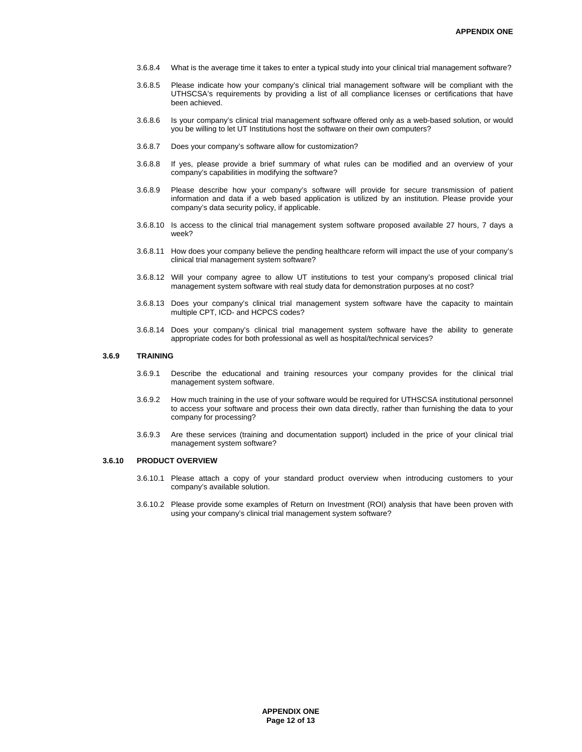3.6.8.4 What is the average time it takes to enter a typical study into your clinical trial management software?

3.6.8.5 Please indicate how your company's clinical trial management software will be compliant with the UTHSCSA's requirements by providing a list of all compliance licenses or certifications that have been achieved.

3.6.8.6 Is your company's clinical trial management software offered only as a web-based solution, or would you be willing to let UT Institutions host the software on their own computers?

3.6.8.7 Does your company's software allow for customization?

3.6.8.8 If yes, please provide a brief summary of what rules can be modified and an overview of your company's capabilities in modifying the software?

3.6.8.9 Please describe how your company's software will provide for secure transmission of patient information and data if a web based application is utilized by an institution. Please provide your company's data security policy, if applicable.

3.6.8.10 Is access to the clinical trial management system software proposed available 27 hours, 7 days a week?

3.6.8.11 How does your company believe the pending healthcare reform will impact the use of your company's clinical trial management system software?

3.6.8.12 Will your company agree to allow UT institutions to test your company's proposed clinical trial management system software with real study data for demonstration purposes at no cost?

3.6.8.13 Does your company's clinical trial management system software have the capacity to maintain multiple CPT, ICD- and HCPCS codes?

3.6.8.14 Does your company's clinical trial management system software have the ability to generate appropriate codes for both professional as well as hospital/technical services?

**3.6.9 TRAINING**

3.6.9.1 Describe the educational and training resources your company provides for the clinical trial management system software.

3.6.9.2 How much training in the use of your software would be required for UTHSCSA institutional personnel to access your software and process their own data directly, rather than furnishing the data to your company for processing?

3.6.9.3 Are these services (training and documentation support) included in the price of your clinical trial management system software?

**3.6.10 PRODUCT OVERVIEW**

3.6.10.1 Please attach a copy of your standard product overview when introducing customers to your company's available solution.

3.6.10.2 Please provide some examples of Return on Investment (ROI) analysis that have been proven with using your company's clinical trial management system software?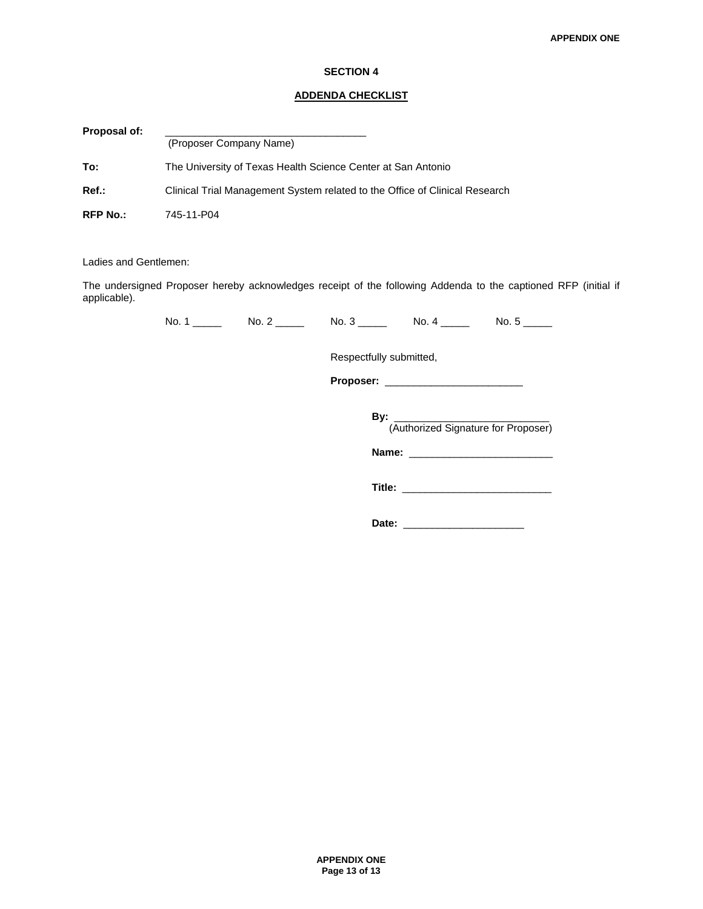**APPENDIX ONE**

# SECTION 4

## ADDENDA CHECKLIST

**Proposal of:** ___________________________________
(Proposer Company Name)

**To:** The University of Texas Health Science Center at San Antonio

**Ref.:** Clinical Trial Management System related to the Office of Clinical Research

**RFP No.:** 745-11-P04

Ladies and Gentlemen:

The undersigned Proposer hereby acknowledges receipt of the following Addenda to the captioned RFP (initial if applicable).

No. 1 _____ No. 2 _____ No. 3 _____ No. 4 _____ No. 5 _____

Respectfully submitted,

**Proposer:** ________________________

**By:** ___________________________
(Authorized Signature for Proposer)

**Name:** _________________________

**Title:** __________________________

**Date:** _____________________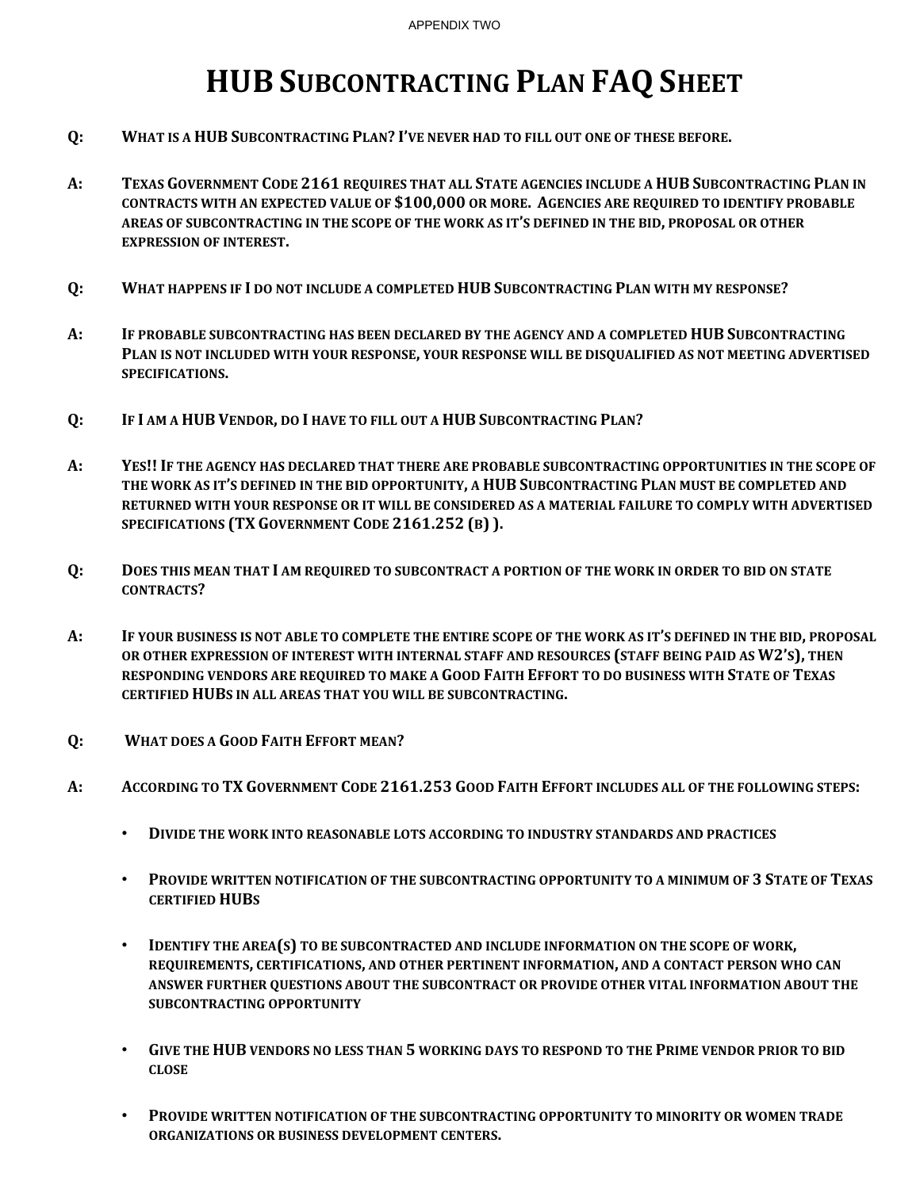APPENDIX TWO

# HUB Subcontracting Plan FAQ Sheet

**Q: What is a HUB Subcontracting Plan? I've never had to fill out one of these before.**

**A: Texas Government Code 2161 requires that all State agencies include a HUB Subcontracting Plan in contracts with an expected value of $100,000 or more. Agencies are required to identify probable areas of subcontracting in the scope of the work as it's defined in the bid, proposal or other expression of interest.**

**Q: What happens if I do not include a completed HUB Subcontracting Plan with my response?**

**A: If probable subcontracting has been declared by the agency and a completed HUB Subcontracting Plan is not included with your response, your response will be disqualified as not meeting advertised specifications.**

**Q: If I am a HUB Vendor, do I have to fill out a HUB Subcontracting Plan?**

**A: Yes!! If the agency has declared that there are probable subcontracting opportunities in the scope of the work as it's defined in the bid opportunity, a HUB Subcontracting Plan must be completed and returned with your response or it will be considered as a material failure to comply with advertised specifications (TX Government Code 2161.252 (b) ).**

**Q: Does this mean that I am required to subcontract a portion of the work in order to bid on state contracts?**

**A: If your business is not able to complete the entire scope of the work as it's defined in the bid, proposal or other expression of interest with internal staff and resources (staff being paid as W2's), then responding vendors are required to make a Good Faith Effort to do business with State of Texas certified HUBs in all areas that you will be subcontracting.**

**Q: What does a Good Faith Effort mean?**

**A: According to TX Government Code 2161.253 Good Faith Effort includes all of the following steps:**

- **Divide the work into reasonable lots according to industry standards and practices**
- **Provide written notification of the subcontracting opportunity to a minimum of 3 State of Texas certified HUBs**
- **Identify the area(s) to be subcontracted and include information on the scope of work, requirements, certifications, and other pertinent information, and a contact person who can answer further questions about the subcontract or provide other vital information about the subcontracting opportunity**
- **Give the HUB vendors no less than 5 working days to respond to the Prime vendor prior to bid close**
- **Provide written notification of the subcontracting opportunity to minority or women trade organizations or business development centers.**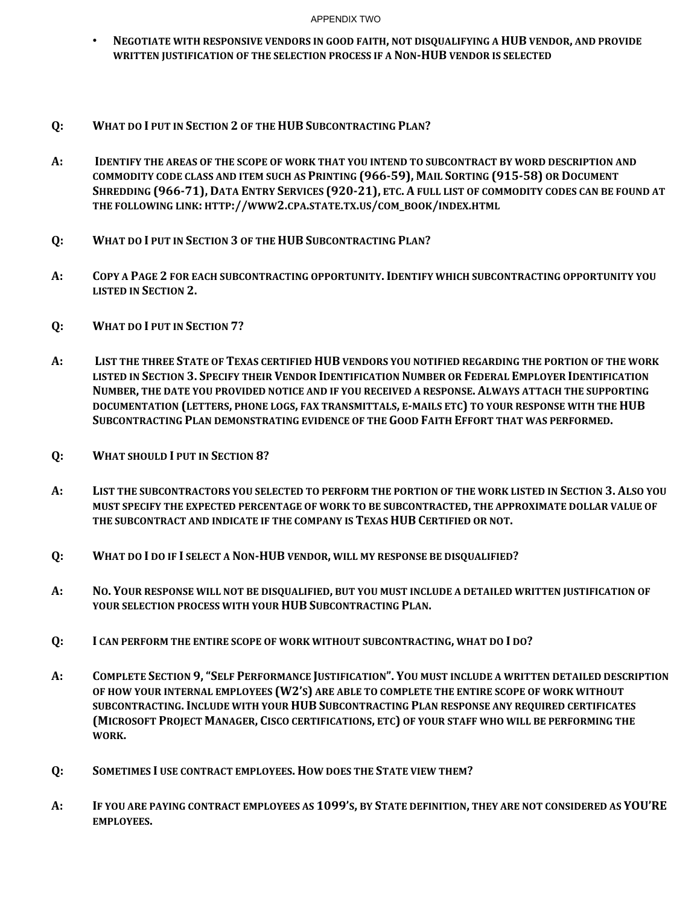- NEGOTIATE WITH RESPONSIVE VENDORS IN GOOD FAITH, NOT DISQUALIFYING A HUB VENDOR, AND PROVIDE WRITTEN JUSTIFICATION OF THE SELECTION PROCESS IF A NON-HUB VENDOR IS SELECTED

**Q: WHAT DO I PUT IN SECTION 2 OF THE HUB SUBCONTRACTING PLAN?**

**A:** IDENTIFY THE AREAS OF THE SCOPE OF WORK THAT YOU INTEND TO SUBCONTRACT BY WORD DESCRIPTION AND COMMODITY CODE CLASS AND ITEM SUCH AS PRINTING (966-59), MAIL SORTING (915-58) OR DOCUMENT SHREDDING (966-71), DATA ENTRY SERVICES (920-21), ETC. A FULL LIST OF COMMODITY CODES CAN BE FOUND AT THE FOLLOWING LINK: HTTP://WWW2.CPA.STATE.TX.US/COM_BOOK/INDEX.HTML

**Q: WHAT DO I PUT IN SECTION 3 OF THE HUB SUBCONTRACTING PLAN?**

**A:** COPY A PAGE 2 FOR EACH SUBCONTRACTING OPPORTUNITY. IDENTIFY WHICH SUBCONTRACTING OPPORTUNITY YOU LISTED IN SECTION 2.

**Q: WHAT DO I PUT IN SECTION 7?**

**A:** LIST THE THREE STATE OF TEXAS CERTIFIED HUB VENDORS YOU NOTIFIED REGARDING THE PORTION OF THE WORK LISTED IN SECTION 3. SPECIFY THEIR VENDOR IDENTIFICATION NUMBER OR FEDERAL EMPLOYER IDENTIFICATION NUMBER, THE DATE YOU PROVIDED NOTICE AND IF YOU RECEIVED A RESPONSE. ALWAYS ATTACH THE SUPPORTING DOCUMENTATION (LETTERS, PHONE LOGS, FAX TRANSMITTALS, E-MAILS ETC) TO YOUR RESPONSE WITH THE HUB SUBCONTRACTING PLAN DEMONSTRATING EVIDENCE OF THE GOOD FAITH EFFORT THAT WAS PERFORMED.

**Q: WHAT SHOULD I PUT IN SECTION 8?**

**A:** LIST THE SUBCONTRACTORS YOU SELECTED TO PERFORM THE PORTION OF THE WORK LISTED IN SECTION 3. ALSO YOU MUST SPECIFY THE EXPECTED PERCENTAGE OF WORK TO BE SUBCONTRACTED, THE APPROXIMATE DOLLAR VALUE OF THE SUBCONTRACT AND INDICATE IF THE COMPANY IS TEXAS HUB CERTIFIED OR NOT.

**Q: WHAT DO I DO IF I SELECT A NON-HUB VENDOR, WILL MY RESPONSE BE DISQUALIFIED?**

**A:** NO. YOUR RESPONSE WILL NOT BE DISQUALIFIED, BUT YOU MUST INCLUDE A DETAILED WRITTEN JUSTIFICATION OF YOUR SELECTION PROCESS WITH YOUR HUB SUBCONTRACTING PLAN.

**Q: I CAN PERFORM THE ENTIRE SCOPE OF WORK WITHOUT SUBCONTRACTING, WHAT DO I DO?**

**A:** COMPLETE SECTION 9, "SELF PERFORMANCE JUSTIFICATION". YOU MUST INCLUDE A WRITTEN DETAILED DESCRIPTION OF HOW YOUR INTERNAL EMPLOYEES (W2'S) ARE ABLE TO COMPLETE THE ENTIRE SCOPE OF WORK WITHOUT SUBCONTRACTING. INCLUDE WITH YOUR HUB SUBCONTRACTING PLAN RESPONSE ANY REQUIRED CERTIFICATES (MICROSOFT PROJECT MANAGER, CISCO CERTIFICATIONS, ETC) OF YOUR STAFF WHO WILL BE PERFORMING THE WORK.

**Q: SOMETIMES I USE CONTRACT EMPLOYEES. HOW DOES THE STATE VIEW THEM?**

**A:** IF YOU ARE PAYING CONTRACT EMPLOYEES AS 1099'S, BY STATE DEFINITION, THEY ARE NOT CONSIDERED AS YOU'RE EMPLOYEES.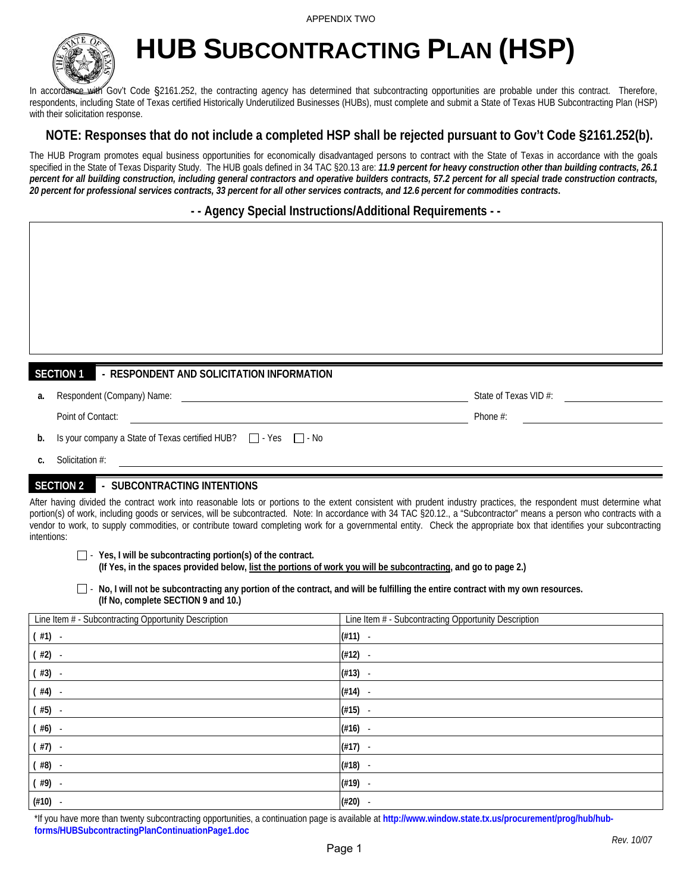APPENDIX TWO

# HUB SUBCONTRACTING PLAN (HSP)

In accordance with Gov't Code §2161.252, the contracting agency has determined that subcontracting opportunities are probable under this contract. Therefore, respondents, including State of Texas certified Historically Underutilized Businesses (HUBs), must complete and submit a State of Texas HUB Subcontracting Plan (HSP) with their solicitation response.

## NOTE: Responses that do not include a completed HSP shall be rejected pursuant to Gov't Code §2161.252(b).

The HUB Program promotes equal business opportunities for economically disadvantaged persons to contract with the State of Texas in accordance with the goals specified in the State of Texas Disparity Study. The HUB goals defined in 34 TAC §20.13 are: ***11.9 percent for heavy construction other than building contracts, 26.1 percent for all building construction, including general contractors and operative builders contracts, 57.2 percent for all special trade construction contracts, 20 percent for professional services contracts, 33 percent for all other services contracts, and 12.6 percent for commodities contracts*.**

### - - Agency Special Instructions/Additional Requirements - -

## SECTION 1 - RESPONDENT AND SOLICITATION INFORMATION

**a.** Respondent (Company) Name: ______________________ State of Texas VID #: ______________

Point of Contact: ______________________ Phone #: ______________

**b.** Is your company a State of Texas certified HUB? ☐ - Yes ☐ - No

**c.** Solicitation #: ______________________

## SECTION 2 - SUBCONTRACTING INTENTIONS

After having divided the contract work into reasonable lots or portions to the extent consistent with prudent industry practices, the respondent must determine what portion(s) of work, including goods or services, will be subcontracted. Note: In accordance with 34 TAC §20.12., a "Subcontractor" means a person who contracts with a vendor to work, to supply commodities, or contribute toward completing work for a governmental entity. Check the appropriate box that identifies your subcontracting intentions:

☐ - **Yes, I will be subcontracting portion(s) of the contract.**
**(If Yes, in the spaces provided below, list the portions of work you will be subcontracting, and go to page 2.)**

☐ - **No, I will not be subcontracting any portion of the contract, and will be fulfilling the entire contract with my own resources.**
**(If No, complete SECTION 9 and 10.)**

| Line Item # - Subcontracting Opportunity Description | Line Item # - Subcontracting Opportunity Description |
|---|---|
| **( #1)** - | **(#11)** - |
| **( #2)** - | **(#12)** - |
| **( #3)** - | **(#13)** - |
| **( #4)** - | **(#14)** - |
| **( #5)** - | **(#15)** - |
| **( #6)** - | **(#16)** - |
| **( #7)** - | **(#17)** - |
| **( #8)** - | **(#18)** - |
| **( #9)** - | **(#19)** - |
| **(#10)** - | **(#20)** - |

*If you have more than twenty subcontracting opportunities, a continuation page is available at **http://www.window.state.tx.us/procurement/prog/hub/hub-forms/HUBSubcontractingPlanContinuationPage1.doc**

*Rev. 10/07*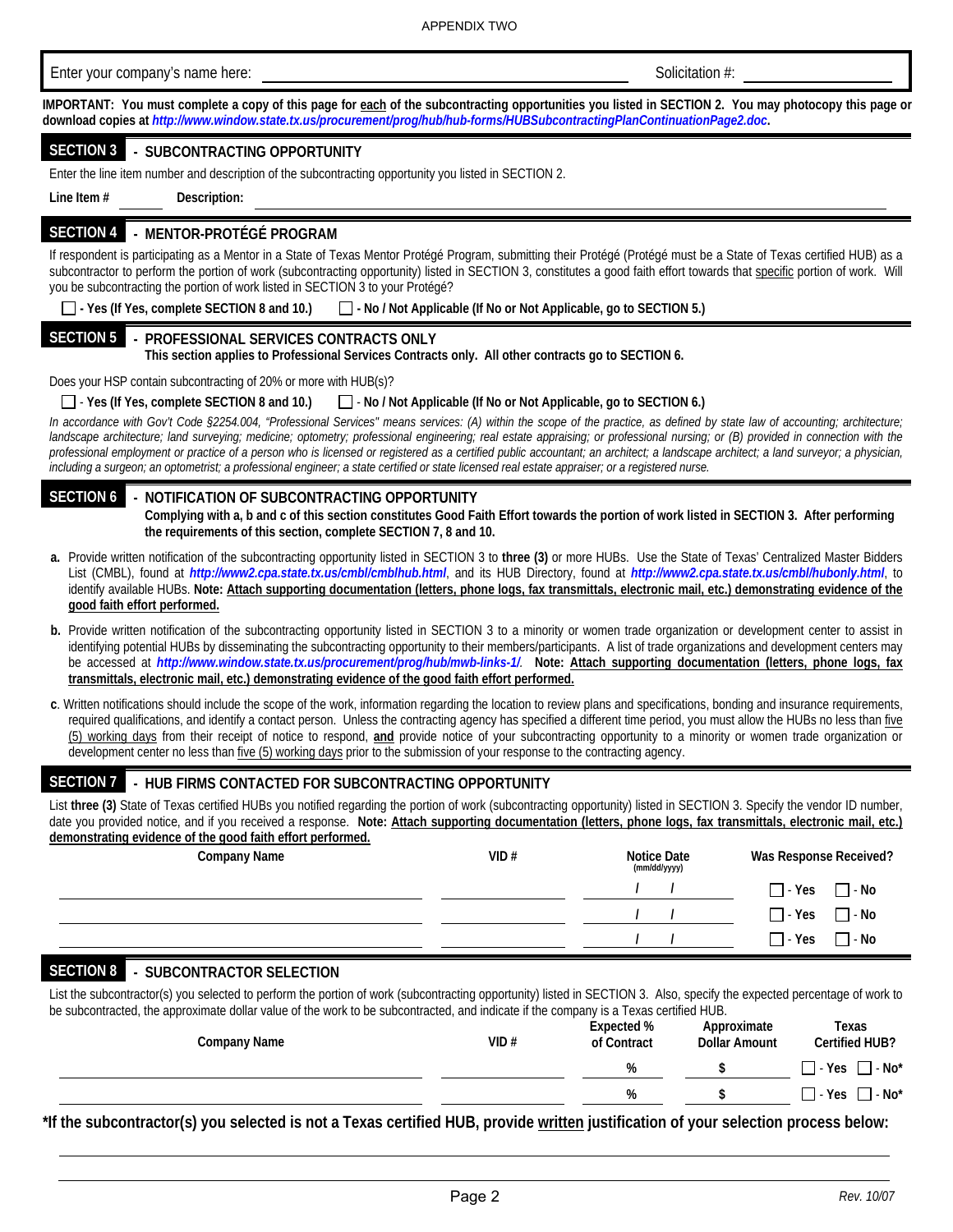APPENDIX TWO

Enter your company's name here: ______________________________ Solicitation #: ______________

**IMPORTANT: You must complete a copy of this page for each of the subcontracting opportunities you listed in SECTION 2. You may photocopy this page or download copies at *http://www.window.state.tx.us/procurement/prog/hub/hub-forms/HUBSubcontractingPlanContinuationPage2.doc*.**

## SECTION 3 - SUBCONTRACTING OPPORTUNITY

Enter the line item number and description of the subcontracting opportunity you listed in SECTION 2.

**Line Item #** ______ **Description:** ______________________________

## SECTION 4 - MENTOR-PROTÉGÉ PROGRAM

If respondent is participating as a Mentor in a State of Texas Mentor Protégé Program, submitting their Protégé (Protégé must be a State of Texas certified HUB) as a subcontractor to perform the portion of work (subcontracting opportunity) listed in SECTION 3, constitutes a good faith effort towards that specific portion of work. Will you be subcontracting the portion of work listed in SECTION 3 to your Protégé?

☐ **- Yes (If Yes, complete SECTION 8 and 10.)** ☐ **- No / Not Applicable (If No or Not Applicable, go to SECTION 5.)**

## SECTION 5 - PROFESSIONAL SERVICES CONTRACTS ONLY

**This section applies to Professional Services Contracts only. All other contracts go to SECTION 6.**

Does your HSP contain subcontracting of 20% or more with HUB(s)?

☐ - **Yes (If Yes, complete SECTION 8 and 10.)** ☐ - **No / Not Applicable (If No or Not Applicable, go to SECTION 6.)**

*In accordance with Gov't Code §2254.004, "Professional Services" means services: (A) within the scope of the practice, as defined by state law of accounting; architecture; landscape architecture; land surveying; medicine; optometry; professional engineering; real estate appraising; or professional nursing; or (B) provided in connection with the professional employment or practice of a person who is licensed or registered as a certified public accountant; an architect; a landscape architect; a land surveyor; a physician, including a surgeon; an optometrist; a professional engineer; a state certified or state licensed real estate appraiser; or a registered nurse.*

## SECTION 6 - NOTIFICATION OF SUBCONTRACTING OPPORTUNITY

**Complying with a, b and c of this section constitutes Good Faith Effort towards the portion of work listed in SECTION 3. After performing the requirements of this section, complete SECTION 7, 8 and 10.**

**a.** Provide written notification of the subcontracting opportunity listed in SECTION 3 to **three (3)** or more HUBs. Use the State of Texas' Centralized Master Bidders List (CMBL), found at ***http://www2.cpa.state.tx.us/cmbl/cmblhub.html***, and its HUB Directory, found at ***http://www2.cpa.state.tx.us/cmbl/hubonly.html***, to identify available HUBs. **Note: Attach supporting documentation (letters, phone logs, fax transmittals, electronic mail, etc.) demonstrating evidence of the good faith effort performed.**

**b.** Provide written notification of the subcontracting opportunity listed in SECTION 3 to a minority or women trade organization or development center to assist in identifying potential HUBs by disseminating the subcontracting opportunity to their members/participants. A list of trade organizations and development centers may be accessed at ***http://www.window.state.tx.us/procurement/prog/hub/mwb-links-1/***. **Note: Attach supporting documentation (letters, phone logs, fax transmittals, electronic mail, etc.) demonstrating evidence of the good faith effort performed.**

**c**. Written notifications should include the scope of the work, information regarding the location to review plans and specifications, bonding and insurance requirements, required qualifications, and identify a contact person. Unless the contracting agency has specified a different time period, you must allow the HUBs no less than five (5) working days from their receipt of notice to respond, **and** provide notice of your subcontracting opportunity to a minority or women trade organization or development center no less than five (5) working days prior to the submission of your response to the contracting agency.

## SECTION 7 - HUB FIRMS CONTACTED FOR SUBCONTRACTING OPPORTUNITY

List **three (3)** State of Texas certified HUBs you notified regarding the portion of work (subcontracting opportunity) listed in SECTION 3. Specify the vendor ID number, date you provided notice, and if you received a response. **Note: Attach supporting documentation (letters, phone logs, fax transmittals, electronic mail, etc.) demonstrating evidence of the good faith effort performed.**

| Company Name | VID # | Notice Date (mm/dd/yyyy) | Was Response Received? |
|---|---|---|---|
| | | / / | ☐ - Yes ☐ - No |
| | | / / | ☐ - Yes ☐ - No |
| | | / / | ☐ - Yes ☐ - No |

## SECTION 8 - SUBCONTRACTOR SELECTION

List the subcontractor(s) you selected to perform the portion of work (subcontracting opportunity) listed in SECTION 3. Also, specify the expected percentage of work to be subcontracted, the approximate dollar value of the work to be subcontracted, and indicate if the company is a Texas certified HUB.

| Company Name | VID # | Expected % of Contract | Approximate Dollar Amount | Texas Certified HUB? |
|---|---|---|---|---|
| | | % | $ | ☐ - Yes ☐ - No* |
| | | % | $ | ☐ - Yes ☐ - No* |

**\*If the subcontractor(s) you selected is not a Texas certified HUB, provide written justification of your selection process below:**

______________________________________________________________

______________________________________________________________

Rev. 10/07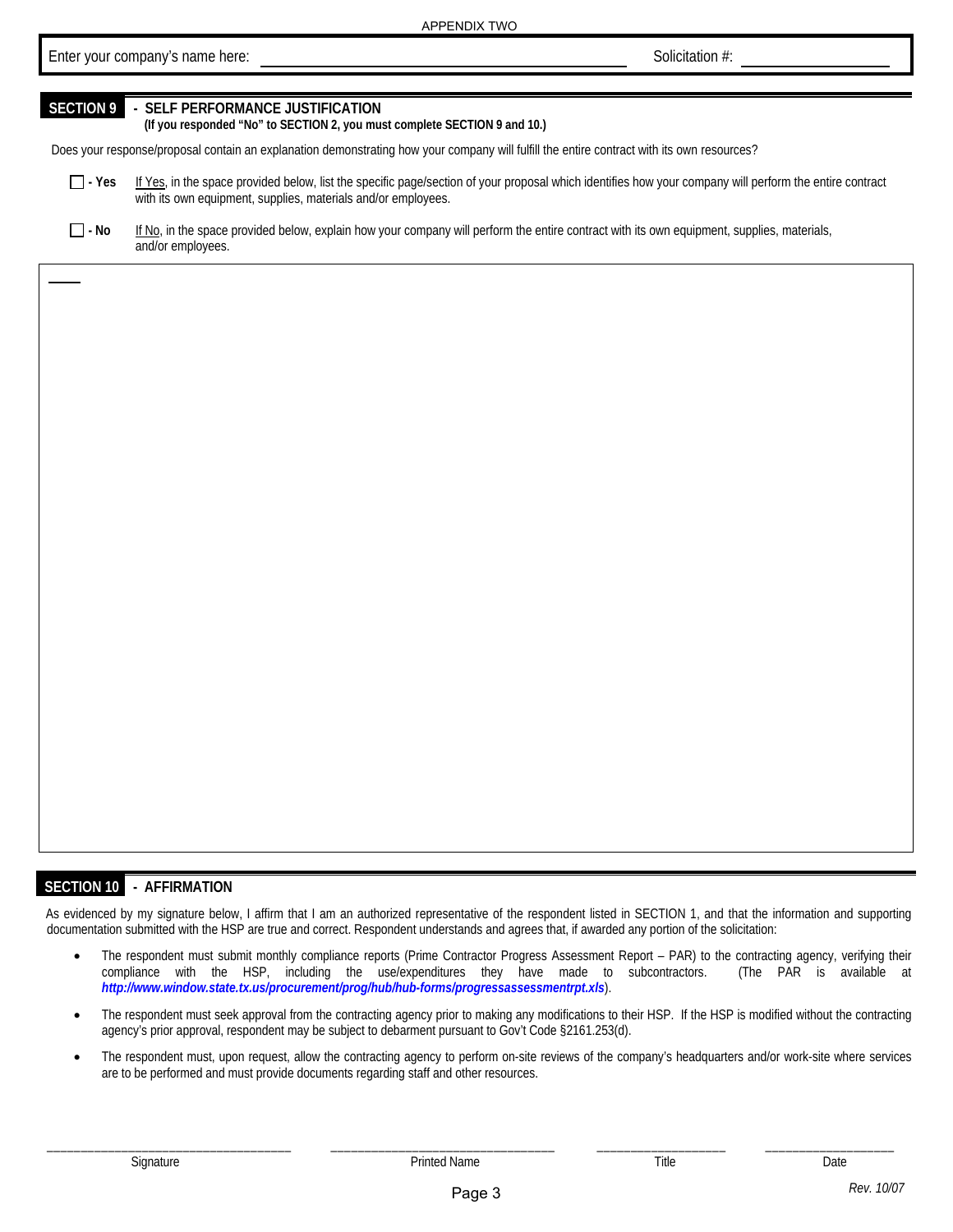APPENDIX TWO

Enter your company's name here: ______________________________ Solicitation #: ______________

## SECTION 9 - SELF PERFORMANCE JUSTIFICATION

**(If you responded "No" to SECTION 2, you must complete SECTION 9 and 10.)**

Does your response/proposal contain an explanation demonstrating how your company will fulfill the entire contract with its own resources?

☐ **- Yes** If Yes, in the space provided below, list the specific page/section of your proposal which identifies how your company will perform the entire contract with its own equipment, supplies, materials and/or employees.

☐ **- No** If No, in the space provided below, explain how your company will perform the entire contract with its own equipment, supplies, materials, and/or employees.

## SECTION 10 - AFFIRMATION

As evidenced by my signature below, I affirm that I am an authorized representative of the respondent listed in SECTION 1, and that the information and supporting documentation submitted with the HSP are true and correct. Respondent understands and agrees that, if awarded any portion of the solicitation:

- The respondent must submit monthly compliance reports (Prime Contractor Progress Assessment Report – PAR) to the contracting agency, verifying their compliance with the HSP, including the use/expenditures they have made to subcontractors. (The PAR is available at ***http://www.window.state.tx.us/procurement/prog/hub/hub-forms/progressassessmentrpt.xls***).
- The respondent must seek approval from the contracting agency prior to making any modifications to their HSP. If the HSP is modified without the contracting agency's prior approval, respondent may be subject to debarment pursuant to Gov't Code §2161.253(d).
- The respondent must, upon request, allow the contracting agency to perform on-site reviews of the company's headquarters and/or work-site where services are to be performed and must provide documents regarding staff and other resources.

| ______________________ | ______________________ | ______________ | ______________ |
|---|---|---|---|
| Signature | Printed Name | Title | Date |

*Rev. 10/07*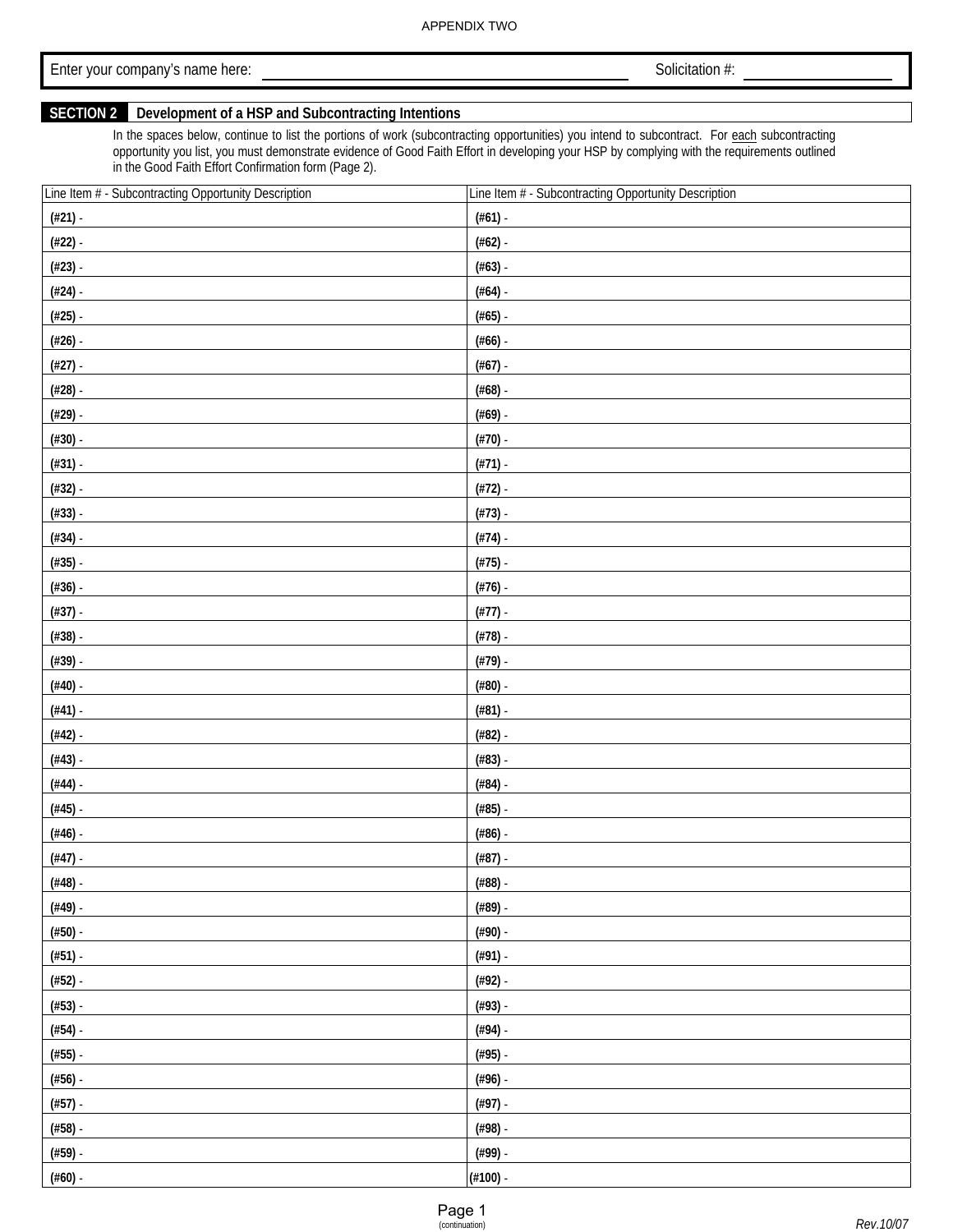APPENDIX TWO

Enter your company's name here: ______________________ Solicitation #: __________

## SECTION 2 Development of a HSP and Subcontracting Intentions

In the spaces below, continue to list the portions of work (subcontracting opportunities) you intend to subcontract. For each subcontracting opportunity you list, you must demonstrate evidence of Good Faith Effort in developing your HSP by complying with the requirements outlined in the Good Faith Effort Confirmation form (Page 2).

| Line Item # - Subcontracting Opportunity Description | Line Item # - Subcontracting Opportunity Description |
|---|---|
| (#21) - | (#61) - |
| (#22) - | (#62) - |
| (#23) - | (#63) - |
| (#24) - | (#64) - |
| (#25) - | (#65) - |
| (#26) - | (#66) - |
| (#27) - | (#67) - |
| (#28) - | (#68) - |
| (#29) - | (#69) - |
| (#30) - | (#70) - |
| (#31) - | (#71) - |
| (#32) - | (#72) - |
| (#33) - | (#73) - |
| (#34) - | (#74) - |
| (#35) - | (#75) - |
| (#36) - | (#76) - |
| (#37) - | (#77) - |
| (#38) - | (#78) - |
| (#39) - | (#79) - |
| (#40) - | (#80) - |
| (#41) - | (#81) - |
| (#42) - | (#82) - |
| (#43) - | (#83) - |
| (#44) - | (#84) - |
| (#45) - | (#85) - |
| (#46) - | (#86) - |
| (#47) - | (#87) - |
| (#48) - | (#88) - |
| (#49) - | (#89) - |
| (#50) - | (#90) - |
| (#51) - | (#91) - |
| (#52) - | (#92) - |
| (#53) - | (#93) - |
| (#54) - | (#94) - |
| (#55) - | (#95) - |
| (#56) - | (#96) - |
| (#57) - | (#97) - |
| (#58) - | (#98) - |
| (#59) - | (#99) - |
| (#60) - | (#100) - |

Page 1
(continuation)

Rev.10/07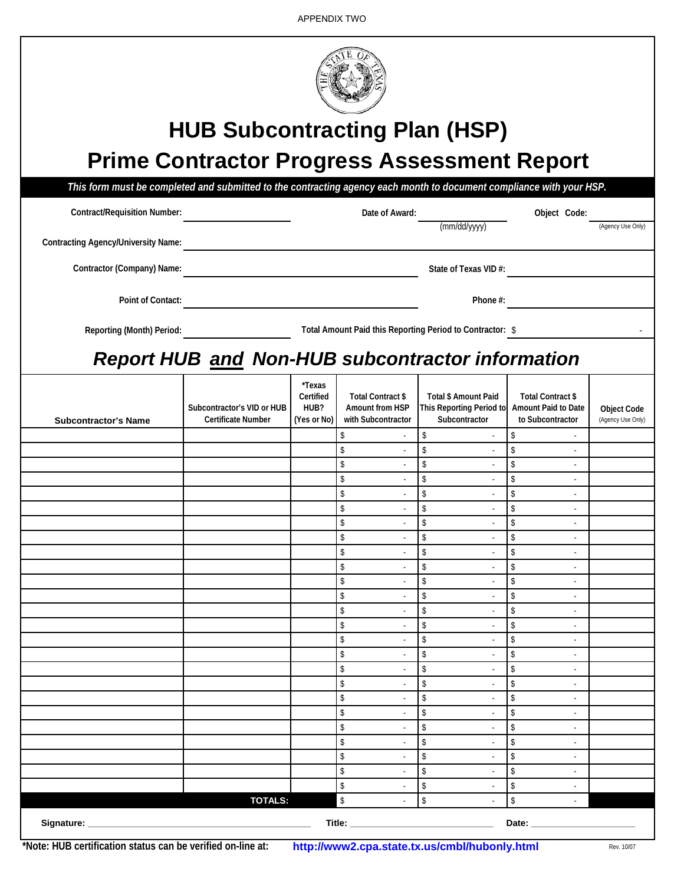APPENDIX TWO

# HUB Subcontracting Plan (HSP)

# Prime Contractor Progress Assessment Report

***This form must be completed and submitted to the contracting agency each month to document compliance with your HSP.***

**Contract/Requisition Number:** ____________ **Date of Award:** ____________ (mm/dd/yyyy) **Object Code:** ____________ (Agency Use Only)

**Contracting Agency/University Name:** ____________________________________________

**Contractor (Company) Name:** ____________________________ **State of Texas VID #:** ____________

**Point of Contact:** ____________________________ **Phone #:** ____________

**Reporting (Month) Period:** ____________ **Total Amount Paid this Reporting Period to Contractor:** $ -

## *Report HUB and Non-HUB subcontractor information*

| Subcontractor's Name | Subcontractor's VID or HUB Certificate Number | *Texas Certified HUB? (Yes or No) | Total Contract $ Amount from HSP with Subcontractor | Total $ Amount Paid This Reporting Period to Subcontractor | Total Contract $ Amount Paid to Date to Subcontractor | Object Code (Agency Use Only) |
|---|---|---|---|---|---|---|
| | | | $ - | $ - | $ - | |
| | | | $ - | $ - | $ - | |
| | | | $ - | $ - | $ - | |
| | | | $ - | $ - | $ - | |
| | | | $ - | $ - | $ - | |
| | | | $ - | $ - | $ - | |
| | | | $ - | $ - | $ - | |
| | | | $ - | $ - | $ - | |
| | | | $ - | $ - | $ - | |
| | | | $ - | $ - | $ - | |
| | | | $ - | $ - | $ - | |
| | | | $ - | $ - | $ - | |
| | | | $ - | $ - | $ - | |
| | | | $ - | $ - | $ - | |
| | | | $ - | $ - | $ - | |
| | | | $ - | $ - | $ - | |
| | | | $ - | $ - | $ - | |
| | | | $ - | $ - | $ - | |
| | | | $ - | $ - | $ - | |
| | | | $ - | $ - | $ - | |
| | | | $ - | $ - | $ - | |
| | | | $ - | $ - | $ - | |
| | | | $ - | $ - | $ - | |
| | | | $ - | $ - | $ - | |
| | | | $ - | $ - | $ - | |
| | **TOTALS:** | | $ - | $ - | $ - | |

**Signature:** ______________________________ **Title:** ____________________ **Date:** ______________

***Note: HUB certification status can be verified on-line at:** **http://www2.cpa.state.tx.us/cmbl/hubonly.html**

Rev. 10/07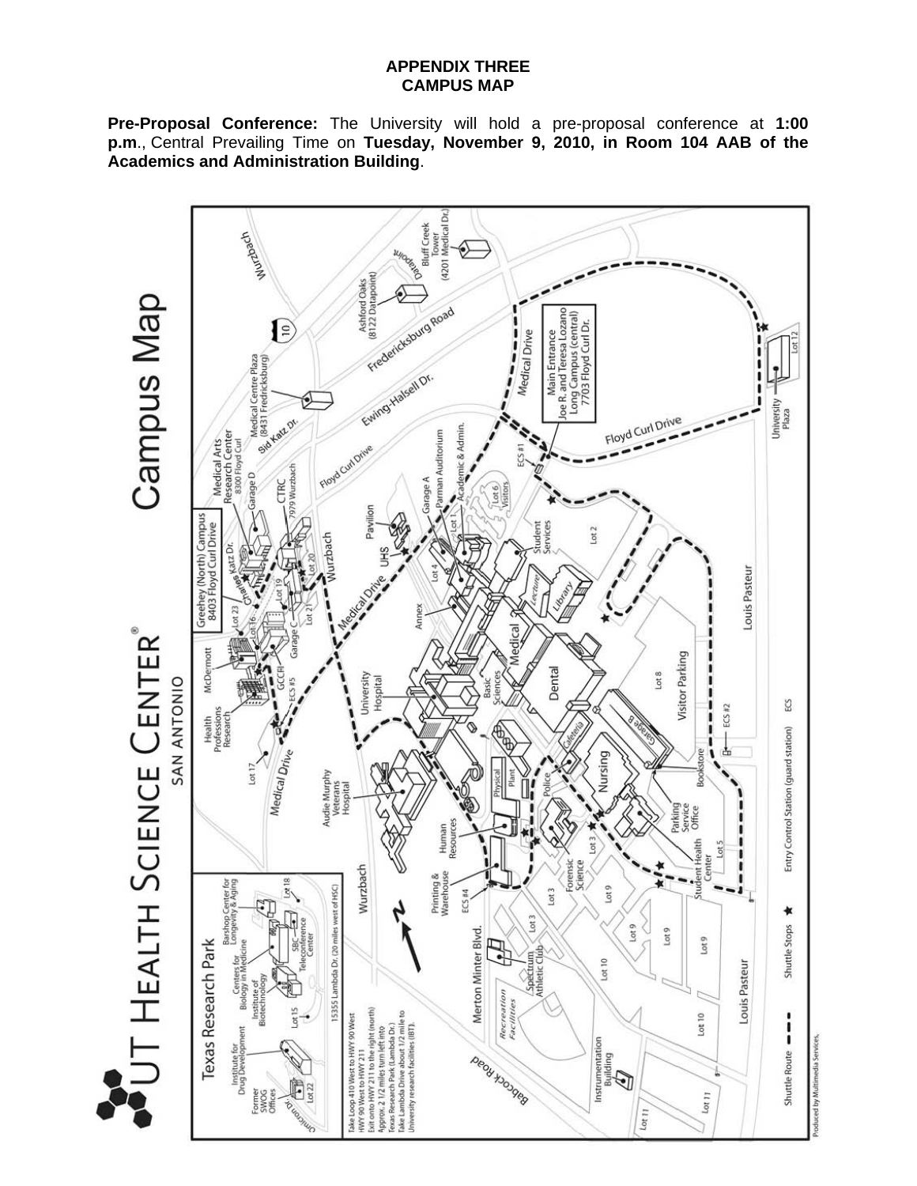# APPENDIX THREE
# CAMPUS MAP

**Pre-Proposal Conference:** The University will hold a pre-proposal conference at **1:00 p.m**., Central Prevailing Time on **Tuesday, November 9, 2010, in Room 104 AAB of the Academics and Administration Building**.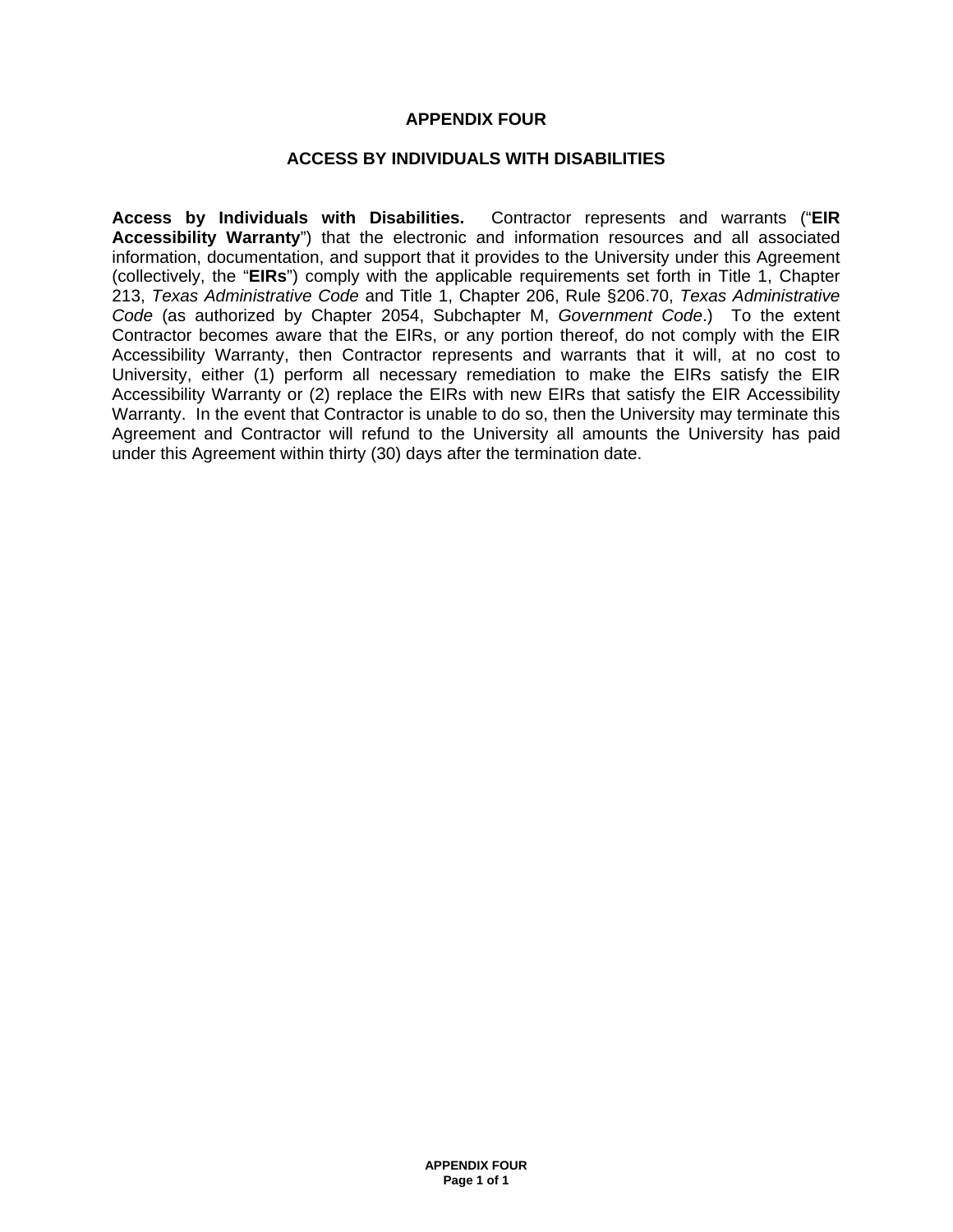# APPENDIX FOUR

## ACCESS BY INDIVIDUALS WITH DISABILITIES

**Access by Individuals with Disabilities.** Contractor represents and warrants ("**EIR Accessibility Warranty**") that the electronic and information resources and all associated information, documentation, and support that it provides to the University under this Agreement (collectively, the "**EIRs**") comply with the applicable requirements set forth in Title 1, Chapter 213, *Texas Administrative Code* and Title 1, Chapter 206, Rule §206.70, *Texas Administrative Code* (as authorized by Chapter 2054, Subchapter M, *Government Code*.) To the extent Contractor becomes aware that the EIRs, or any portion thereof, do not comply with the EIR Accessibility Warranty, then Contractor represents and warrants that it will, at no cost to University, either (1) perform all necessary remediation to make the EIRs satisfy the EIR Accessibility Warranty or (2) replace the EIRs with new EIRs that satisfy the EIR Accessibility Warranty. In the event that Contractor is unable to do so, then the University may terminate this Agreement and Contractor will refund to the University all amounts the University has paid under this Agreement within thirty (30) days after the termination date.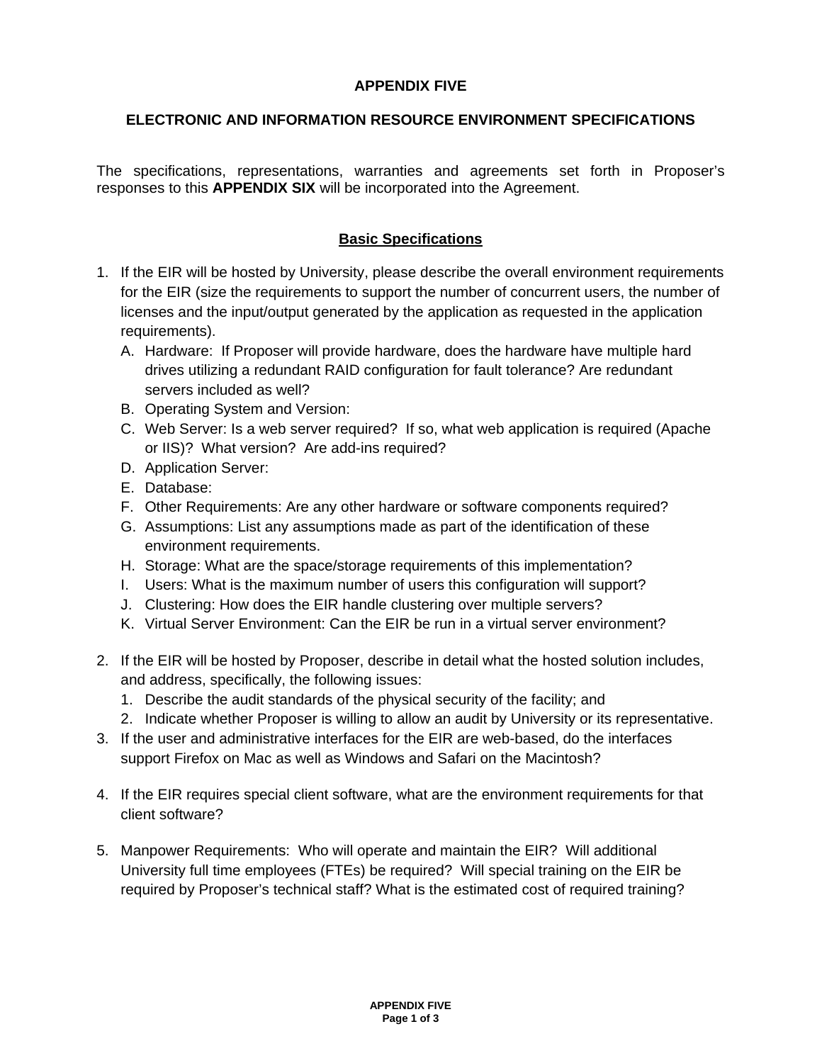# APPENDIX FIVE

## ELECTRONIC AND INFORMATION RESOURCE ENVIRONMENT SPECIFICATIONS

The specifications, representations, warranties and agreements set forth in Proposer's responses to this **APPENDIX SIX** will be incorporated into the Agreement.

### Basic Specifications

1. If the EIR will be hosted by University, please describe the overall environment requirements for the EIR (size the requirements to support the number of concurrent users, the number of licenses and the input/output generated by the application as requested in the application requirements).
   A. Hardware: If Proposer will provide hardware, does the hardware have multiple hard drives utilizing a redundant RAID configuration for fault tolerance? Are redundant servers included as well?
   B. Operating System and Version:
   C. Web Server: Is a web server required? If so, what web application is required (Apache or IIS)? What version? Are add-ins required?
   D. Application Server:
   E. Database:
   F. Other Requirements: Are any other hardware or software components required?
   G. Assumptions: List any assumptions made as part of the identification of these environment requirements.
   H. Storage: What are the space/storage requirements of this implementation?
   I. Users: What is the maximum number of users this configuration will support?
   J. Clustering: How does the EIR handle clustering over multiple servers?
   K. Virtual Server Environment: Can the EIR be run in a virtual server environment?

2. If the EIR will be hosted by Proposer, describe in detail what the hosted solution includes, and address, specifically, the following issues:
   1. Describe the audit standards of the physical security of the facility; and
   2. Indicate whether Proposer is willing to allow an audit by University or its representative.
3. If the user and administrative interfaces for the EIR are web-based, do the interfaces support Firefox on Mac as well as Windows and Safari on the Macintosh?

4. If the EIR requires special client software, what are the environment requirements for that client software?

5. Manpower Requirements: Who will operate and maintain the EIR? Will additional University full time employees (FTEs) be required? Will special training on the EIR be required by Proposer's technical staff? What is the estimated cost of required training?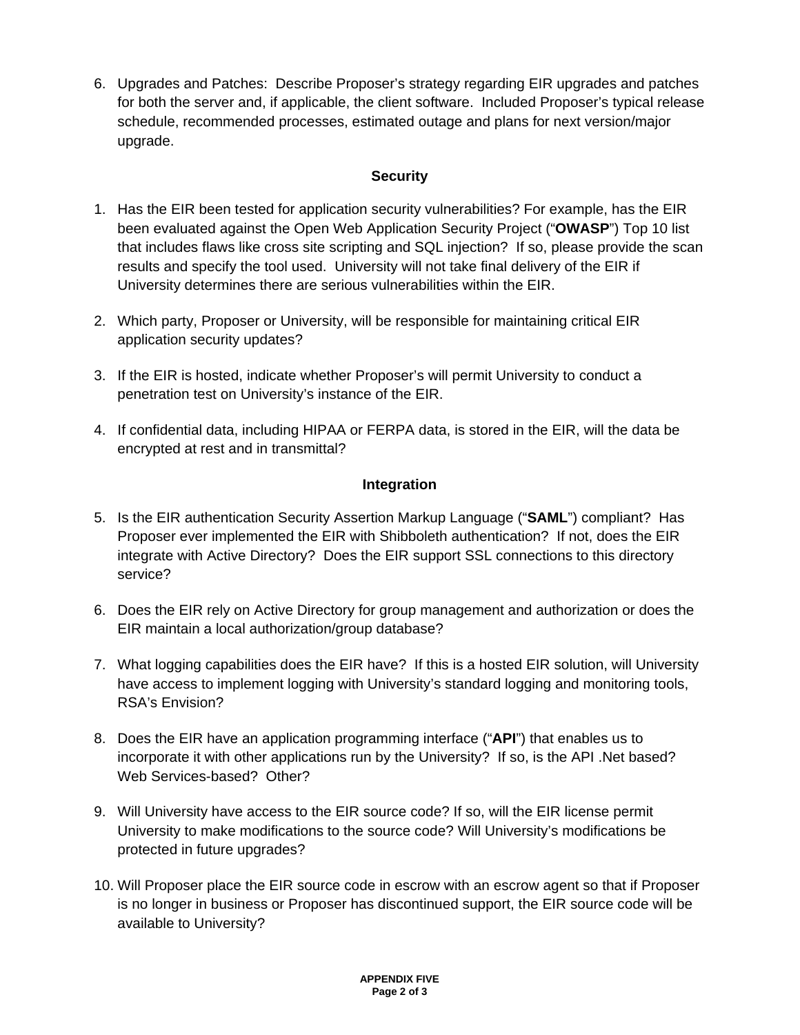6. Upgrades and Patches: Describe Proposer's strategy regarding EIR upgrades and patches for both the server and, if applicable, the client software. Included Proposer's typical release schedule, recommended processes, estimated outage and plans for next version/major upgrade.

## Security

1. Has the EIR been tested for application security vulnerabilities? For example, has the EIR been evaluated against the Open Web Application Security Project ("**OWASP**") Top 10 list that includes flaws like cross site scripting and SQL injection? If so, please provide the scan results and specify the tool used. University will not take final delivery of the EIR if University determines there are serious vulnerabilities within the EIR.

2. Which party, Proposer or University, will be responsible for maintaining critical EIR application security updates?

3. If the EIR is hosted, indicate whether Proposer's will permit University to conduct a penetration test on University's instance of the EIR.

4. If confidential data, including HIPAA or FERPA data, is stored in the EIR, will the data be encrypted at rest and in transmittal?

## Integration

5. Is the EIR authentication Security Assertion Markup Language ("**SAML**") compliant? Has Proposer ever implemented the EIR with Shibboleth authentication? If not, does the EIR integrate with Active Directory? Does the EIR support SSL connections to this directory service?

6. Does the EIR rely on Active Directory for group management and authorization or does the EIR maintain a local authorization/group database?

7. What logging capabilities does the EIR have? If this is a hosted EIR solution, will University have access to implement logging with University's standard logging and monitoring tools, RSA's Envision?

8. Does the EIR have an application programming interface ("**API**") that enables us to incorporate it with other applications run by the University? If so, is the API .Net based? Web Services-based? Other?

9. Will University have access to the EIR source code? If so, will the EIR license permit University to make modifications to the source code? Will University's modifications be protected in future upgrades?

10. Will Proposer place the EIR source code in escrow with an escrow agent so that if Proposer is no longer in business or Proposer has discontinued support, the EIR source code will be available to University?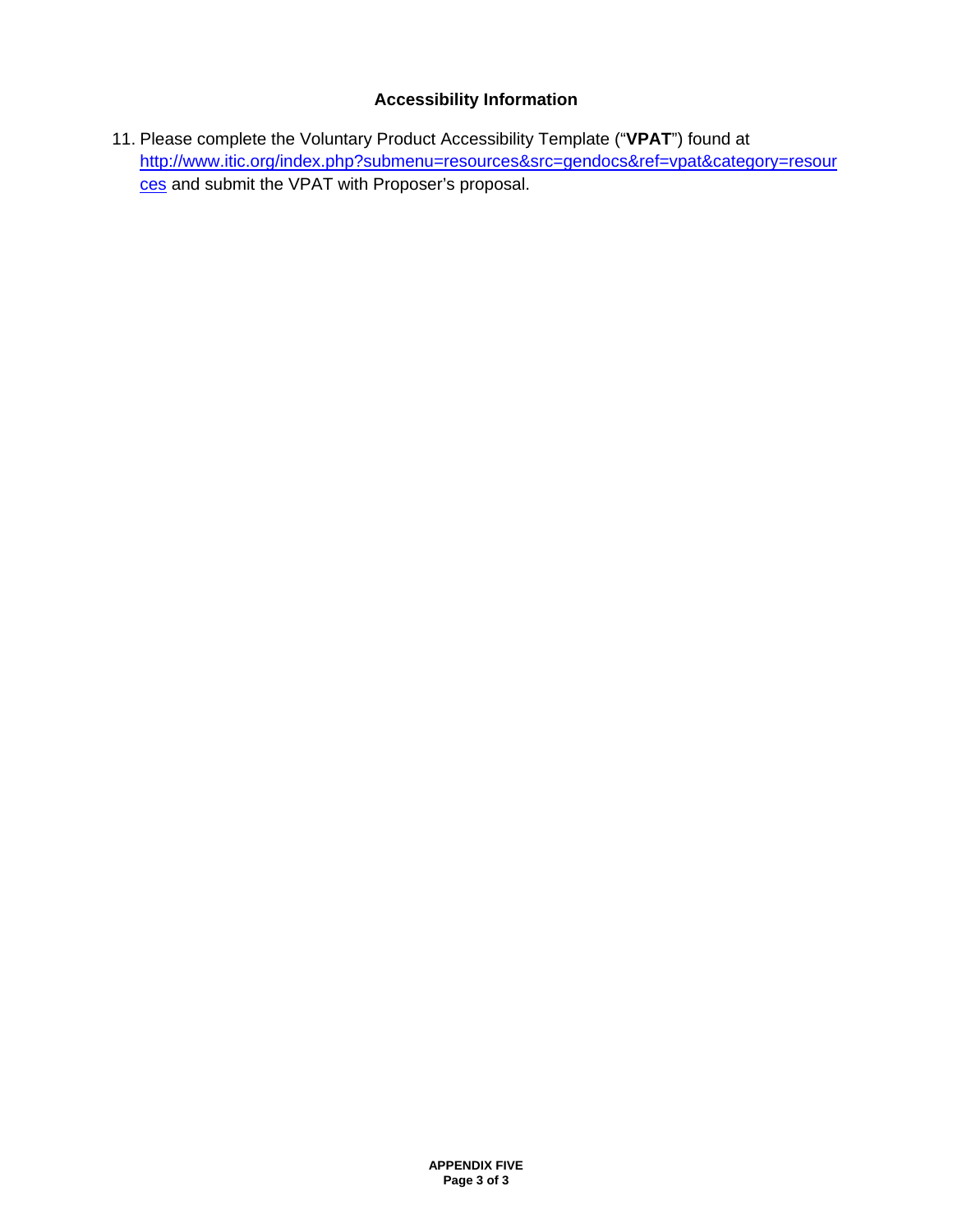## Accessibility Information

11. Please complete the Voluntary Product Accessibility Template ("**VPAT**") found at [http://www.itic.org/index.php?submenu=resources&src=gendocs&ref=vpat&category=resources](http://www.itic.org/index.php?submenu=resources&src=gendocs&ref=vpat&category=resources) and submit the VPAT with Proposer's proposal.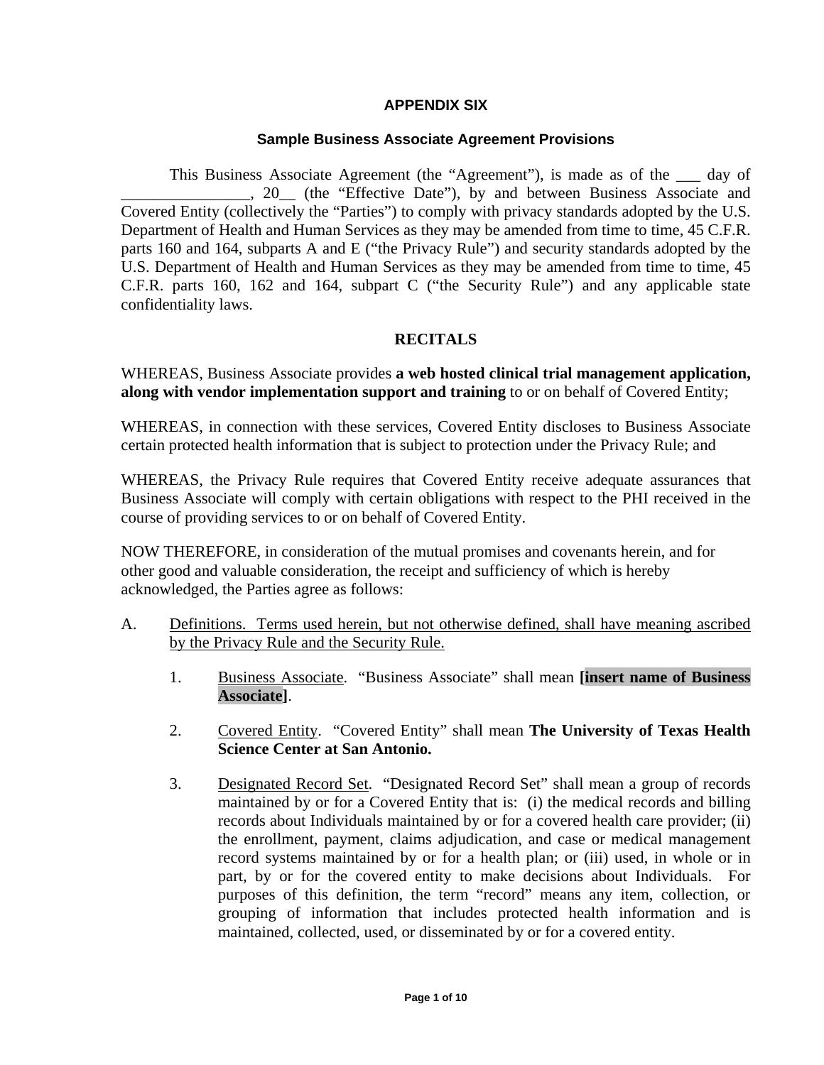## APPENDIX SIX

### Sample Business Associate Agreement Provisions

This Business Associate Agreement (the "Agreement"), is made as of the ___ day of ________________, 20__ (the "Effective Date"), by and between Business Associate and Covered Entity (collectively the "Parties") to comply with privacy standards adopted by the U.S. Department of Health and Human Services as they may be amended from time to time, 45 C.F.R. parts 160 and 164, subparts A and E ("the Privacy Rule") and security standards adopted by the U.S. Department of Health and Human Services as they may be amended from time to time, 45 C.F.R. parts 160, 162 and 164, subpart C ("the Security Rule") and any applicable state confidentiality laws.

### RECITALS

WHEREAS, Business Associate provides **a web hosted clinical trial management application, along with vendor implementation support and training** to or on behalf of Covered Entity;

WHEREAS, in connection with these services, Covered Entity discloses to Business Associate certain protected health information that is subject to protection under the Privacy Rule; and

WHEREAS, the Privacy Rule requires that Covered Entity receive adequate assurances that Business Associate will comply with certain obligations with respect to the PHI received in the course of providing services to or on behalf of Covered Entity.

NOW THEREFORE, in consideration of the mutual promises and covenants herein, and for other good and valuable consideration, the receipt and sufficiency of which is hereby acknowledged, the Parties agree as follows:

A. Definitions. Terms used herein, but not otherwise defined, shall have meaning ascribed by the Privacy Rule and the Security Rule.

   1. Business Associate. "Business Associate" shall mean **[insert name of Business Associate]**.

   2. Covered Entity. "Covered Entity" shall mean **The University of Texas Health Science Center at San Antonio.**

   3. Designated Record Set. "Designated Record Set" shall mean a group of records maintained by or for a Covered Entity that is: (i) the medical records and billing records about Individuals maintained by or for a covered health care provider; (ii) the enrollment, payment, claims adjudication, and case or medical management record systems maintained by or for a health plan; or (iii) used, in whole or in part, by or for the covered entity to make decisions about Individuals. For purposes of this definition, the term "record" means any item, collection, or grouping of information that includes protected health information and is maintained, collected, used, or disseminated by or for a covered entity.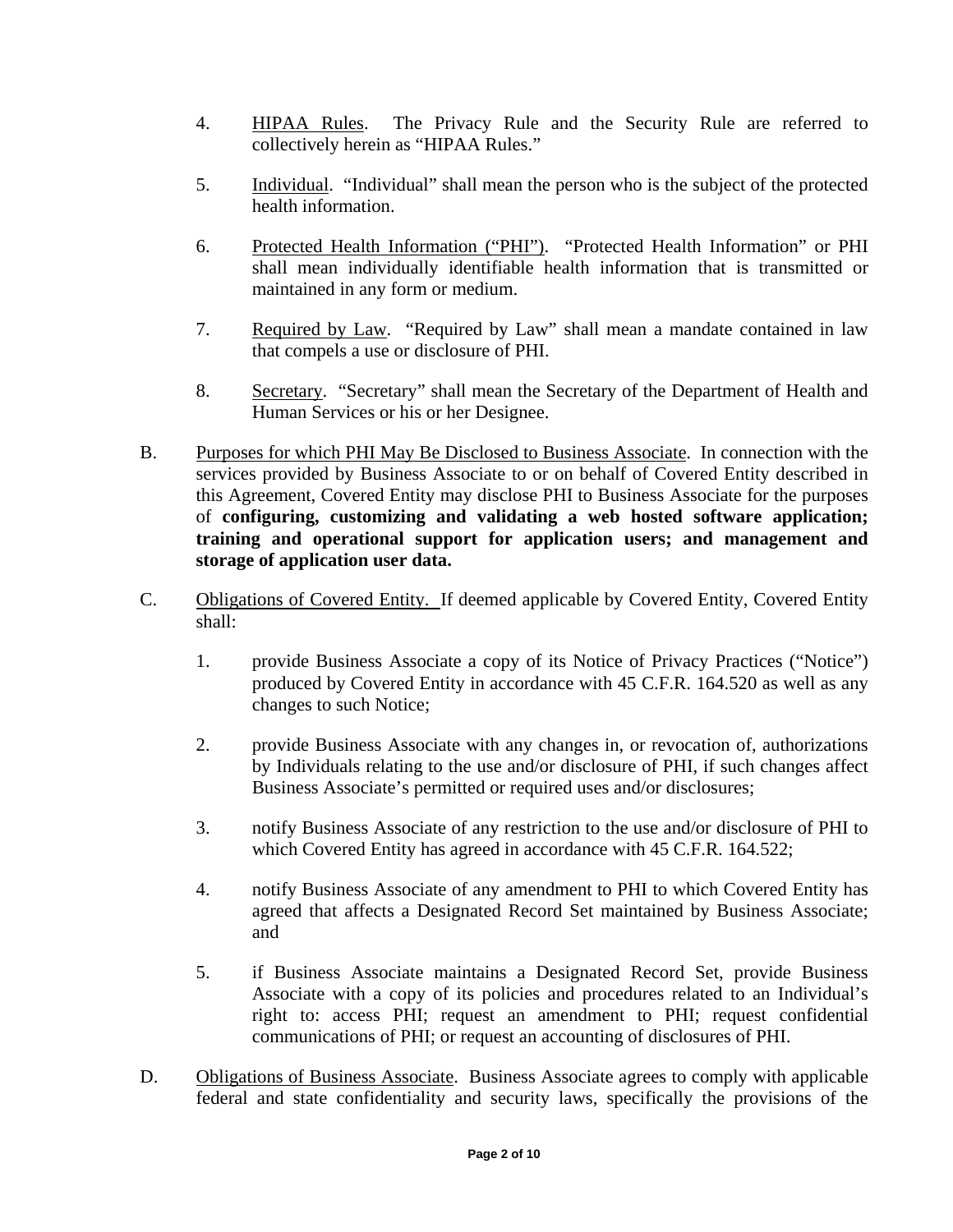4. HIPAA Rules. The Privacy Rule and the Security Rule are referred to collectively herein as "HIPAA Rules."

5. Individual. "Individual" shall mean the person who is the subject of the protected health information.

6. Protected Health Information ("PHI"). "Protected Health Information" or PHI shall mean individually identifiable health information that is transmitted or maintained in any form or medium.

7. Required by Law. "Required by Law" shall mean a mandate contained in law that compels a use or disclosure of PHI.

8. Secretary. "Secretary" shall mean the Secretary of the Department of Health and Human Services or his or her Designee.

B. Purposes for which PHI May Be Disclosed to Business Associate. In connection with the services provided by Business Associate to or on behalf of Covered Entity described in this Agreement, Covered Entity may disclose PHI to Business Associate for the purposes of **configuring, customizing and validating a web hosted software application; training and operational support for application users; and management and storage of application user data.**

C. Obligations of Covered Entity. If deemed applicable by Covered Entity, Covered Entity shall:

1. provide Business Associate a copy of its Notice of Privacy Practices ("Notice") produced by Covered Entity in accordance with 45 C.F.R. 164.520 as well as any changes to such Notice;

2. provide Business Associate with any changes in, or revocation of, authorizations by Individuals relating to the use and/or disclosure of PHI, if such changes affect Business Associate's permitted or required uses and/or disclosures;

3. notify Business Associate of any restriction to the use and/or disclosure of PHI to which Covered Entity has agreed in accordance with 45 C.F.R. 164.522;

4. notify Business Associate of any amendment to PHI to which Covered Entity has agreed that affects a Designated Record Set maintained by Business Associate; and

5. if Business Associate maintains a Designated Record Set, provide Business Associate with a copy of its policies and procedures related to an Individual's right to: access PHI; request an amendment to PHI; request confidential communications of PHI; or request an accounting of disclosures of PHI.

D. Obligations of Business Associate. Business Associate agrees to comply with applicable federal and state confidentiality and security laws, specifically the provisions of the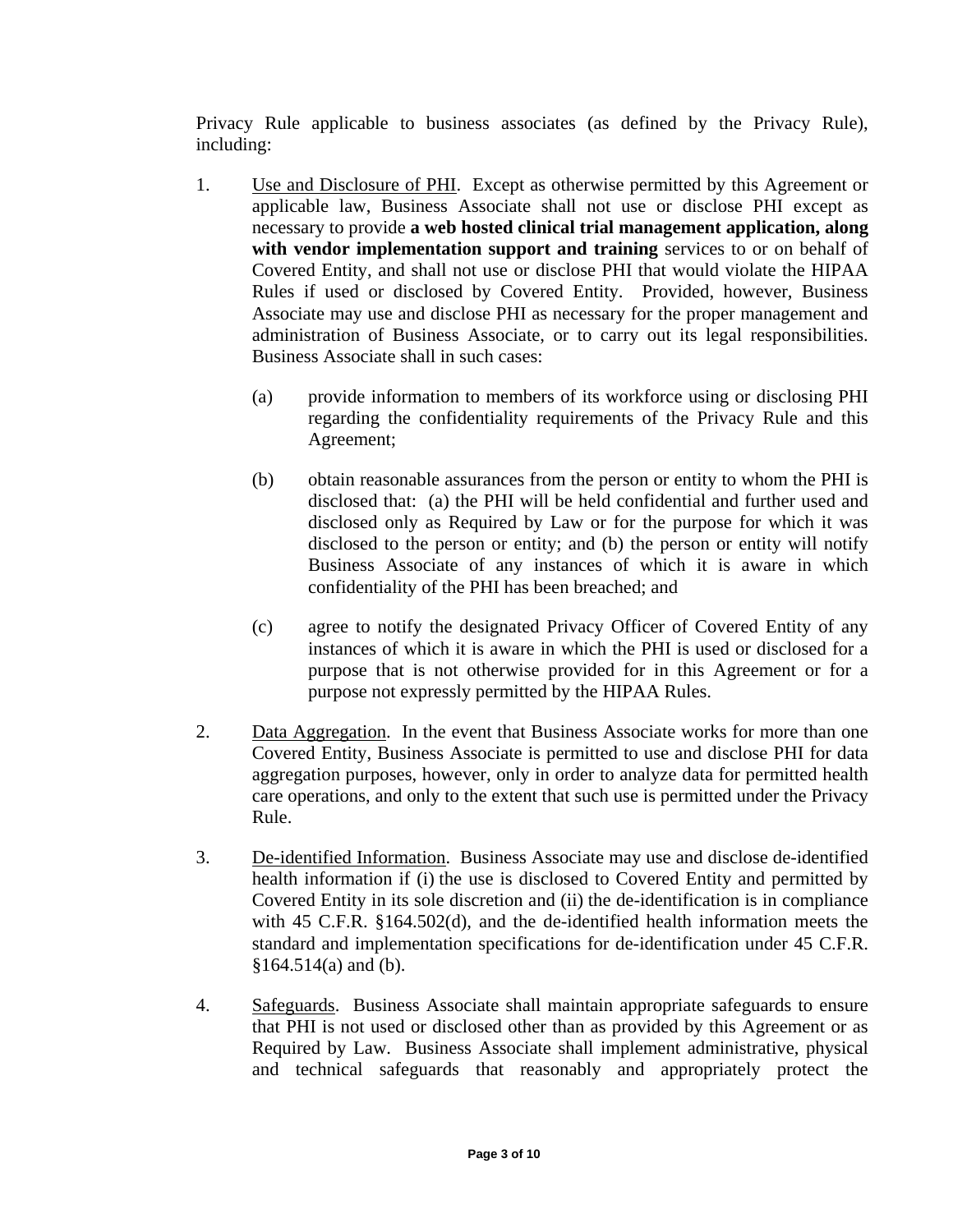Privacy Rule applicable to business associates (as defined by the Privacy Rule), including:

1. Use and Disclosure of PHI. Except as otherwise permitted by this Agreement or applicable law, Business Associate shall not use or disclose PHI except as necessary to provide **a web hosted clinical trial management application, along with vendor implementation support and training** services to or on behalf of Covered Entity, and shall not use or disclose PHI that would violate the HIPAA Rules if used or disclosed by Covered Entity. Provided, however, Business Associate may use and disclose PHI as necessary for the proper management and administration of Business Associate, or to carry out its legal responsibilities. Business Associate shall in such cases:

   (a) provide information to members of its workforce using or disclosing PHI regarding the confidentiality requirements of the Privacy Rule and this Agreement;

   (b) obtain reasonable assurances from the person or entity to whom the PHI is disclosed that: (a) the PHI will be held confidential and further used and disclosed only as Required by Law or for the purpose for which it was disclosed to the person or entity; and (b) the person or entity will notify Business Associate of any instances of which it is aware in which confidentiality of the PHI has been breached; and

   (c) agree to notify the designated Privacy Officer of Covered Entity of any instances of which it is aware in which the PHI is used or disclosed for a purpose that is not otherwise provided for in this Agreement or for a purpose not expressly permitted by the HIPAA Rules.

2. Data Aggregation. In the event that Business Associate works for more than one Covered Entity, Business Associate is permitted to use and disclose PHI for data aggregation purposes, however, only in order to analyze data for permitted health care operations, and only to the extent that such use is permitted under the Privacy Rule.

3. De-identified Information. Business Associate may use and disclose de-identified health information if (i) the use is disclosed to Covered Entity and permitted by Covered Entity in its sole discretion and (ii) the de-identification is in compliance with 45 C.F.R. §164.502(d), and the de-identified health information meets the standard and implementation specifications for de-identification under 45 C.F.R. §164.514(a) and (b).

4. Safeguards. Business Associate shall maintain appropriate safeguards to ensure that PHI is not used or disclosed other than as provided by this Agreement or as Required by Law. Business Associate shall implement administrative, physical and technical safeguards that reasonably and appropriately protect the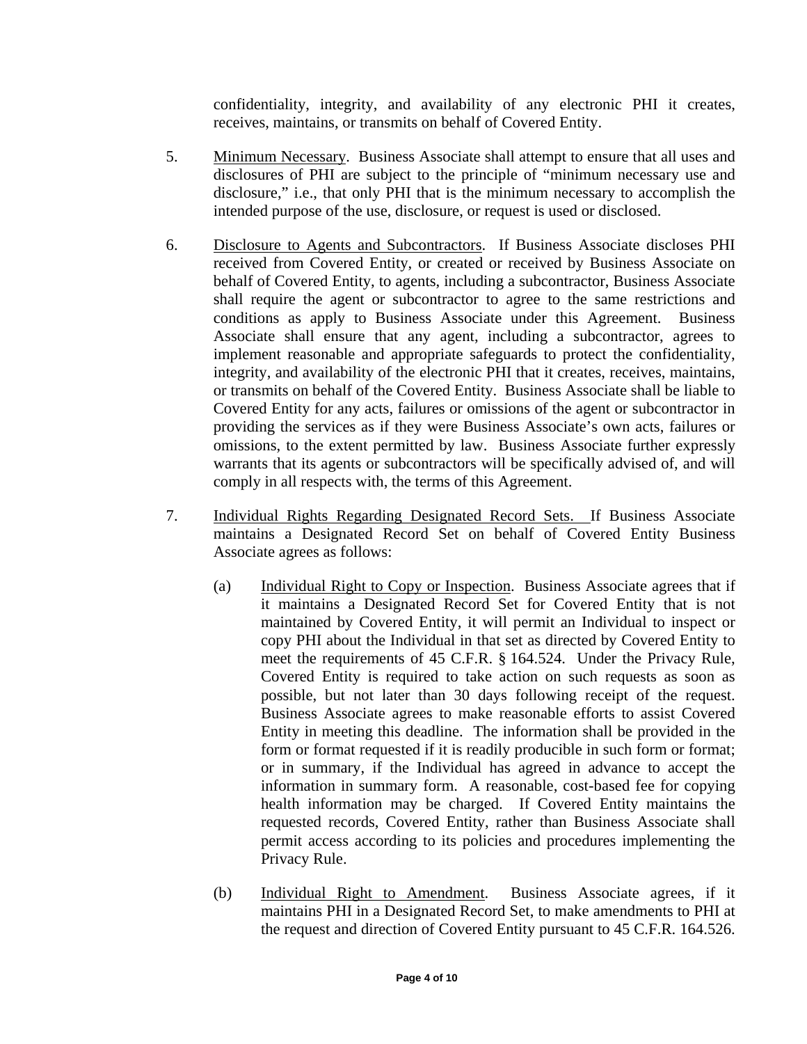confidentiality, integrity, and availability of any electronic PHI it creates, receives, maintains, or transmits on behalf of Covered Entity.

5. Minimum Necessary. Business Associate shall attempt to ensure that all uses and disclosures of PHI are subject to the principle of "minimum necessary use and disclosure," i.e., that only PHI that is the minimum necessary to accomplish the intended purpose of the use, disclosure, or request is used or disclosed.

6. Disclosure to Agents and Subcontractors. If Business Associate discloses PHI received from Covered Entity, or created or received by Business Associate on behalf of Covered Entity, to agents, including a subcontractor, Business Associate shall require the agent or subcontractor to agree to the same restrictions and conditions as apply to Business Associate under this Agreement. Business Associate shall ensure that any agent, including a subcontractor, agrees to implement reasonable and appropriate safeguards to protect the confidentiality, integrity, and availability of the electronic PHI that it creates, receives, maintains, or transmits on behalf of the Covered Entity. Business Associate shall be liable to Covered Entity for any acts, failures or omissions of the agent or subcontractor in providing the services as if they were Business Associate's own acts, failures or omissions, to the extent permitted by law. Business Associate further expressly warrants that its agents or subcontractors will be specifically advised of, and will comply in all respects with, the terms of this Agreement.

7. Individual Rights Regarding Designated Record Sets. If Business Associate maintains a Designated Record Set on behalf of Covered Entity Business Associate agrees as follows:

   (a) Individual Right to Copy or Inspection. Business Associate agrees that if it maintains a Designated Record Set for Covered Entity that is not maintained by Covered Entity, it will permit an Individual to inspect or copy PHI about the Individual in that set as directed by Covered Entity to meet the requirements of 45 C.F.R. § 164.524. Under the Privacy Rule, Covered Entity is required to take action on such requests as soon as possible, but not later than 30 days following receipt of the request. Business Associate agrees to make reasonable efforts to assist Covered Entity in meeting this deadline. The information shall be provided in the form or format requested if it is readily producible in such form or format; or in summary, if the Individual has agreed in advance to accept the information in summary form. A reasonable, cost-based fee for copying health information may be charged. If Covered Entity maintains the requested records, Covered Entity, rather than Business Associate shall permit access according to its policies and procedures implementing the Privacy Rule.

   (b) Individual Right to Amendment. Business Associate agrees, if it maintains PHI in a Designated Record Set, to make amendments to PHI at the request and direction of Covered Entity pursuant to 45 C.F.R. 164.526.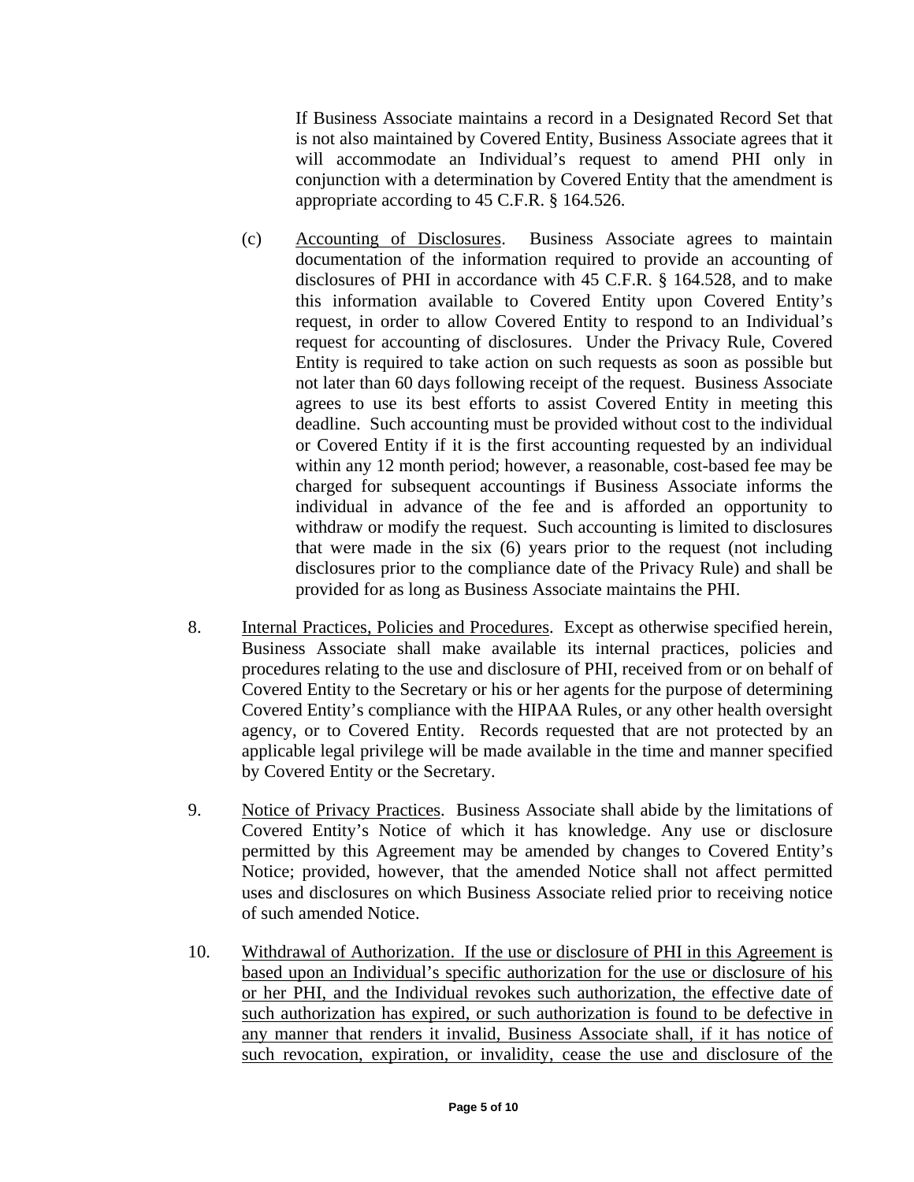If Business Associate maintains a record in a Designated Record Set that is not also maintained by Covered Entity, Business Associate agrees that it will accommodate an Individual's request to amend PHI only in conjunction with a determination by Covered Entity that the amendment is appropriate according to 45 C.F.R. § 164.526.

(c) Accounting of Disclosures. Business Associate agrees to maintain documentation of the information required to provide an accounting of disclosures of PHI in accordance with 45 C.F.R. § 164.528, and to make this information available to Covered Entity upon Covered Entity's request, in order to allow Covered Entity to respond to an Individual's request for accounting of disclosures. Under the Privacy Rule, Covered Entity is required to take action on such requests as soon as possible but not later than 60 days following receipt of the request. Business Associate agrees to use its best efforts to assist Covered Entity in meeting this deadline. Such accounting must be provided without cost to the individual or Covered Entity if it is the first accounting requested by an individual within any 12 month period; however, a reasonable, cost-based fee may be charged for subsequent accountings if Business Associate informs the individual in advance of the fee and is afforded an opportunity to withdraw or modify the request. Such accounting is limited to disclosures that were made in the six (6) years prior to the request (not including disclosures prior to the compliance date of the Privacy Rule) and shall be provided for as long as Business Associate maintains the PHI.

8. Internal Practices, Policies and Procedures. Except as otherwise specified herein, Business Associate shall make available its internal practices, policies and procedures relating to the use and disclosure of PHI, received from or on behalf of Covered Entity to the Secretary or his or her agents for the purpose of determining Covered Entity's compliance with the HIPAA Rules, or any other health oversight agency, or to Covered Entity. Records requested that are not protected by an applicable legal privilege will be made available in the time and manner specified by Covered Entity or the Secretary.

9. Notice of Privacy Practices. Business Associate shall abide by the limitations of Covered Entity's Notice of which it has knowledge. Any use or disclosure permitted by this Agreement may be amended by changes to Covered Entity's Notice; provided, however, that the amended Notice shall not affect permitted uses and disclosures on which Business Associate relied prior to receiving notice of such amended Notice.

10. Withdrawal of Authorization. If the use or disclosure of PHI in this Agreement is based upon an Individual's specific authorization for the use or disclosure of his or her PHI, and the Individual revokes such authorization, the effective date of such authorization has expired, or such authorization is found to be defective in any manner that renders it invalid, Business Associate shall, if it has notice of such revocation, expiration, or invalidity, cease the use and disclosure of the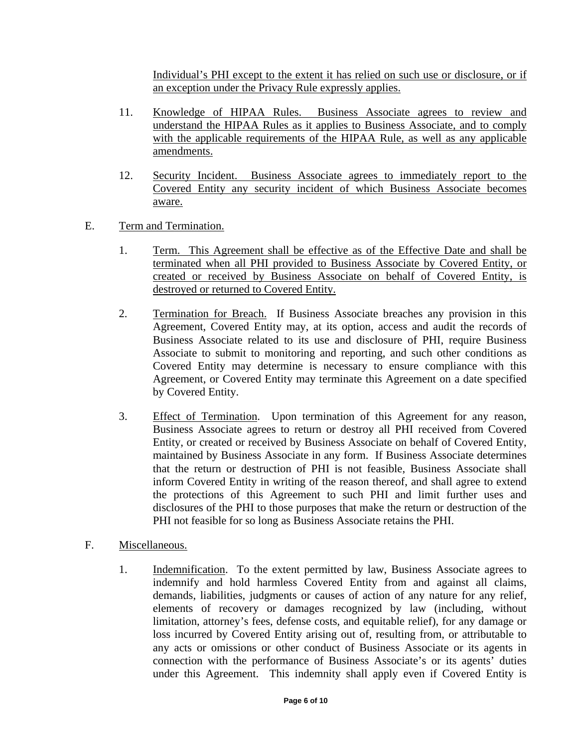Individual's PHI except to the extent it has relied on such use or disclosure, or if an exception under the Privacy Rule expressly applies.

11. Knowledge of HIPAA Rules. Business Associate agrees to review and understand the HIPAA Rules as it applies to Business Associate, and to comply with the applicable requirements of the HIPAA Rule, as well as any applicable amendments.

12. Security Incident. Business Associate agrees to immediately report to the Covered Entity any security incident of which Business Associate becomes aware.

E. Term and Termination.

1. Term. This Agreement shall be effective as of the Effective Date and shall be terminated when all PHI provided to Business Associate by Covered Entity, or created or received by Business Associate on behalf of Covered Entity, is destroyed or returned to Covered Entity.

2. Termination for Breach. If Business Associate breaches any provision in this Agreement, Covered Entity may, at its option, access and audit the records of Business Associate related to its use and disclosure of PHI, require Business Associate to submit to monitoring and reporting, and such other conditions as Covered Entity may determine is necessary to ensure compliance with this Agreement, or Covered Entity may terminate this Agreement on a date specified by Covered Entity.

3. Effect of Termination. Upon termination of this Agreement for any reason, Business Associate agrees to return or destroy all PHI received from Covered Entity, or created or received by Business Associate on behalf of Covered Entity, maintained by Business Associate in any form. If Business Associate determines that the return or destruction of PHI is not feasible, Business Associate shall inform Covered Entity in writing of the reason thereof, and shall agree to extend the protections of this Agreement to such PHI and limit further uses and disclosures of the PHI to those purposes that make the return or destruction of the PHI not feasible for so long as Business Associate retains the PHI.

F. Miscellaneous.

1. Indemnification. To the extent permitted by law, Business Associate agrees to indemnify and hold harmless Covered Entity from and against all claims, demands, liabilities, judgments or causes of action of any nature for any relief, elements of recovery or damages recognized by law (including, without limitation, attorney's fees, defense costs, and equitable relief), for any damage or loss incurred by Covered Entity arising out of, resulting from, or attributable to any acts or omissions or other conduct of Business Associate or its agents in connection with the performance of Business Associate's or its agents' duties under this Agreement. This indemnity shall apply even if Covered Entity is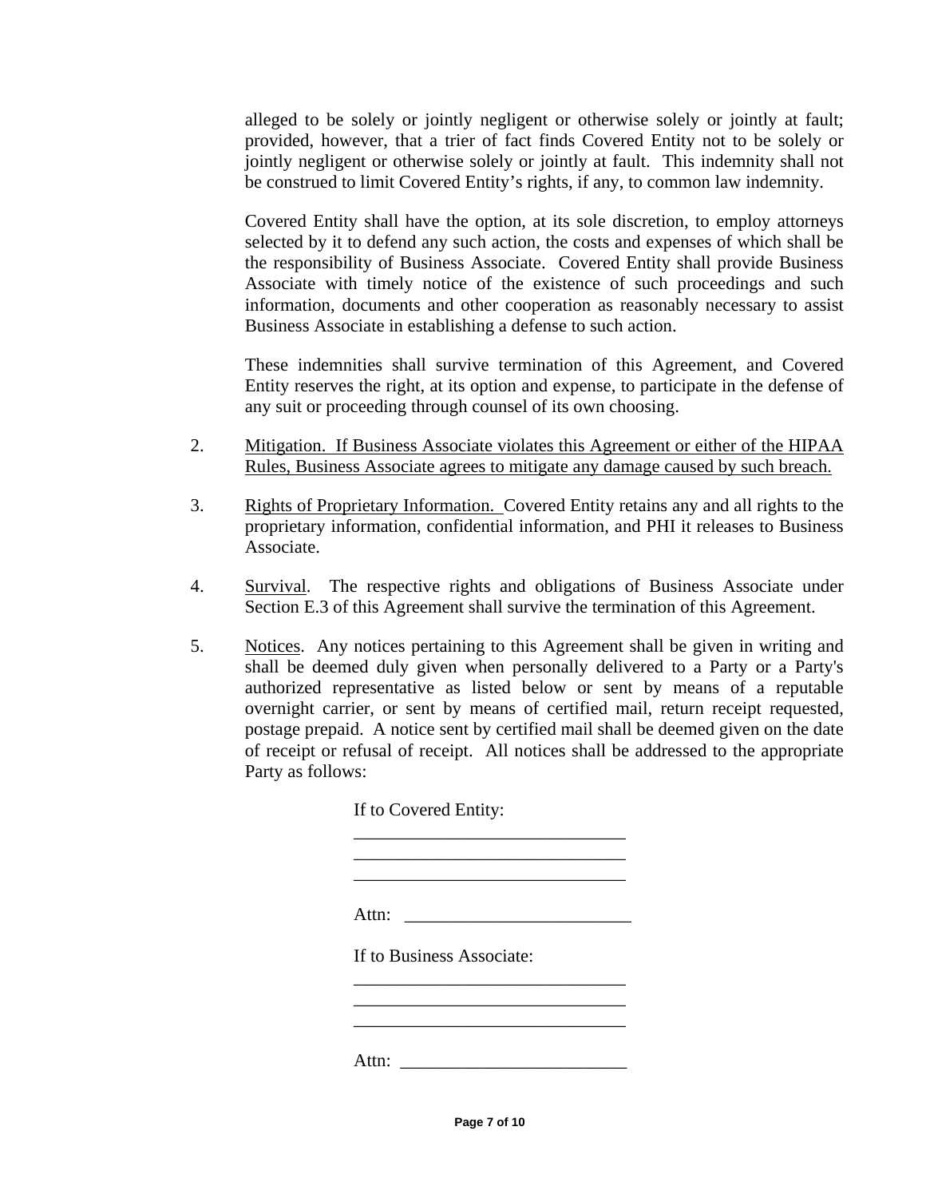alleged to be solely or jointly negligent or otherwise solely or jointly at fault; provided, however, that a trier of fact finds Covered Entity not to be solely or jointly negligent or otherwise solely or jointly at fault. This indemnity shall not be construed to limit Covered Entity's rights, if any, to common law indemnity.

Covered Entity shall have the option, at its sole discretion, to employ attorneys selected by it to defend any such action, the costs and expenses of which shall be the responsibility of Business Associate. Covered Entity shall provide Business Associate with timely notice of the existence of such proceedings and such information, documents and other cooperation as reasonably necessary to assist Business Associate in establishing a defense to such action.

These indemnities shall survive termination of this Agreement, and Covered Entity reserves the right, at its option and expense, to participate in the defense of any suit or proceeding through counsel of its own choosing.

2. Mitigation. If Business Associate violates this Agreement or either of the HIPAA Rules, Business Associate agrees to mitigate any damage caused by such breach.

3. Rights of Proprietary Information. Covered Entity retains any and all rights to the proprietary information, confidential information, and PHI it releases to Business Associate.

4. Survival. The respective rights and obligations of Business Associate under Section E.3 of this Agreement shall survive the termination of this Agreement.

5. Notices. Any notices pertaining to this Agreement shall be given in writing and shall be deemed duly given when personally delivered to a Party or a Party's authorized representative as listed below or sent by means of a reputable overnight carrier, or sent by means of certified mail, return receipt requested, postage prepaid. A notice sent by certified mail shall be deemed given on the date of receipt or refusal of receipt. All notices shall be addressed to the appropriate Party as follows:

   If to Covered Entity:
   ______________________________
   ______________________________
   ______________________________

   Attn: _________________________

   If to Business Associate:
   ______________________________
   ______________________________
   ______________________________

   Attn: _________________________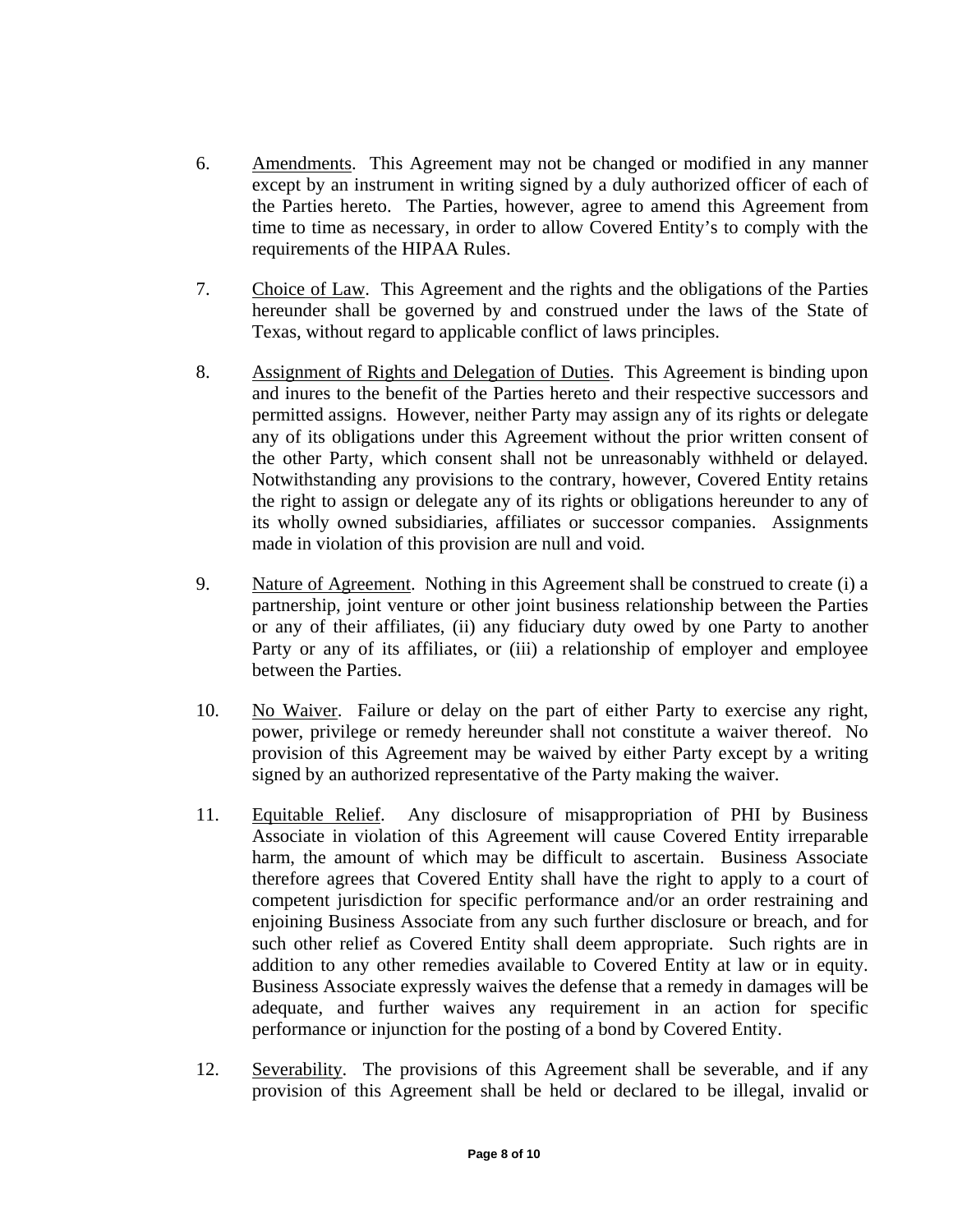6. Amendments. This Agreement may not be changed or modified in any manner except by an instrument in writing signed by a duly authorized officer of each of the Parties hereto. The Parties, however, agree to amend this Agreement from time to time as necessary, in order to allow Covered Entity's to comply with the requirements of the HIPAA Rules.

7. Choice of Law. This Agreement and the rights and the obligations of the Parties hereunder shall be governed by and construed under the laws of the State of Texas, without regard to applicable conflict of laws principles.

8. Assignment of Rights and Delegation of Duties. This Agreement is binding upon and inures to the benefit of the Parties hereto and their respective successors and permitted assigns. However, neither Party may assign any of its rights or delegate any of its obligations under this Agreement without the prior written consent of the other Party, which consent shall not be unreasonably withheld or delayed. Notwithstanding any provisions to the contrary, however, Covered Entity retains the right to assign or delegate any of its rights or obligations hereunder to any of its wholly owned subsidiaries, affiliates or successor companies. Assignments made in violation of this provision are null and void.

9. Nature of Agreement. Nothing in this Agreement shall be construed to create (i) a partnership, joint venture or other joint business relationship between the Parties or any of their affiliates, (ii) any fiduciary duty owed by one Party to another Party or any of its affiliates, or (iii) a relationship of employer and employee between the Parties.

10. No Waiver. Failure or delay on the part of either Party to exercise any right, power, privilege or remedy hereunder shall not constitute a waiver thereof. No provision of this Agreement may be waived by either Party except by a writing signed by an authorized representative of the Party making the waiver.

11. Equitable Relief. Any disclosure of misappropriation of PHI by Business Associate in violation of this Agreement will cause Covered Entity irreparable harm, the amount of which may be difficult to ascertain. Business Associate therefore agrees that Covered Entity shall have the right to apply to a court of competent jurisdiction for specific performance and/or an order restraining and enjoining Business Associate from any such further disclosure or breach, and for such other relief as Covered Entity shall deem appropriate. Such rights are in addition to any other remedies available to Covered Entity at law or in equity. Business Associate expressly waives the defense that a remedy in damages will be adequate, and further waives any requirement in an action for specific performance or injunction for the posting of a bond by Covered Entity.

12. Severability. The provisions of this Agreement shall be severable, and if any provision of this Agreement shall be held or declared to be illegal, invalid or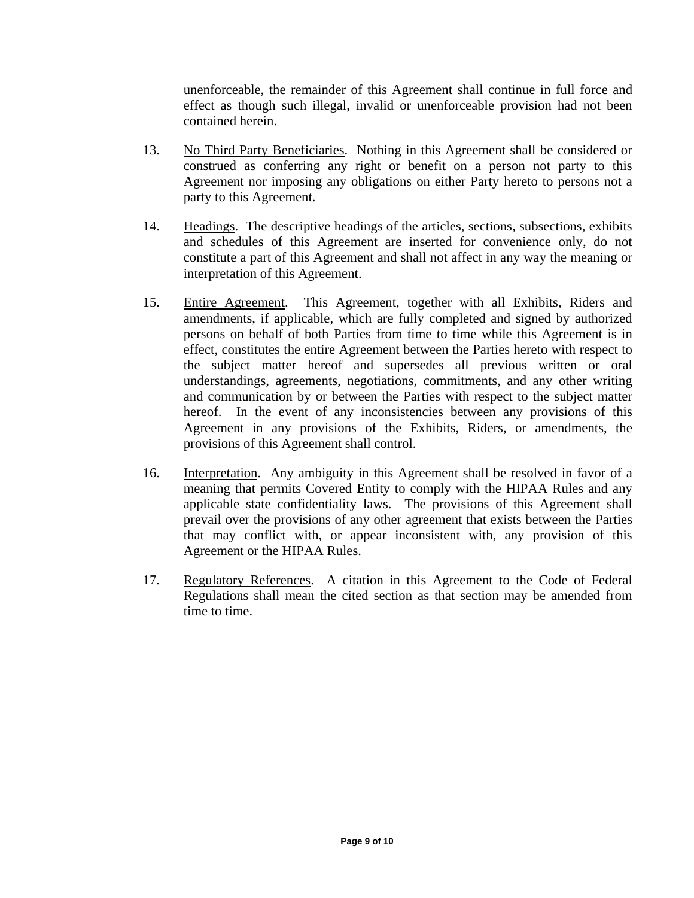unenforceable, the remainder of this Agreement shall continue in full force and effect as though such illegal, invalid or unenforceable provision had not been contained herein.

13. No Third Party Beneficiaries. Nothing in this Agreement shall be considered or construed as conferring any right or benefit on a person not party to this Agreement nor imposing any obligations on either Party hereto to persons not a party to this Agreement.

14. Headings. The descriptive headings of the articles, sections, subsections, exhibits and schedules of this Agreement are inserted for convenience only, do not constitute a part of this Agreement and shall not affect in any way the meaning or interpretation of this Agreement.

15. Entire Agreement. This Agreement, together with all Exhibits, Riders and amendments, if applicable, which are fully completed and signed by authorized persons on behalf of both Parties from time to time while this Agreement is in effect, constitutes the entire Agreement between the Parties hereto with respect to the subject matter hereof and supersedes all previous written or oral understandings, agreements, negotiations, commitments, and any other writing and communication by or between the Parties with respect to the subject matter hereof. In the event of any inconsistencies between any provisions of this Agreement in any provisions of the Exhibits, Riders, or amendments, the provisions of this Agreement shall control.

16. Interpretation. Any ambiguity in this Agreement shall be resolved in favor of a meaning that permits Covered Entity to comply with the HIPAA Rules and any applicable state confidentiality laws. The provisions of this Agreement shall prevail over the provisions of any other agreement that exists between the Parties that may conflict with, or appear inconsistent with, any provision of this Agreement or the HIPAA Rules.

17. Regulatory References. A citation in this Agreement to the Code of Federal Regulations shall mean the cited section as that section may be amended from time to time.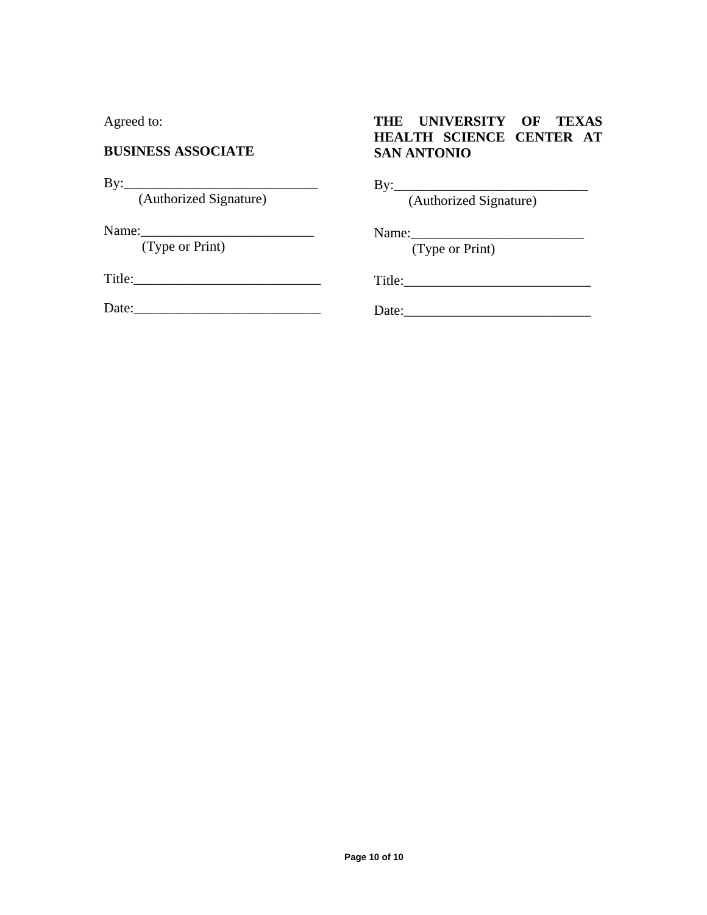Agreed to:

**BUSINESS ASSOCIATE**

By:____________________________
(Authorized Signature)

Name:_________________________
(Type or Print)

Title:___________________________

Date:___________________________

**THE UNIVERSITY OF TEXAS HEALTH SCIENCE CENTER AT SAN ANTONIO**

By:____________________________
(Authorized Signature)

Name:_________________________
(Type or Print)

Title:___________________________

Date:___________________________